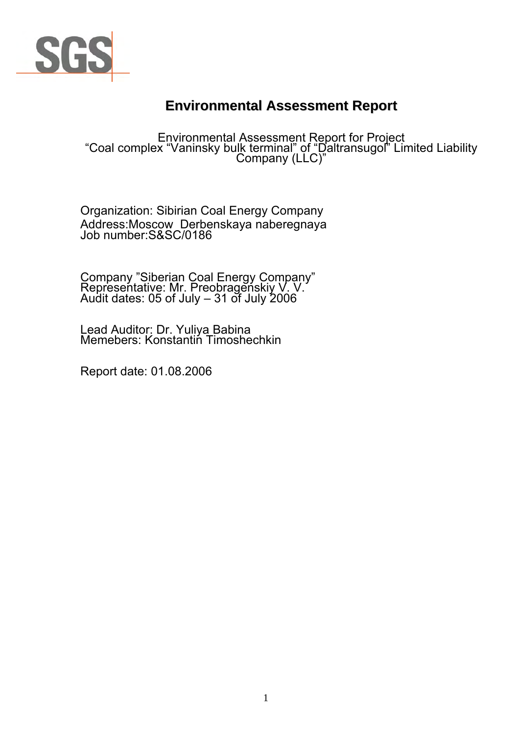SGS

# Environmental Assessment Report

Environmental Assessment Report for Project
"Coal complex "Vaninsky bulk terminal" of "Daltransugol" Limited Liability Company (LLC)"

Organization: Sibirian Coal Energy Company
Address:Moscow  Derbenskaya naberegnaya
Job number:S&SC/0186

Company "Siberian Coal Energy Company"
Representative: Mr. Preobragenskiy V. V.
Audit dates: 05 of July – 31 of July 2006

Lead Auditor: Dr. Yuliya Babina
Memebers: Konstantin Timoshechkin

Report date: 01.08.2006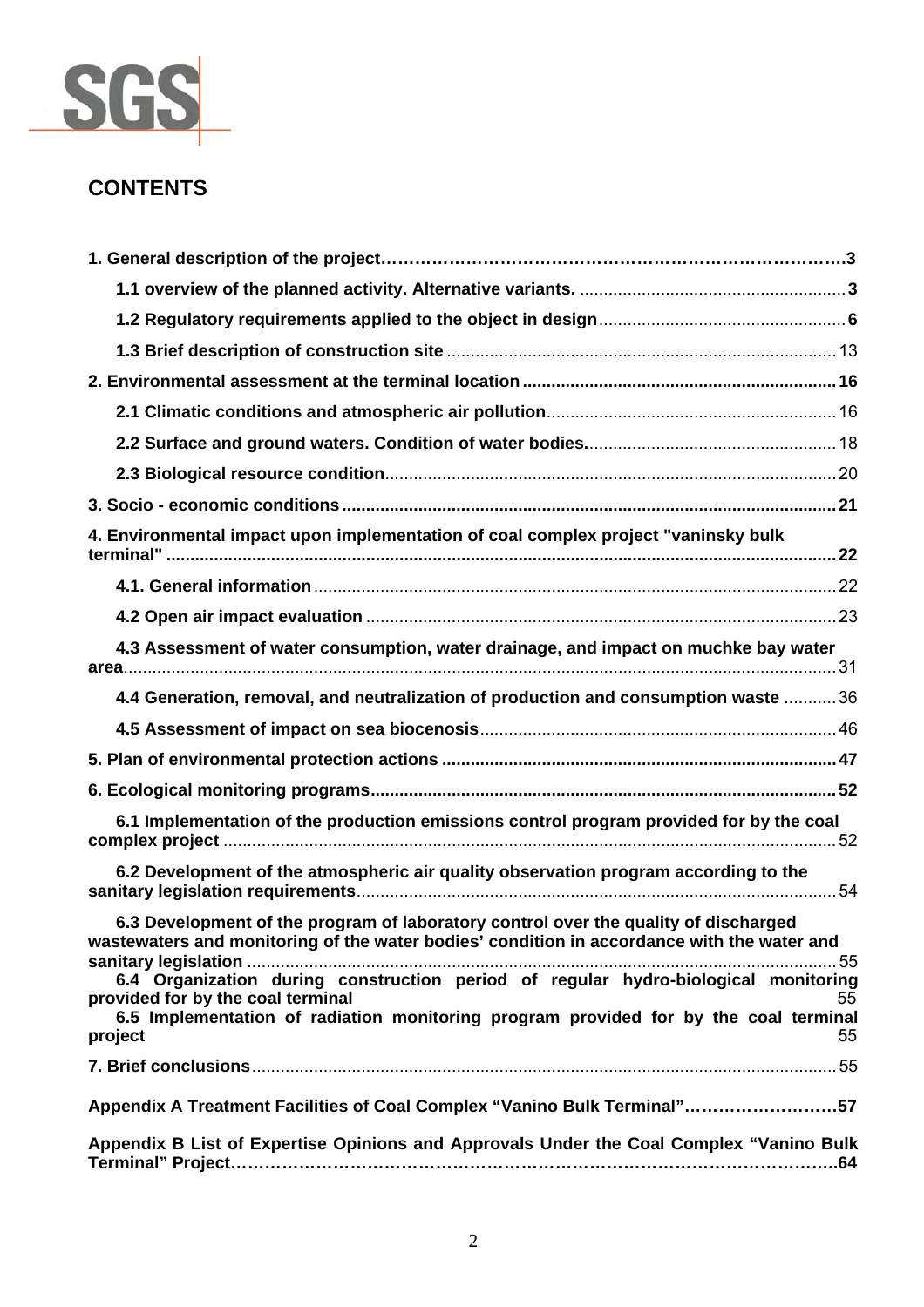## CONTENTS

**1. General description of the project……………………………………………………………………….3**

**1.1 overview of the planned activity. Alternative variants.** ........................................................3

**1.2 Regulatory requirements applied to the object in design**...................................................6

**1.3 Brief description of construction site** ................................................................................. 13

**2. Environmental assessment at the terminal location** ................................................................. 16

**2.1 Climatic conditions and atmospheric air pollution**............................................................. 16

**2.2 Surface and ground waters. Condition of water bodies.**.................................................... 18

**2.3 Biological resource condition**.............................................................................................. 20

**3. Socio - economic conditions** ....................................................................................................... 21

**4. Environmental impact upon implementation of coal complex project "vaninsky bulk terminal"** ........................................................................................................................................... 22

**4.1. General information** ............................................................................................................. 22

**4.2 Open air impact evaluation** .................................................................................................. 23

**4.3 Assessment of water consumption, water drainage, and impact on muchke bay water area**.................................................................................................................................................... 31

**4.4 Generation, removal, and neutralization of production and consumption waste** ........... 36

**4.5 Assessment of impact on sea biocenosis**........................................................................... 46

**5. Plan of environmental protection actions** .................................................................................. 47

**6. Ecological monitoring programs**................................................................................................. 52

**6.1 Implementation of the production emissions control program provided for by the coal complex project** ................................................................................................................................ 52

**6.2 Development of the atmospheric air quality observation program according to the sanitary legislation requirements**.................................................................................................... 54

**6.3 Development of the program of laboratory control over the quality of discharged wastewaters and monitoring of the water bodies' condition in accordance with the water and sanitary legislation** ........................................................................................................................... 55

**6.4 Organization during construction period of regular hydro-biological monitoring provided for by the coal terminal** 55

**6.5 Implementation of radiation monitoring program provided for by the coal terminal project** 55

**7. Brief conclusions**.......................................................................................................................... 55

**Appendix A Treatment Facilities of Coal Complex "Vanino Bulk Terminal"……………………….57**

**Appendix B List of Expertise Opinions and Approvals Under the Coal Complex "Vanino Bulk Terminal" Project……………………………………………………………………………………………..64**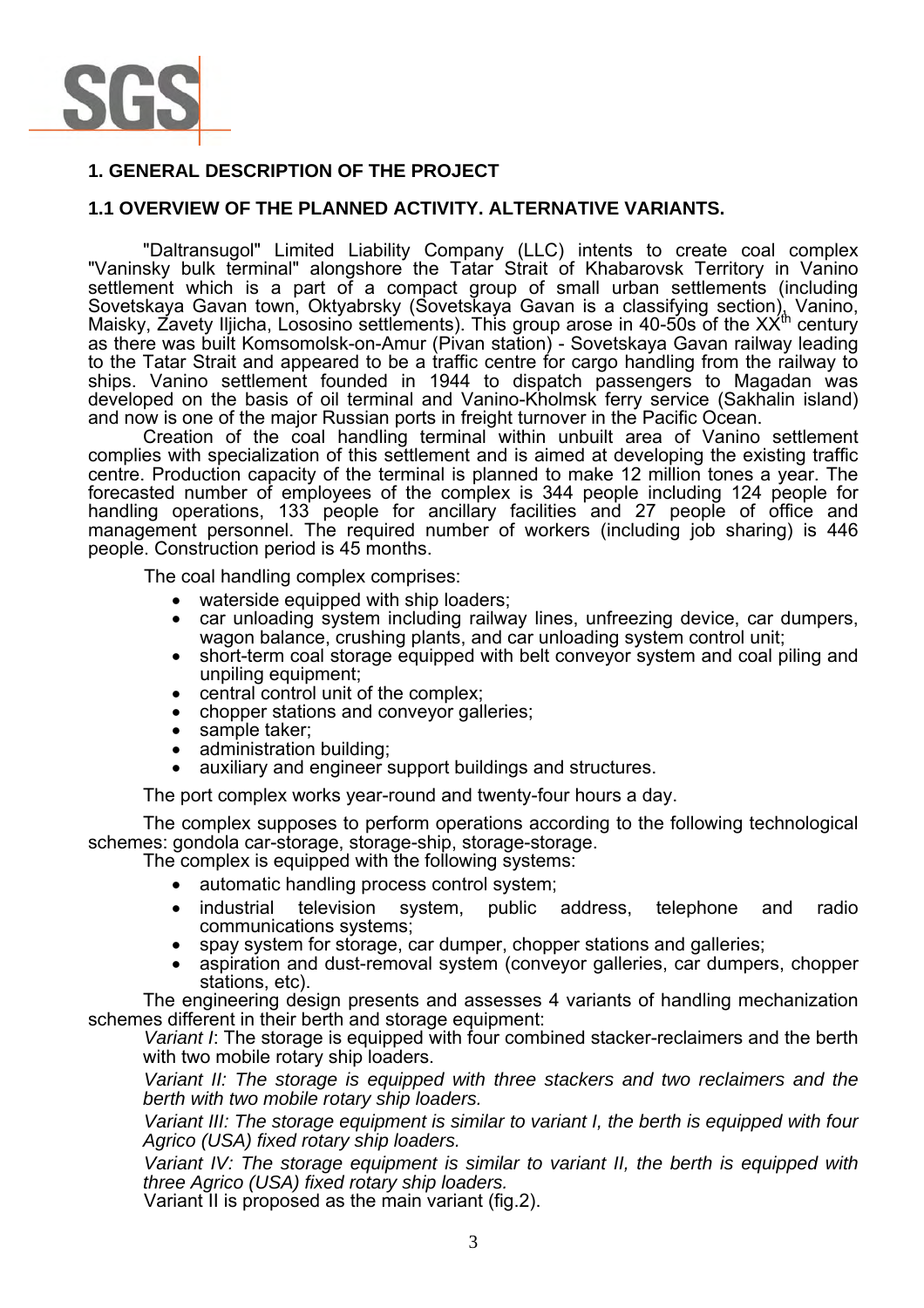## 1. GENERAL DESCRIPTION OF THE PROJECT

### 1.1 OVERVIEW OF THE PLANNED ACTIVITY. ALTERNATIVE VARIANTS.

"Daltransugol" Limited Liability Company (LLC) intents to create coal complex "Vaninsky bulk terminal" alongshore the Tatar Strait of Khabarovsk Territory in Vanino settlement which is a part of a compact group of small urban settlements (including Sovetskaya Gavan town, Oktyabrsky (Sovetskaya Gavan is a classifying section), Vanino, Maisky, Zavety Iljicha, Lososino settlements). This group arose in 40-50s of the XX$^{th}$ century as there was built Komsomolsk-on-Amur (Pivan station) - Sovetskaya Gavan railway leading to the Tatar Strait and appeared to be a traffic centre for cargo handling from the railway to ships. Vanino settlement founded in 1944 to dispatch passengers to Magadan was developed on the basis of oil terminal and Vanino-Kholmsk ferry service (Sakhalin island) and now is one of the major Russian ports in freight turnover in the Pacific Ocean.

Creation of the coal handling terminal within unbuilt area of Vanino settlement complies with specialization of this settlement and is aimed at developing the existing traffic centre. Production capacity of the terminal is planned to make 12 million tones a year. The forecasted number of employees of the complex is 344 people including 124 people for handling operations, 133 people for ancillary facilities and 27 people of office and management personnel. The required number of workers (including job sharing) is 446 people. Construction period is 45 months.

The coal handling complex comprises:

- waterside equipped with ship loaders;
- car unloading system including railway lines, unfreezing device, car dumpers, wagon balance, crushing plants, and car unloading system control unit;
- short-term coal storage equipped with belt conveyor system and coal piling and unpiling equipment;
- central control unit of the complex;
- chopper stations and conveyor galleries;
- sample taker;
- administration building;
- auxiliary and engineer support buildings and structures.

The port complex works year-round and twenty-four hours a day.

The complex supposes to perform operations according to the following technological schemes: gondola car-storage, storage-ship, storage-storage.

The complex is equipped with the following systems:

- automatic handling process control system;
- industrial television system, public address, telephone and radio communications systems;
- spay system for storage, car dumper, chopper stations and galleries;
- aspiration and dust-removal system (conveyor galleries, car dumpers, chopper stations, etc).

The engineering design presents and assesses 4 variants of handling mechanization schemes different in their berth and storage equipment:

*Variant I*: The storage is equipped with four combined stacker-reclaimers and the berth with two mobile rotary ship loaders.

*Variant II: The storage is equipped with three stackers and two reclaimers and the berth with two mobile rotary ship loaders.*

*Variant III: The storage equipment is similar to variant I, the berth is equipped with four Agrico (USA) fixed rotary ship loaders.*

*Variant IV: The storage equipment is similar to variant II, the berth is equipped with three Agrico (USA) fixed rotary ship loaders.*

Variant II is proposed as the main variant (fig.2).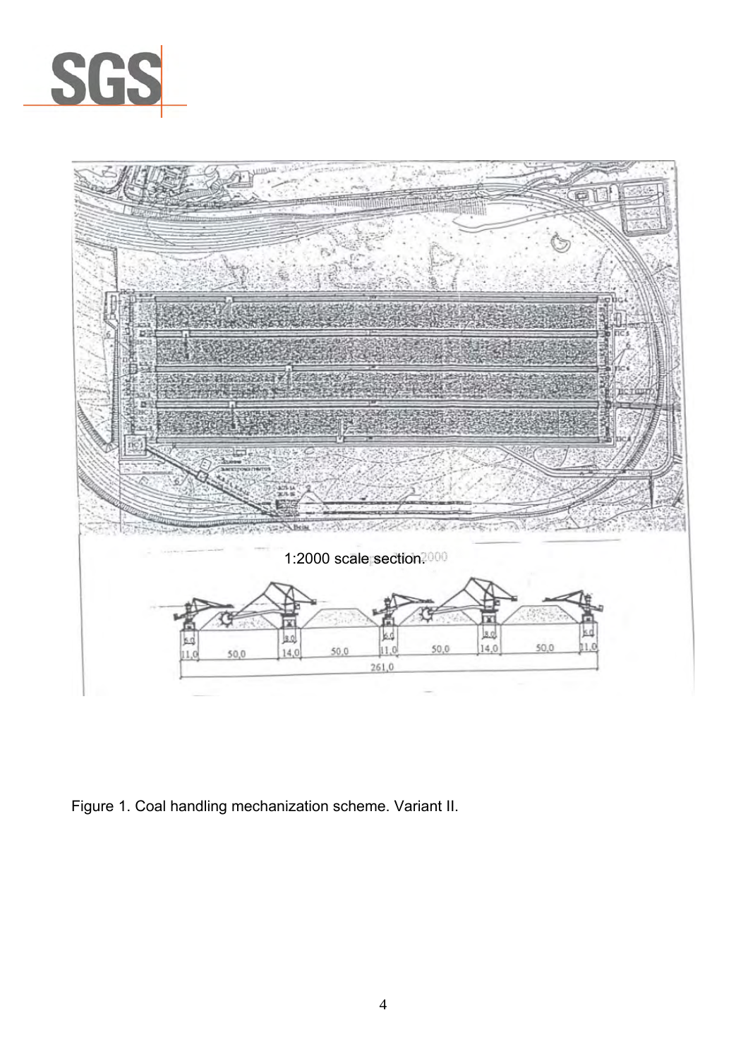1:2000 scale section.

Figure 1. Coal handling mechanization scheme. Variant II.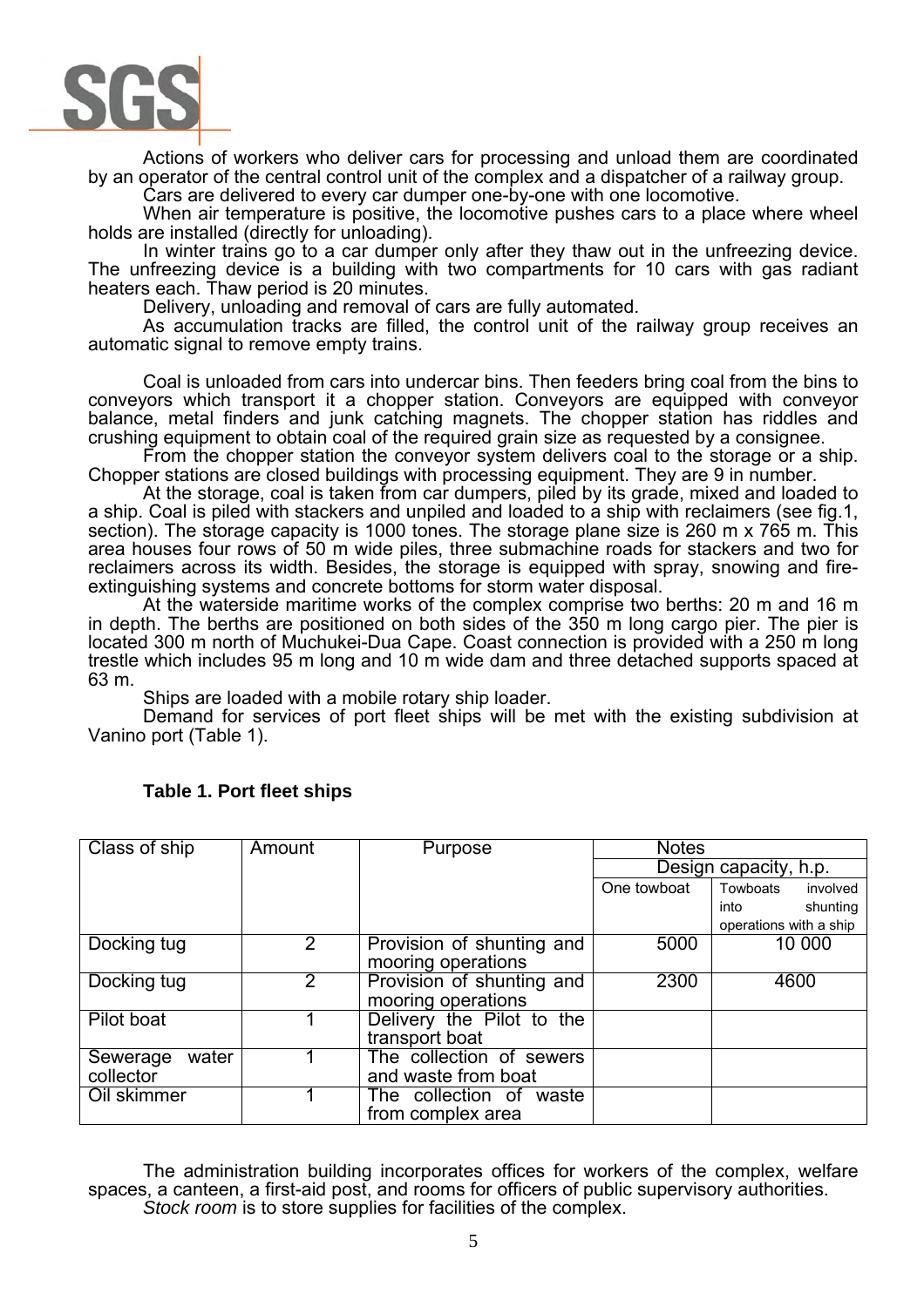Actions of workers who deliver cars for processing and unload them are coordinated by an operator of the central control unit of the complex and a dispatcher of a railway group.

Cars are delivered to every car dumper one-by-one with one locomotive.

When air temperature is positive, the locomotive pushes cars to a place where wheel holds are installed (directly for unloading).

In winter trains go to a car dumper only after they thaw out in the unfreezing device. The unfreezing device is a building with two compartments for 10 cars with gas radiant heaters each. Thaw period is 20 minutes.

Delivery, unloading and removal of cars are fully automated.

As accumulation tracks are filled, the control unit of the railway group receives an automatic signal to remove empty trains.

Coal is unloaded from cars into undercar bins. Then feeders bring coal from the bins to conveyors which transport it a chopper station. Conveyors are equipped with conveyor balance, metal finders and junk catching magnets. The chopper station has riddles and crushing equipment to obtain coal of the required grain size as requested by a consignee.

From the chopper station the conveyor system delivers coal to the storage or a ship. Chopper stations are closed buildings with processing equipment. They are 9 in number.

At the storage, coal is taken from car dumpers, piled by its grade, mixed and loaded to a ship. Coal is piled with stackers and unpiled and loaded to a ship with reclaimers (see fig.1, section). The storage capacity is 1000 tones. The storage plane size is 260 m x 765 m. This area houses four rows of 50 m wide piles, three submachine roads for stackers and two for reclaimers across its width. Besides, the storage is equipped with spray, snowing and fire-extinguishing systems and concrete bottoms for storm water disposal.

At the waterside maritime works of the complex comprise two berths: 20 m and 16 m in depth. The berths are positioned on both sides of the 350 m long cargo pier. The pier is located 300 m north of Muchukei-Dua Cape. Coast connection is provided with a 250 m long trestle which includes 95 m long and 10 m wide dam and three detached supports spaced at 63 m.

Ships are loaded with a mobile rotary ship loader.

Demand for services of port fleet ships will be met with the existing subdivision at Vanino port (Table 1).

**Table 1. Port fleet ships**

| Class of ship | Amount | Purpose | Notes | |
|---|---|---|---|---|
| | | | Design capacity, h.p. | |
| | | | One towboat | Towboats involved into shunting operations with a ship |
| Docking tug | 2 | Provision of shunting and mooring operations | 5000 | 10 000 |
| Docking tug | 2 | Provision of shunting and mooring operations | 2300 | 4600 |
| Pilot boat | 1 | Delivery the Pilot to the transport boat | | |
| Sewerage water collector | 1 | The collection of sewers and waste from boat | | |
| Oil skimmer | 1 | The collection of waste from complex area | | |

The administration building incorporates offices for workers of the complex, welfare spaces, a canteen, a first-aid post, and rooms for officers of public supervisory authorities.

*Stock room* is to store supplies for facilities of the complex.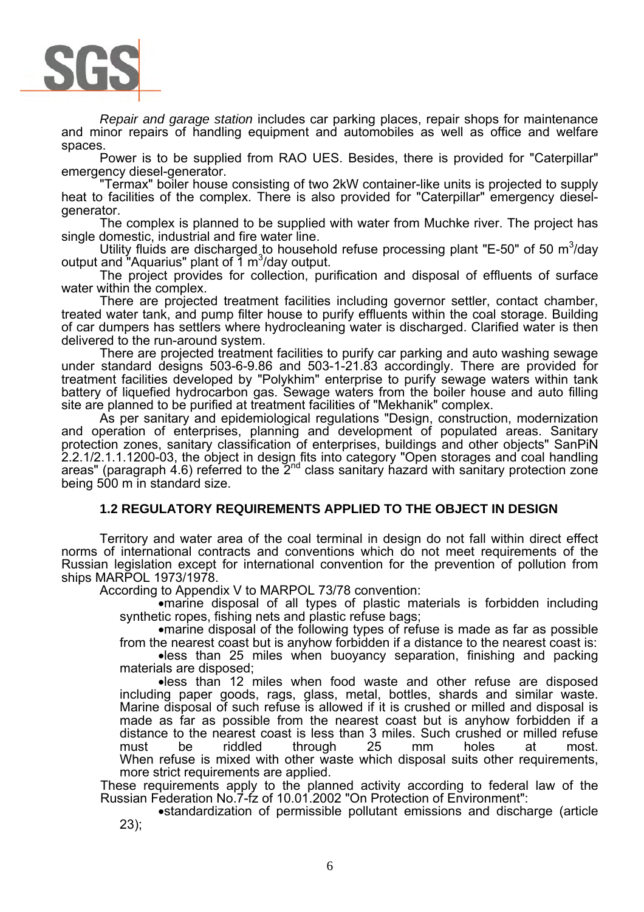*Repair and garage station* includes car parking places, repair shops for maintenance and minor repairs of handling equipment and automobiles as well as office and welfare spaces.

Power is to be supplied from RAO UES. Besides, there is provided for "Caterpillar" emergency diesel-generator.

"Termax" boiler house consisting of two 2kW container-like units is projected to supply heat to facilities of the complex. There is also provided for "Caterpillar" emergency diesel-generator.

The complex is planned to be supplied with water from Muchke river. The project has single domestic, industrial and fire water line.

Utility fluids are discharged to household refuse processing plant "E-50" of 50 $m^3$/day output and "Aquarius" plant of 1 $m^3$/day output.

The project provides for collection, purification and disposal of effluents of surface water within the complex.

There are projected treatment facilities including governor settler, contact chamber, treated water tank, and pump filter house to purify effluents within the coal storage. Building of car dumpers has settlers where hydrocleaning water is discharged. Clarified water is then delivered to the run-around system.

There are projected treatment facilities to purify car parking and auto washing sewage under standard designs 503-6-9.86 and 503-1-21.83 accordingly. There are provided for treatment facilities developed by "Polykhim" enterprise to purify sewage waters within tank battery of liquefied hydrocarbon gas. Sewage waters from the boiler house and auto filling site are planned to be purified at treatment facilities of "Mekhanik" complex.

As per sanitary and epidemiological regulations "Design, construction, modernization and operation of enterprises, planning and development of populated areas. Sanitary protection zones, sanitary classification of enterprises, buildings and other objects" SanPiN 2.2.1/2.1.1.1200-03, the object in design fits into category "Open storages and coal handling areas" (paragraph 4.6) referred to the 2nd class sanitary hazard with sanitary protection zone being 500 m in standard size.

### 1.2 REGULATORY REQUIREMENTS APPLIED TO THE OBJECT IN DESIGN

Territory and water area of the coal terminal in design do not fall within direct effect norms of international contracts and conventions which do not meet requirements of the Russian legislation except for international convention for the prevention of pollution from ships MARPOL 1973/1978.

According to Appendix V to MARPOL 73/78 convention:

- marine disposal of all types of plastic materials is forbidden including synthetic ropes, fishing nets and plastic refuse bags;
- marine disposal of the following types of refuse is made as far as possible from the nearest coast but is anyhow forbidden if a distance to the nearest coast is:
- less than 25 miles when buoyancy separation, finishing and packing materials are disposed;
- less than 12 miles when food waste and other refuse are disposed including paper goods, rags, glass, metal, bottles, shards and similar waste. Marine disposal of such refuse is allowed if it is crushed or milled and disposal is made as far as possible from the nearest coast but is anyhow forbidden if a distance to the nearest coast is less than 3 miles. Such crushed or milled refuse must be riddled through 25 mm holes at most. When refuse is mixed with other waste which disposal suits other requirements, more strict requirements are applied.

These requirements apply to the planned activity according to federal law of the Russian Federation No.7-fz of 10.01.2002 "On Protection of Environment":

- standardization of permissible pollutant emissions and discharge (article 23);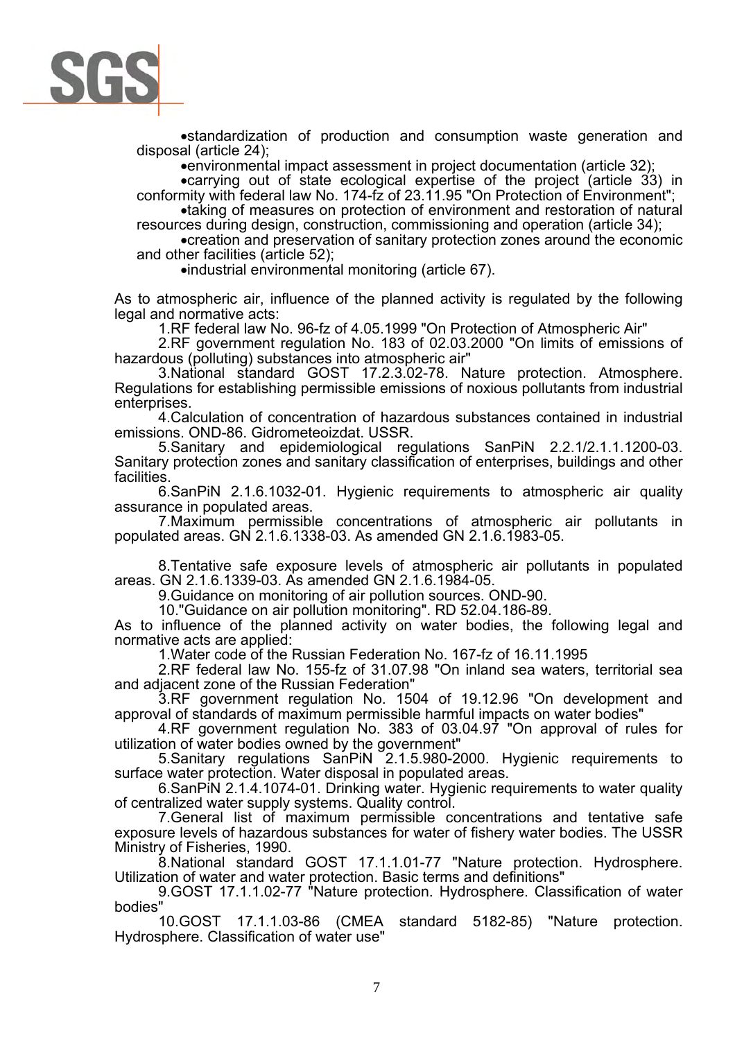- standardization of production and consumption waste generation and disposal (article 24);
- environmental impact assessment in project documentation (article 32);
- carrying out of state ecological expertise of the project (article 33) in conformity with federal law No. 174-fz of 23.11.95 "On Protection of Environment";
- taking of measures on protection of environment and restoration of natural resources during design, construction, commissioning and operation (article 34);
- creation and preservation of sanitary protection zones around the economic and other facilities (article 52);
- industrial environmental monitoring (article 67).

As to atmospheric air, influence of the planned activity is regulated by the following legal and normative acts:

1. RF federal law No. 96-fz of 4.05.1999 "On Protection of Atmospheric Air"
2. RF government regulation No. 183 of 02.03.2000 "On limits of emissions of hazardous (polluting) substances into atmospheric air"
3. National standard GOST 17.2.3.02-78. Nature protection. Atmosphere. Regulations for establishing permissible emissions of noxious pollutants from industrial enterprises.
4. Calculation of concentration of hazardous substances contained in industrial emissions. OND-86. Gidrometeoizdat. USSR.
5. Sanitary and epidemiological regulations SanPiN 2.2.1/2.1.1.1200-03. Sanitary protection zones and sanitary classification of enterprises, buildings and other facilities.
6. SanPiN 2.1.6.1032-01. Hygienic requirements to atmospheric air quality assurance in populated areas.
7. Maximum permissible concentrations of atmospheric air pollutants in populated areas. GN 2.1.6.1338-03. As amended GN 2.1.6.1983-05.
8. Tentative safe exposure levels of atmospheric air pollutants in populated areas. GN 2.1.6.1339-03. As amended GN 2.1.6.1984-05.
9. Guidance on monitoring of air pollution sources. OND-90.
10. "Guidance on air pollution monitoring". RD 52.04.186-89.

As to influence of the planned activity on water bodies, the following legal and normative acts are applied:

1. Water code of the Russian Federation No. 167-fz of 16.11.1995
2. RF federal law No. 155-fz of 31.07.98 "On inland sea waters, territorial sea and adjacent zone of the Russian Federation"
3. RF government regulation No. 1504 of 19.12.96 "On development and approval of standards of maximum permissible harmful impacts on water bodies"
4. RF government regulation No. 383 of 03.04.97 "On approval of rules for utilization of water bodies owned by the government"
5. Sanitary regulations SanPiN 2.1.5.980-2000. Hygienic requirements to surface water protection. Water disposal in populated areas.
6. SanPiN 2.1.4.1074-01. Drinking water. Hygienic requirements to water quality of centralized water supply systems. Quality control.
7. General list of maximum permissible concentrations and tentative safe exposure levels of hazardous substances for water of fishery water bodies. The USSR Ministry of Fisheries, 1990.
8. National standard GOST 17.1.1.01-77 "Nature protection. Hydrosphere. Utilization of water and water protection. Basic terms and definitions"
9. GOST 17.1.1.02-77 "Nature protection. Hydrosphere. Classification of water bodies"
10. GOST 17.1.1.03-86 (CMEA standard 5182-85) "Nature protection. Hydrosphere. Classification of water use"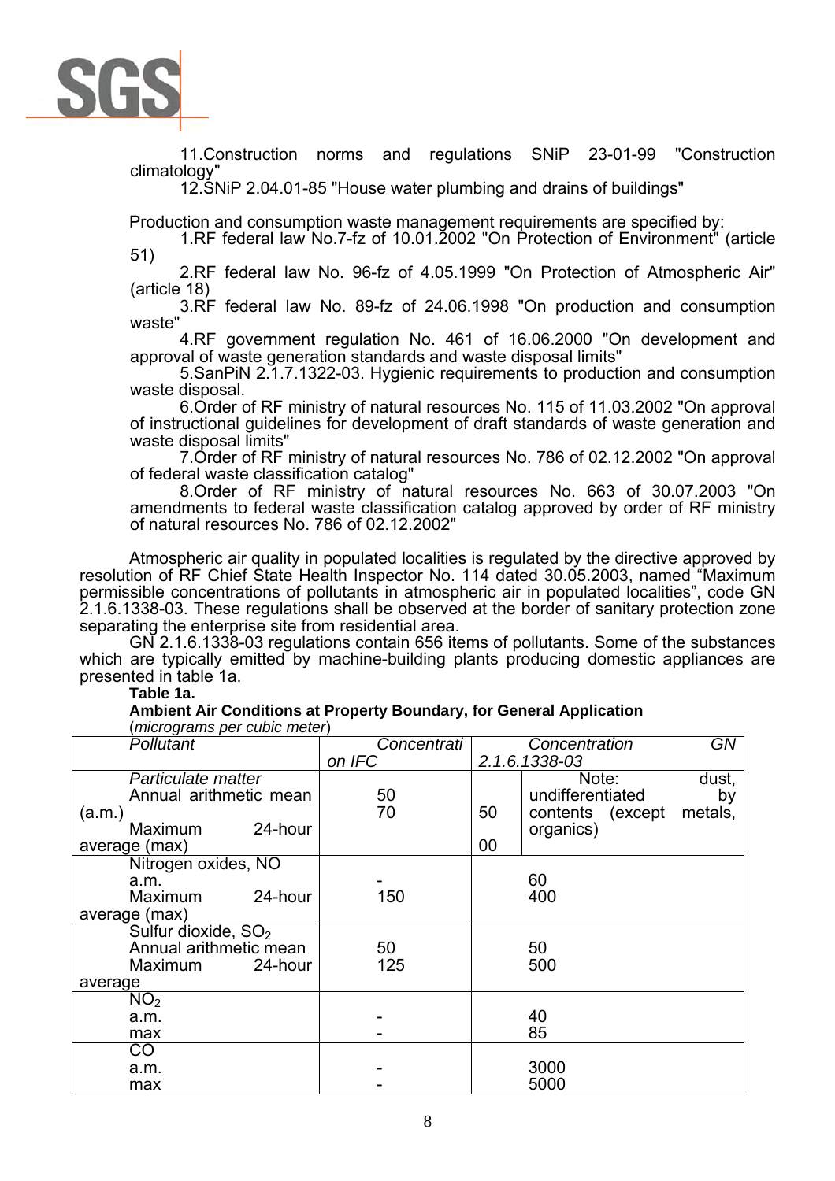11.Construction norms and regulations SNiP 23-01-99 "Construction climatology"

12.SNiP 2.04.01-85 "House water plumbing and drains of buildings"

Production and consumption waste management requirements are specified by:

1.RF federal law No.7-fz of 10.01.2002 "On Protection of Environment" (article 51)

2.RF federal law No. 96-fz of 4.05.1999 "On Protection of Atmospheric Air" (article 18)

3.RF federal law No. 89-fz of 24.06.1998 "On production and consumption waste"

4.RF government regulation No. 461 of 16.06.2000 "On development and approval of waste generation standards and waste disposal limits"

5.SanPiN 2.1.7.1322-03. Hygienic requirements to production and consumption waste disposal.

6.Order of RF ministry of natural resources No. 115 of 11.03.2002 "On approval of instructional guidelines for development of draft standards of waste generation and waste disposal limits"

7.Order of RF ministry of natural resources No. 786 of 02.12.2002 "On approval of federal waste classification catalog"

8.Order of RF ministry of natural resources No. 663 of 30.07.2003 "On amendments to federal waste classification catalog approved by order of RF ministry of natural resources No. 786 of 02.12.2002"

Atmospheric air quality in populated localities is regulated by the directive approved by resolution of RF Chief State Health Inspector No. 114 dated 30.05.2003, named "Maximum permissible concentrations of pollutants in atmospheric air in populated localities", code GN 2.1.6.1338-03. These regulations shall be observed at the border of sanitary protection zone separating the enterprise site from residential area.

GN 2.1.6.1338-03 regulations contain 656 items of pollutants. Some of the substances which are typically emitted by machine-building plants producing domestic appliances are presented in table 1a.

**Table 1a.**

**Ambient Air Conditions at Property Boundary, for General Application**

(*micrograms per cubic meter*)

| *Pollutant* | *Concentration IFC* | *Concentration GN 2.1.6.1338-03* | |
|---|---|---|---|
| *Particulate matter*<br>Annual arithmetic mean (a.m.)<br>Maximum 24-hour average (max) | 50<br>70 | 50<br>00 | Note: dust, undifferentiated by contents (except metals, organics) |
| Nitrogen oxides, NO<br>a.m.<br>Maximum 24-hour average (max) | -<br>150 | 60<br>400 | |
| Sulfur dioxide, $SO_2$<br>Annual arithmetic mean<br>Maximum 24-hour average | 50<br>125 | 50<br>500 | |
| $NO_2$<br>a.m.<br>max | -<br>- | 40<br>85 | |
| CO<br>a.m.<br>max | -<br>- | 3000<br>5000 | |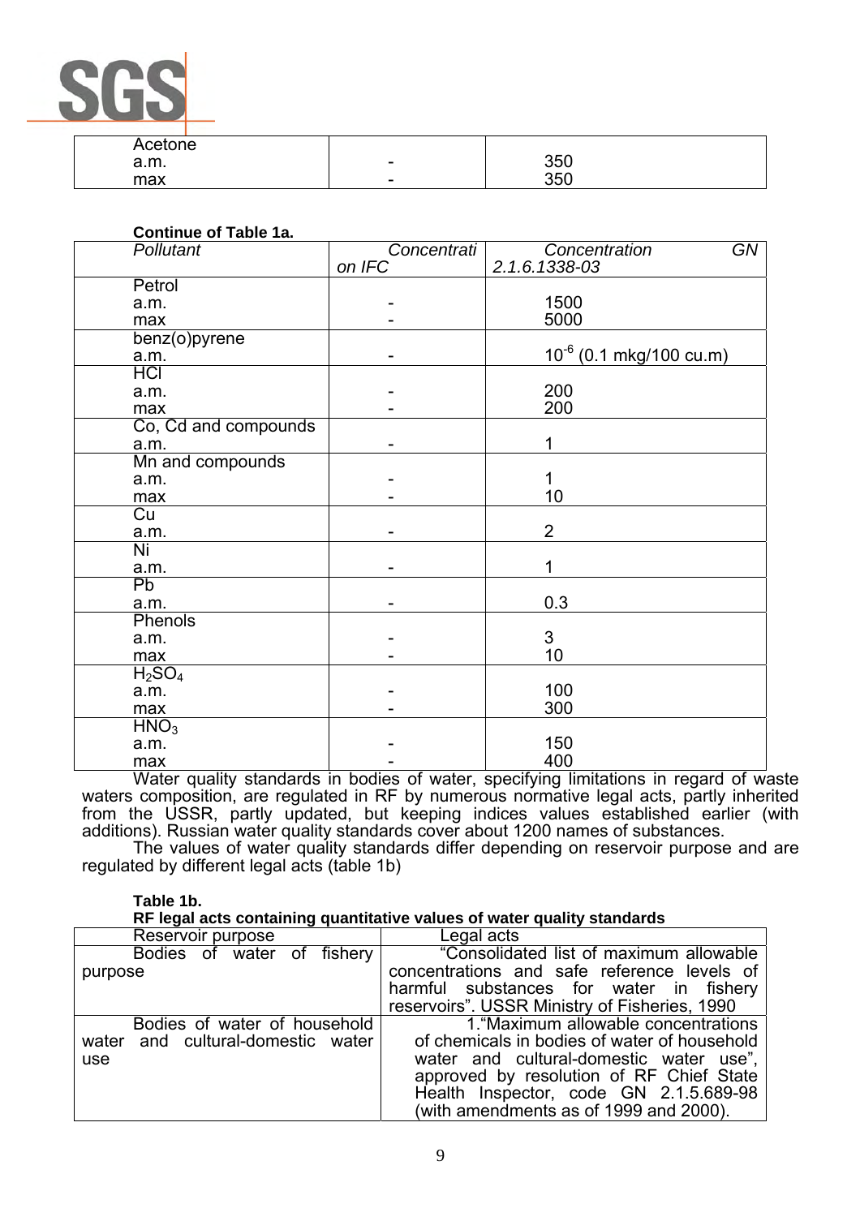| Acetone | | |
|---|---|---|
| a.m. | - | 350 |
| max | - | 350 |

**Continue of Table 1a.**

| *Pollutant* | *Concentration IFC* | *Concentration GN 2.1.6.1338-03* |
|---|---|---|
| Petrol | | |
| a.m. | - | 1500 |
| max | - | 5000 |
| benz(o)pyrene | | |
| a.m. | - | $10^{-6}$ (0.1 mkg/100 cu.m) |
| HCl | | |
| a.m. | - | 200 |
| max | - | 200 |
| Co, Cd and compounds | | |
| a.m. | - | 1 |
| Mn and compounds | | |
| a.m. | - | 1 |
| max | - | 10 |
| Cu | | |
| a.m. | - | 2 |
| Ni | | |
| a.m. | - | 1 |
| Pb | | |
| a.m. | - | 0.3 |
| Phenols | | |
| a.m. | - | 3 |
| max | - | 10 |
| $H_2SO_4$ | | |
| a.m. | - | 100 |
| max | - | 300 |
| $HNO_3$ | | |
| a.m. | - | 150 |
| max | - | 400 |

Water quality standards in bodies of water, specifying limitations in regard of waste waters composition, are regulated in RF by numerous normative legal acts, partly inherited from the USSR, partly updated, but keeping indices values established earlier (with additions). Russian water quality standards cover about 1200 names of substances.

The values of water quality standards differ depending on reservoir purpose and are regulated by different legal acts (table 1b)

**Table 1b.**
**RF legal acts containing quantitative values of water quality standards**

| Reservoir purpose | Legal acts |
|---|---|
| Bodies of water of fishery purpose | "Consolidated list of maximum allowable concentrations and safe reference levels of harmful substances for water in fishery reservoirs". USSR Ministry of Fisheries, 1990 |
| Bodies of water of household water and cultural-domestic water use | 1."Maximum allowable concentrations of chemicals in bodies of water of household water and cultural-domestic water use", approved by resolution of RF Chief State Health Inspector, code GN 2.1.5.689-98 (with amendments as of 1999 and 2000). |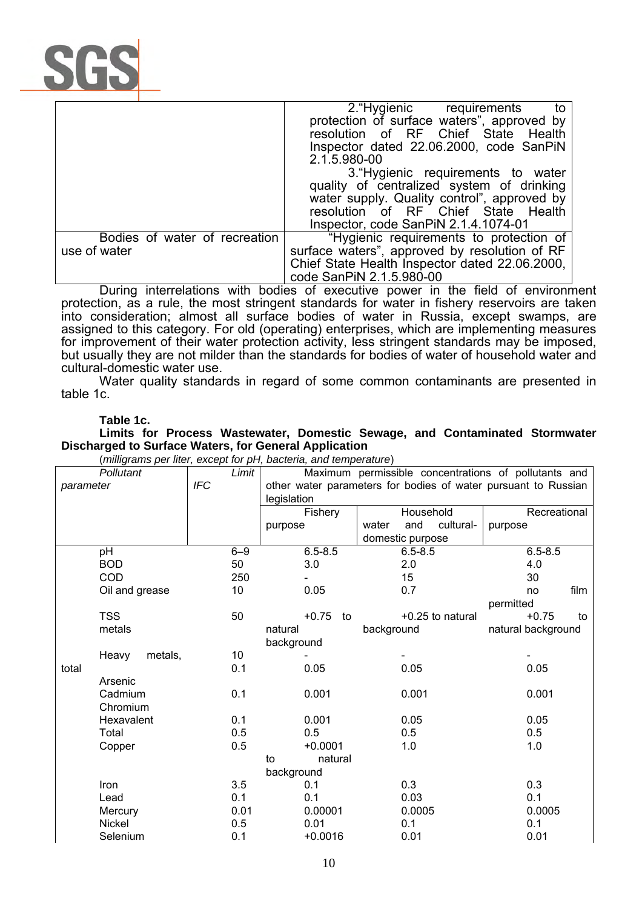| | |
|---|---|
| | 2."Hygienic requirements to protection of surface waters", approved by resolution of RF Chief State Health Inspector dated 22.06.2000, code SanPiN 2.1.5.980-00<br>3."Hygienic requirements to water quality of centralized system of drinking water supply. Quality control", approved by resolution of RF Chief State Health Inspector, code SanPiN 2.1.4.1074-01 |
| Bodies of water of recreation use of water | "Hygienic requirements to protection of surface waters", approved by resolution of RF Chief State Health Inspector dated 22.06.2000, code SanPiN 2.1.5.980-00 |

During interrelations with bodies of executive power in the field of environment protection, as a rule, the most stringent standards for water in fishery reservoirs are taken into consideration; almost all surface bodies of water in Russia, except swamps, are assigned to this category. For old (operating) enterprises, which are implementing measures for improvement of their water protection activity, less stringent standards may be imposed, but usually they are not milder than the standards for bodies of water of household water and cultural-domestic water use.

Water quality standards in regard of some common contaminants are presented in table 1c.

**Table 1c.**

**Limits for Process Wastewater, Domestic Sewage, and Contaminated Stormwater Discharged to Surface Waters, for General Application**

(*milligrams per liter, except for pH, bacteria, and temperature*)

| *Pollutant parameter* | *Limit IFC* | Maximum permissible concentrations of pollutants and other water parameters for bodies of water pursuant to Russian legislation | | |
|---|---|---|---|---|
| | | Fishery purpose | Household water and cultural-domestic purpose | Recreational purpose |
| pH | 6–9 | 6.5-8.5 | 6.5-8.5 | 6.5-8.5 |
| BOD | 50 | 3.0 | 2.0 | 4.0 |
| COD | 250 | - | 15 | 30 |
| Oil and grease | 10 | 0.05 | 0.7 | no film permitted |
| TSS metals | 50 | +0.75 to natural background | +0.25 to natural background | +0.75 to natural background |
| Heavy metals, total | 10 | - | - | - |
| Arsenic | 0.1 | 0.05 | 0.05 | 0.05 |
| Cadmium | 0.1 | 0.001 | 0.001 | 0.001 |
| Chromium | | | | |
| Hexavalent | 0.1 | 0.001 | 0.05 | 0.05 |
| Total | 0.5 | 0.5 | 0.5 | 0.5 |
| Copper | 0.5 | +0.0001 to natural background | 1.0 | 1.0 |
| Iron | 3.5 | 0.1 | 0.3 | 0.3 |
| Lead | 0.1 | 0.1 | 0.03 | 0.1 |
| Mercury | 0.01 | 0.00001 | 0.0005 | 0.0005 |
| Nickel | 0.5 | 0.01 | 0.1 | 0.1 |
| Selenium | 0.1 | +0.0016 | 0.01 | 0.01 |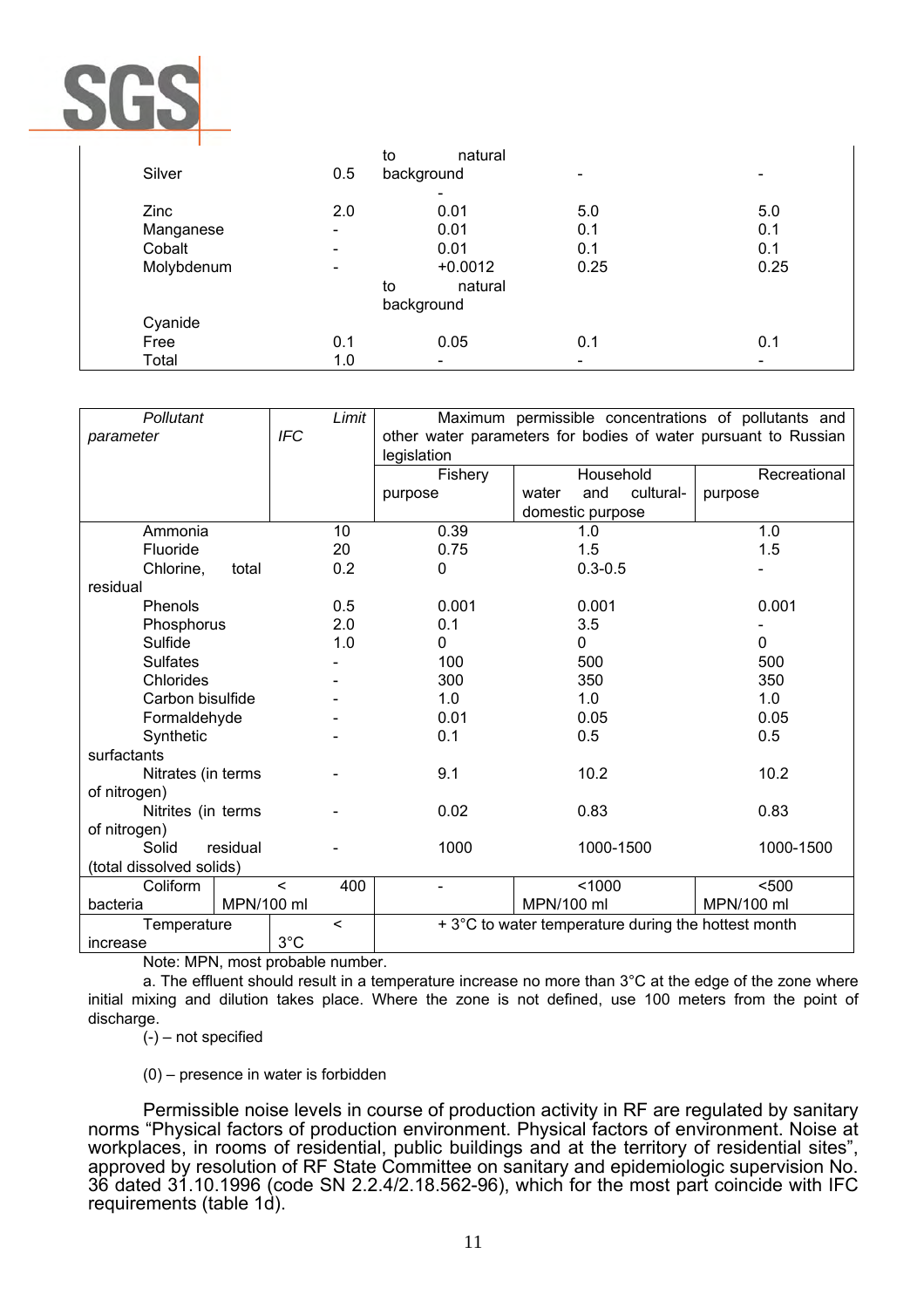| | | | | |
|---|---|---|---|---|
| | | to natural background | | |
| Silver | 0.5 | background | - | - |
| | | - | | |
| Zinc | 2.0 | 0.01 | 5.0 | 5.0 |
| Manganese | - | 0.01 | 0.1 | 0.1 |
| Cobalt | - | 0.01 | 0.1 | 0.1 |
| Molybdenum | - | +0.0012 to natural background | 0.25 | 0.25 |
| Cyanide | | | | |
| Free | 0.1 | 0.05 | 0.1 | 0.1 |
| Total | 1.0 | - | - | - |

| *Pollutant parameter* | *Limit IFC* | Maximum permissible concentrations of pollutants and other water parameters for bodies of water pursuant to Russian legislation | | |
|---|---|---|---|---|
| | | Fishery purpose | Household water and cultural-domestic purpose | Recreational purpose |
| Ammonia | 10 | 0.39 | 1.0 | 1.0 |
| Fluoride | 20 | 0.75 | 1.5 | 1.5 |
| Chlorine, total residual | 0.2 | 0 | 0.3-0.5 | - |
| Phenols | 0.5 | 0.001 | 0.001 | 0.001 |
| Phosphorus | 2.0 | 0.1 | 3.5 | - |
| Sulfide | 1.0 | 0 | 0 | 0 |
| Sulfates | - | 100 | 500 | 500 |
| Chlorides | - | 300 | 350 | 350 |
| Carbon bisulfide | - | 1.0 | 1.0 | 1.0 |
| Formaldehyde | - | 0.01 | 0.05 | 0.05 |
| Synthetic surfactants | - | 0.1 | 0.5 | 0.5 |
| Nitrates (in terms of nitrogen) | - | 9.1 | 10.2 | 10.2 |
| Nitrites (in terms of nitrogen) | - | 0.02 | 0.83 | 0.83 |
| Solid residual (total dissolved solids) | - | 1000 | 1000-1500 | 1000-1500 |
| Coliform bacteria | < 400 MPN/100 ml | - | <1000 MPN/100 ml | <500 MPN/100 ml |
| Temperature increase | < 3°C | + 3°C to water temperature during the hottest month | | |

Note: MPN, most probable number.

a. The effluent should result in a temperature increase no more than 3°C at the edge of the zone where initial mixing and dilution takes place. Where the zone is not defined, use 100 meters from the point of discharge.

(-) – not specified

(0) – presence in water is forbidden

Permissible noise levels in course of production activity in RF are regulated by sanitary norms "Physical factors of production environment. Physical factors of environment. Noise at workplaces, in rooms of residential, public buildings and at the territory of residential sites", approved by resolution of RF State Committee on sanitary and epidemiologic supervision No. 36 dated 31.10.1996 (code SN 2.2.4/2.18.562-96), which for the most part coincide with IFC requirements (table 1d).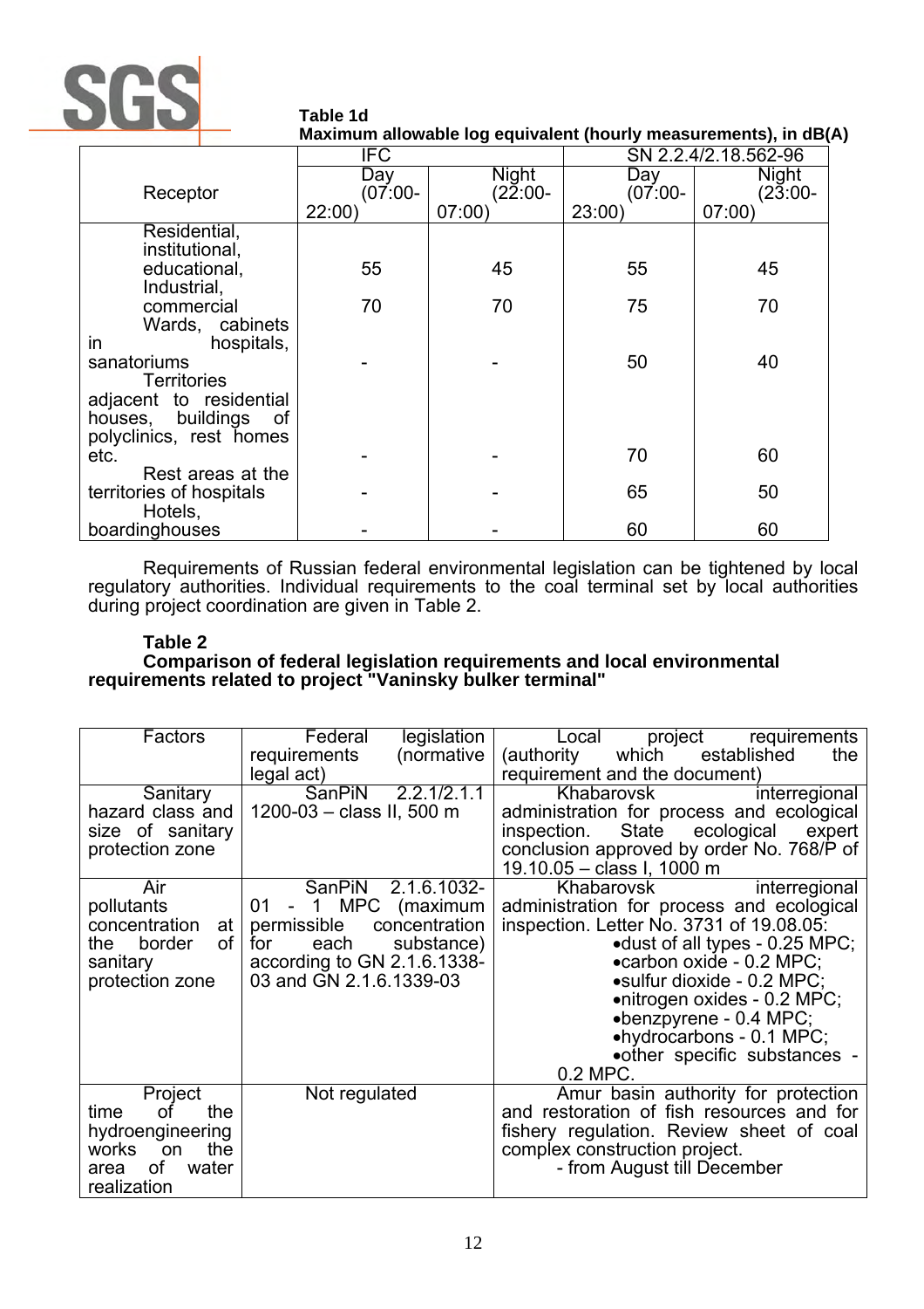**Table 1d**
**Maximum allowable log equivalent (hourly measurements), in dB(A)**

| Receptor | IFC | | SN 2.2.4/2.18.562-96 | |
|---|---|---|---|---|
| | Day (07:00-22:00) | Night (22:00-07:00) | Day (07:00-23:00) | Night (23:00-07:00) |
| Residential, institutional, educational, | 55 | 45 | 55 | 45 |
| Industrial, commercial | 70 | 70 | 75 | 70 |
| Wards, cabinets in hospitals, sanatoriums | - | - | 50 | 40 |
| Territories adjacent to residential houses, buildings of polyclinics, rest homes etc. | - | - | 70 | 60 |
| Rest areas at the territories of hospitals | - | - | 65 | 50 |
| Hotels, boardinghouses | - | - | 60 | 60 |

Requirements of Russian federal environmental legislation can be tightened by local regulatory authorities. Individual requirements to the coal terminal set by local authorities during project coordination are given in Table 2.

**Table 2**
**Comparison of federal legislation requirements and local environmental requirements related to project "Vaninsky bulker terminal"**

| Factors | Federal legislation requirements (normative legal act) | Local project requirements (authority which established the requirement and the document) |
|---|---|---|
| Sanitary hazard class and size of sanitary protection zone | SanPiN 2.2.1/2.1.1 1200-03 – class II, 500 m | Khabarovsk interregional administration for process and ecological inspection. State ecological expert conclusion approved by order No. 768/P of 19.10.05 – class I, 1000 m |
| Air pollutants concentration at the border of sanitary protection zone | SanPiN 2.1.6.1032-01 - 1 MPC (maximum permissible concentration for each substance) according to GN 2.1.6.1338-03 and GN 2.1.6.1339-03 | Khabarovsk interregional administration for process and ecological inspection. Letter No. 3731 of 19.08.05: •dust of all types - 0.25 MPC; •carbon oxide - 0.2 MPC; •sulfur dioxide - 0.2 MPC; •nitrogen oxides - 0.2 MPC; •benzpyrene - 0.4 MPC; •hydrocarbons - 0.1 MPC; •other specific substances - 0.2 MPC. |
| Project time of the hydroengineering works on the area of water realization | Not regulated | Amur basin authority for protection and restoration of fish resources and for fishery regulation. Review sheet of coal complex construction project. - from August till December |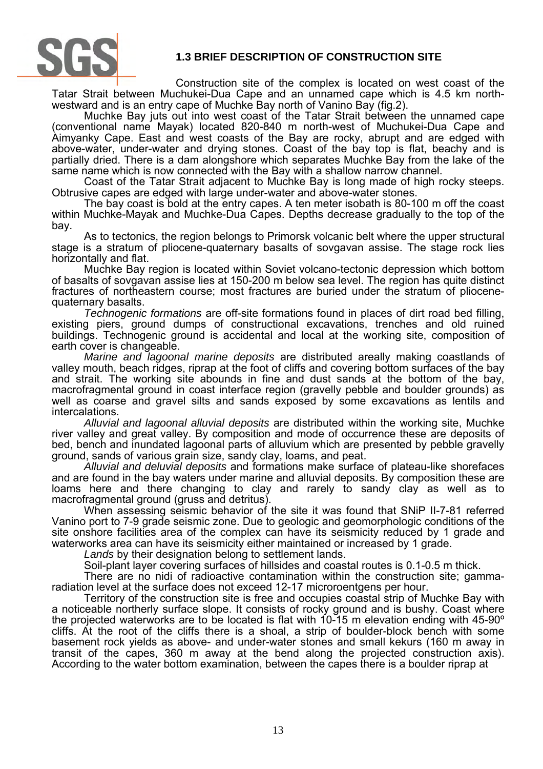### 1.3 BRIEF DESCRIPTION OF CONSTRUCTION SITE

Construction site of the complex is located on west coast of the Tatar Strait between Muchukei-Dua Cape and an unnamed cape which is 4.5 km north-westward and is an entry cape of Muchke Bay north of Vanino Bay (fig.2).

Muchke Bay juts out into west coast of the Tatar Strait between the unnamed cape (conventional name Mayak) located 820-840 m north-west of Muchukei-Dua Cape and Aimyanky Cape. East and west coasts of the Bay are rocky, abrupt and are edged with above-water, under-water and drying stones. Coast of the bay top is flat, beachy and is partially dried. There is a dam alongshore which separates Muchke Bay from the lake of the same name which is now connected with the Bay with a shallow narrow channel.

Coast of the Tatar Strait adjacent to Muchke Bay is long made of high rocky steeps. Obtrusive capes are edged with large under-water and above-water stones.

The bay coast is bold at the entry capes. A ten meter isobath is 80-100 m off the coast within Muchke-Mayak and Muchke-Dua Capes. Depths decrease gradually to the top of the bay.

As to tectonics, the region belongs to Primorsk volcanic belt where the upper structural stage is a stratum of pliocene-quaternary basalts of sovgavan assise. The stage rock lies horizontally and flat.

Muchke Bay region is located within Soviet volcano-tectonic depression which bottom of basalts of sovgavan assise lies at 150-200 m below sea level. The region has quite distinct fractures of northeastern course; most fractures are buried under the stratum of pliocene-quaternary basalts.

*Technogenic formations* are off-site formations found in places of dirt road bed filling, existing piers, ground dumps of constructional excavations, trenches and old ruined buildings. Technogenic ground is accidental and local at the working site, composition of earth cover is changeable.

*Marine and lagoonal marine deposits* are distributed areally making coastlands of valley mouth, beach ridges, riprap at the foot of cliffs and covering bottom surfaces of the bay and strait. The working site abounds in fine and dust sands at the bottom of the bay, macrofragmental ground in coast interface region (gravelly pebble and boulder grounds) as well as coarse and gravel silts and sands exposed by some excavations as lentils and intercalations.

*Alluvial and lagoonal alluvial deposits* are distributed within the working site, Muchke river valley and great valley. By composition and mode of occurrence these are deposits of bed, bench and inundated lagoonal parts of alluvium which are presented by pebble gravelly ground, sands of various grain size, sandy clay, loams, and peat.

*Alluvial and deluvial deposits* and formations make surface of plateau-like shorefaces and are found in the bay waters under marine and alluvial deposits. By composition these are loams here and there changing to clay and rarely to sandy clay as well as to macrofragmental ground (gruss and detritus).

When assessing seismic behavior of the site it was found that SNiP II-7-81 referred Vanino port to 7-9 grade seismic zone. Due to geologic and geomorphologic conditions of the site onshore facilities area of the complex can have its seismicity reduced by 1 grade and waterworks area can have its seismicity either maintained or increased by 1 grade.

*Lands* by their designation belong to settlement lands.

Soil-plant layer covering surfaces of hillsides and coastal routes is 0.1-0.5 m thick.

There are no nidi of radioactive contamination within the construction site; gamma-radiation level at the surface does not exceed 12-17 microroentgens per hour.

Territory of the construction site is free and occupies coastal strip of Muchke Bay with a noticeable northerly surface slope. It consists of rocky ground and is bushy. Coast where the projected waterworks are to be located is flat with 10-15 m elevation ending with 45-90º cliffs. At the root of the cliffs there is a shoal, a strip of boulder-block bench with some basement rock yields as above- and under-water stones and small kekurs (160 m away in transit of the capes, 360 m away at the bend along the projected construction axis). According to the water bottom examination, between the capes there is a boulder riprap at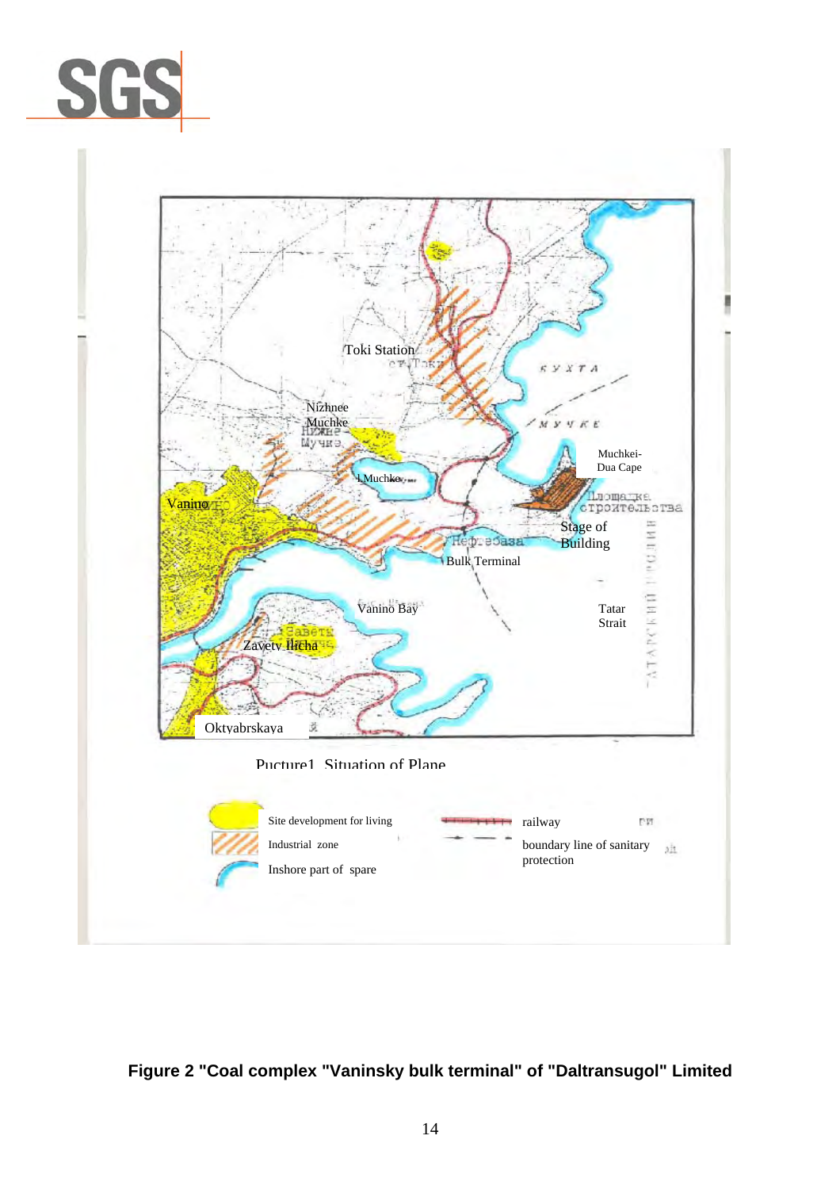Toki Station

Nizhnee Muchke

L.Muchke

Vanino

Muchkei-Dua Cape

Stage of Building

Bulk Terminal

Vanino Bay

Tatar Strait

Zavety Ilicha

Oktyabrskaya

Pucture1 Situation of Plane

Site development for living

Industrial zone

Inshore part of spare

railway

boundary line of sanitary protection

**Figure 2 "Coal complex "Vaninsky bulk terminal" of "Daltransugol" Limited**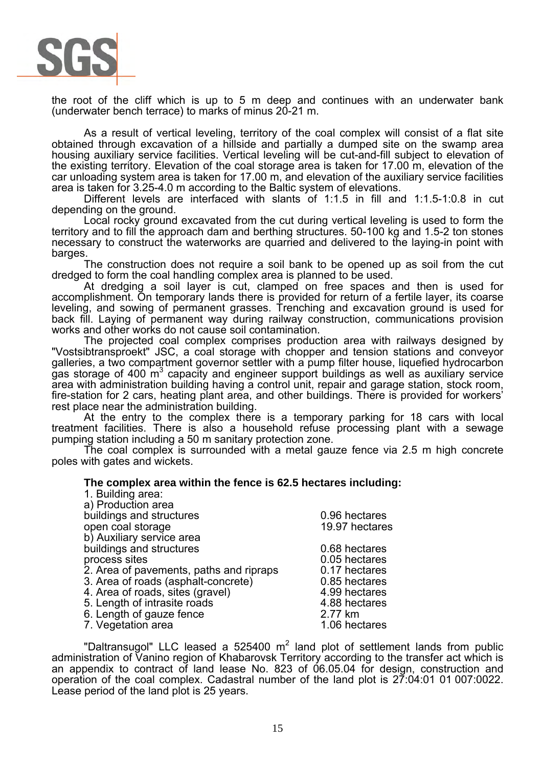the root of the cliff which is up to 5 m deep and continues with an underwater bank (underwater bench terrace) to marks of minus 20-21 m.

As a result of vertical leveling, territory of the coal complex will consist of a flat site obtained through excavation of a hillside and partially a dumped site on the swamp area housing auxiliary service facilities. Vertical leveling will be cut-and-fill subject to elevation of the existing territory. Elevation of the coal storage area is taken for 17.00 m, elevation of the car unloading system area is taken for 17.00 m, and elevation of the auxiliary service facilities area is taken for 3.25-4.0 m according to the Baltic system of elevations.

Different levels are interfaced with slants of 1:1.5 in fill and 1:1.5-1:0.8 in cut depending on the ground.

Local rocky ground excavated from the cut during vertical leveling is used to form the territory and to fill the approach dam and berthing structures. 50-100 kg and 1.5-2 ton stones necessary to construct the waterworks are quarried and delivered to the laying-in point with barges.

The construction does not require a soil bank to be opened up as soil from the cut dredged to form the coal handling complex area is planned to be used.

At dredging a soil layer is cut, clamped on free spaces and then is used for accomplishment. On temporary lands there is provided for return of a fertile layer, its coarse leveling, and sowing of permanent grasses. Trenching and excavation ground is used for back fill. Laying of permanent way during railway construction, communications provision works and other works do not cause soil contamination.

The projected coal complex comprises production area with railways designed by "Vostsibtransproekt" JSC, a coal storage with chopper and tension stations and conveyor galleries, a two compartment governor settler with a pump filter house, liquefied hydrocarbon gas storage of 400 m$^3$ capacity and engineer support buildings as well as auxiliary service area with administration building having a control unit, repair and garage station, stock room, fire-station for 2 cars, heating plant area, and other buildings. There is provided for workers' rest place near the administration building.

At the entry to the complex there is a temporary parking for 18 cars with local treatment facilities. There is also a household refuse processing plant with a sewage pumping station including a 50 m sanitary protection zone.

The coal complex is surrounded with a metal gauze fence via 2.5 m high concrete poles with gates and wickets.

**The complex area within the fence is 62.5 hectares including:**

| | |
|---|---|
| 1. Building area: | |
| a) Production area | |
| buildings and structures | 0.96 hectares |
| open coal storage | 19.97 hectares |
| b) Auxiliary service area | |
| buildings and structures | 0.68 hectares |
| process sites | 0.05 hectares |
| 2. Area of pavements, paths and ripraps | 0.17 hectares |
| 3. Area of roads (asphalt-concrete) | 0.85 hectares |
| 4. Area of roads, sites (gravel) | 4.99 hectares |
| 5. Length of intrasite roads | 4.88 hectares |
| 6. Length of gauze fence | 2.77 km |
| 7. Vegetation area | 1.06 hectares |

"Daltransugol" LLC leased a 525400 m$^2$ land plot of settlement lands from public administration of Vanino region of Khabarovsk Territory according to the transfer act which is an appendix to contract of land lease No. 823 of 06.05.04 for design, construction and operation of the coal complex. Cadastral number of the land plot is 27:04:01 01 007:0022. Lease period of the land plot is 25 years.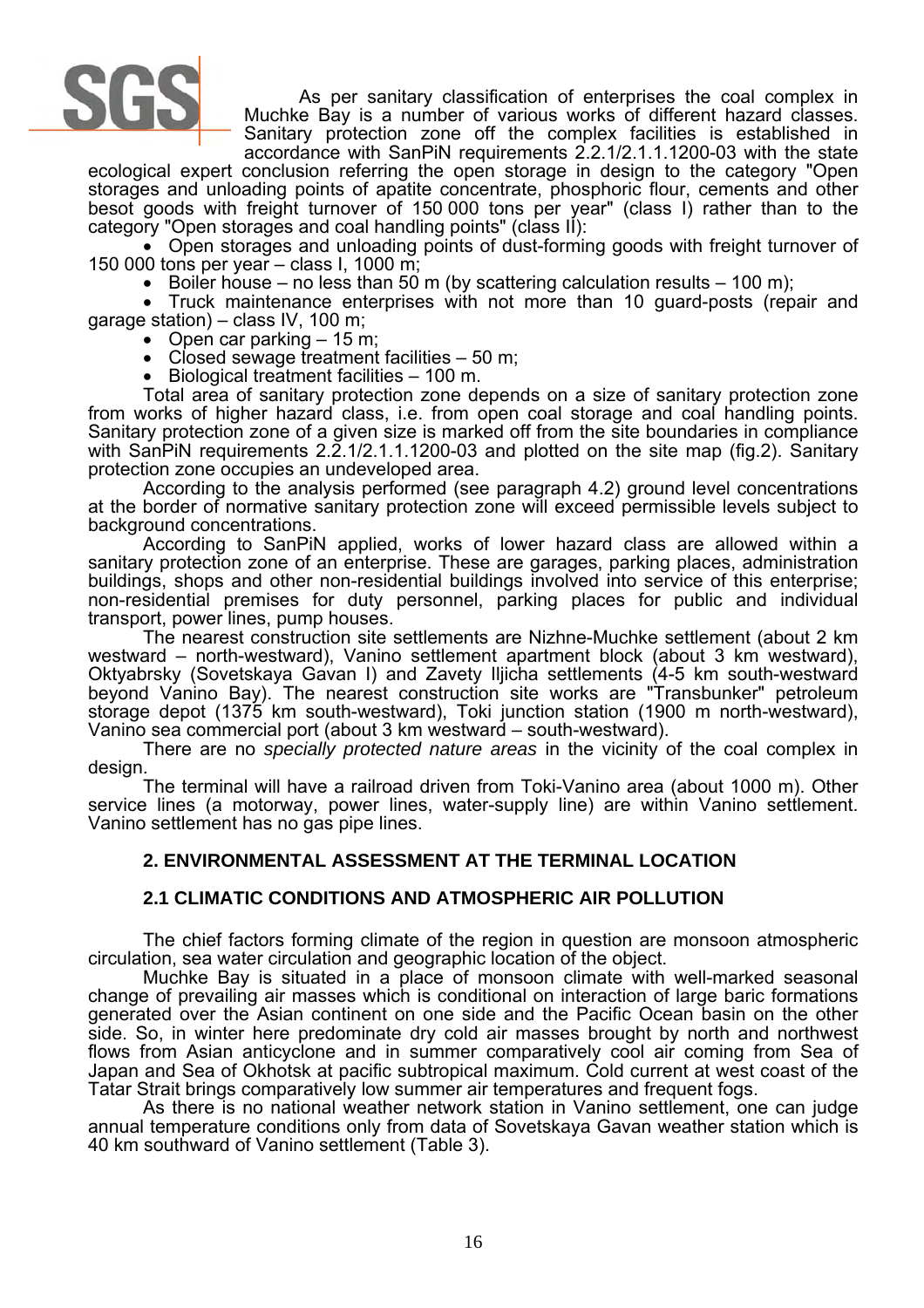As per sanitary classification of enterprises the coal complex in Muchke Bay is a number of various works of different hazard classes. Sanitary protection zone off the complex facilities is established in accordance with SanPiN requirements 2.2.1/2.1.1.1200-03 with the state ecological expert conclusion referring the open storage in design to the category "Open storages and unloading points of apatite concentrate, phosphoric flour, cements and other besot goods with freight turnover of 150 000 tons per year" (class I) rather than to the category "Open storages and coal handling points" (class II):

- Open storages and unloading points of dust-forming goods with freight turnover of 150 000 tons per year – class I, 1000 m;
- Boiler house – no less than 50 m (by scattering calculation results – 100 m);
- Truck maintenance enterprises with not more than 10 guard-posts (repair and garage station) – class IV, 100 m;
- Open car parking – 15 m;
- Closed sewage treatment facilities – 50 m;
- Biological treatment facilities – 100 m.

Total area of sanitary protection zone depends on a size of sanitary protection zone from works of higher hazard class, i.e. from open coal storage and coal handling points. Sanitary protection zone of a given size is marked off from the site boundaries in compliance with SanPiN requirements 2.2.1/2.1.1.1200-03 and plotted on the site map (fig.2). Sanitary protection zone occupies an undeveloped area.

According to the analysis performed (see paragraph 4.2) ground level concentrations at the border of normative sanitary protection zone will exceed permissible levels subject to background concentrations.

According to SanPiN applied, works of lower hazard class are allowed within a sanitary protection zone of an enterprise. These are garages, parking places, administration buildings, shops and other non-residential buildings involved into service of this enterprise; non-residential premises for duty personnel, parking places for public and individual transport, power lines, pump houses.

The nearest construction site settlements are Nizhne-Muchke settlement (about 2 km westward – north-westward), Vanino settlement apartment block (about 3 km westward), Oktyabrsky (Sovetskaya Gavan I) and Zavety Iljicha settlements (4-5 km south-westward beyond Vanino Bay). The nearest construction site works are "Transbunker" petroleum storage depot (1375 km south-westward), Toki junction station (1900 m north-westward), Vanino sea commercial port (about 3 km westward – south-westward).

There are no *specially protected nature areas* in the vicinity of the coal complex in design.

The terminal will have a railroad driven from Toki-Vanino area (about 1000 m). Other service lines (a motorway, power lines, water-supply line) are within Vanino settlement. Vanino settlement has no gas pipe lines.

## 2. ENVIRONMENTAL ASSESSMENT AT THE TERMINAL LOCATION

### 2.1 CLIMATIC CONDITIONS AND ATMOSPHERIC AIR POLLUTION

The chief factors forming climate of the region in question are monsoon atmospheric circulation, sea water circulation and geographic location of the object.

Muchke Bay is situated in a place of monsoon climate with well-marked seasonal change of prevailing air masses which is conditional on interaction of large baric formations generated over the Asian continent on one side and the Pacific Ocean basin on the other side. So, in winter here predominate dry cold air masses brought by north and northwest flows from Asian anticyclone and in summer comparatively cool air coming from Sea of Japan and Sea of Okhotsk at pacific subtropical maximum. Cold current at west coast of the Tatar Strait brings comparatively low summer air temperatures and frequent fogs.

As there is no national weather network station in Vanino settlement, one can judge annual temperature conditions only from data of Sovetskaya Gavan weather station which is 40 km southward of Vanino settlement (Table 3).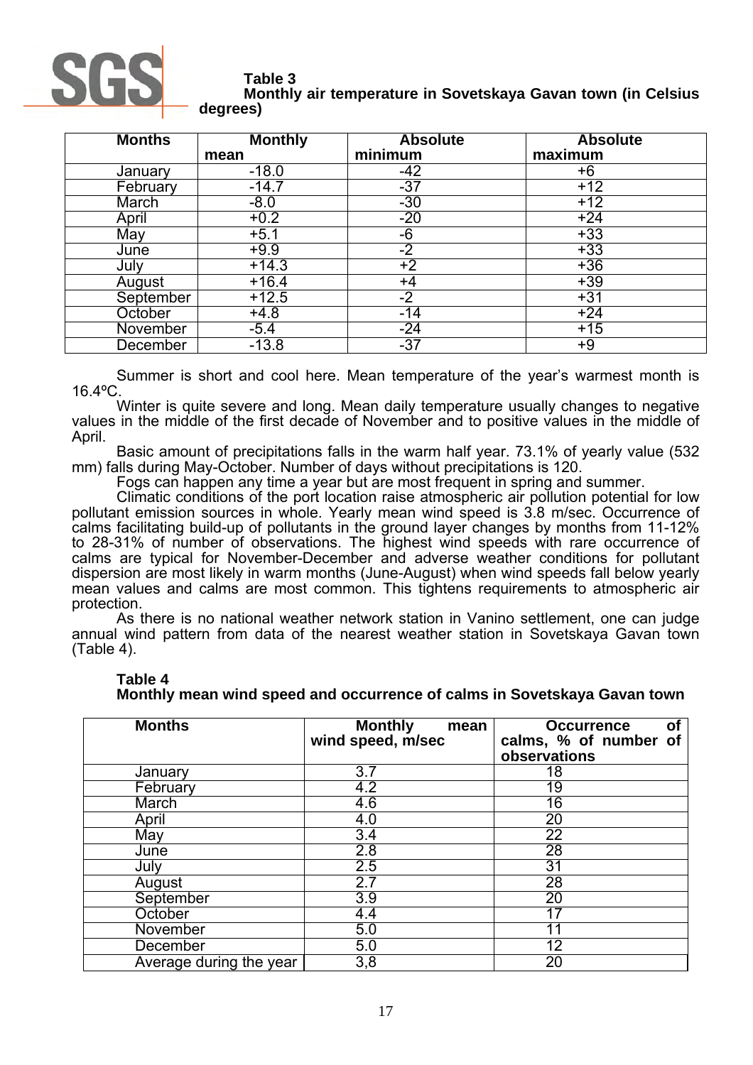**Table 3**
**Monthly air temperature in Sovetskaya Gavan town (in Celsius degrees)**

| Months | Monthly mean | Absolute minimum | Absolute maximum |
|---|---|---|---|
| January | -18.0 | -42 | +6 |
| February | -14.7 | -37 | +12 |
| March | -8.0 | -30 | +12 |
| April | +0.2 | -20 | +24 |
| May | +5.1 | -6 | +33 |
| June | +9.9 | -2 | +33 |
| July | +14.3 | +2 | +36 |
| August | +16.4 | +4 | +39 |
| September | +12.5 | -2 | +31 |
| October | +4.8 | -14 | +24 |
| November | -5.4 | -24 | +15 |
| December | -13.8 | -37 | +9 |

Summer is short and cool here. Mean temperature of the year's warmest month is 16.4ºC.

Winter is quite severe and long. Mean daily temperature usually changes to negative values in the middle of the first decade of November and to positive values in the middle of April.

Basic amount of precipitations falls in the warm half year. 73.1% of yearly value (532 mm) falls during May-October. Number of days without precipitations is 120.

Fogs can happen any time a year but are most frequent in spring and summer.

Climatic conditions of the port location raise atmospheric air pollution potential for low pollutant emission sources in whole. Yearly mean wind speed is 3.8 m/sec. Occurrence of calms facilitating build-up of pollutants in the ground layer changes by months from 11-12% to 28-31% of number of observations. The highest wind speeds with rare occurrence of calms are typical for November-December and adverse weather conditions for pollutant dispersion are most likely in warm months (June-August) when wind speeds fall below yearly mean values and calms are most common. This tightens requirements to atmospheric air protection.

As there is no national weather network station in Vanino settlement, one can judge annual wind pattern from data of the nearest weather station in Sovetskaya Gavan town (Table 4).

**Table 4**
**Monthly mean wind speed and occurrence of calms in Sovetskaya Gavan town**

| Months | Monthly mean wind speed, m/sec | Occurrence of calms, % of number of observations |
|---|---|---|
| January | 3.7 | 18 |
| February | 4.2 | 19 |
| March | 4.6 | 16 |
| April | 4.0 | 20 |
| May | 3.4 | 22 |
| June | 2.8 | 28 |
| July | 2.5 | 31 |
| August | 2.7 | 28 |
| September | 3.9 | 20 |
| October | 4.4 | 17 |
| November | 5.0 | 11 |
| December | 5.0 | 12 |
| Average during the year | 3,8 | 20 |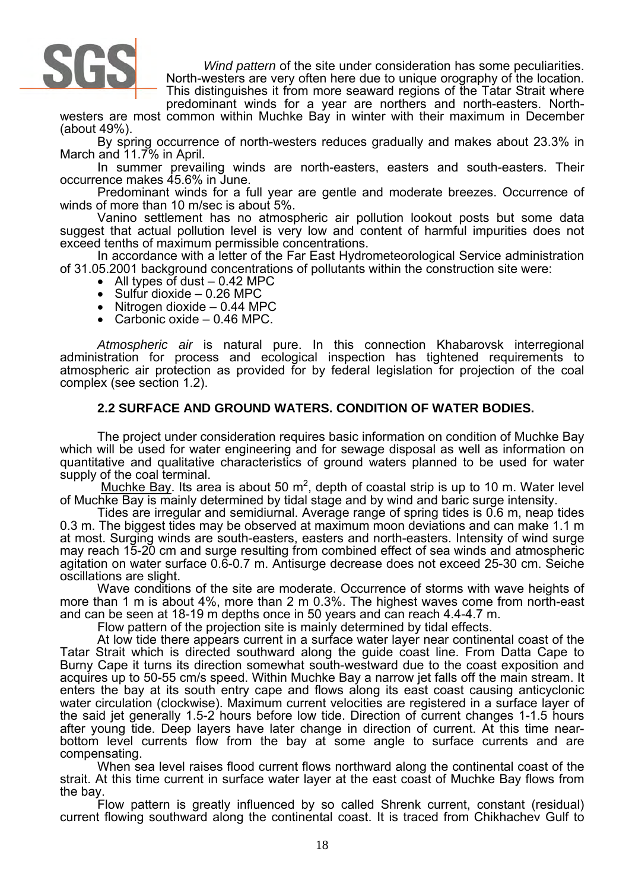*Wind pattern* of the site under consideration has some peculiarities. North-westers are very often here due to unique orography of the location. This distinguishes it from more seaward regions of the Tatar Strait where predominant winds for a year are northers and north-easters. North-westers are most common within Muchke Bay in winter with their maximum in December (about 49%).

By spring occurrence of north-westers reduces gradually and makes about 23.3% in March and 11.7% in April.

In summer prevailing winds are north-easters, easters and south-easters. Their occurrence makes 45.6% in June.

Predominant winds for a full year are gentle and moderate breezes. Occurrence of winds of more than 10 m/sec is about 5%.

Vanino settlement has no atmospheric air pollution lookout posts but some data suggest that actual pollution level is very low and content of harmful impurities does not exceed tenths of maximum permissible concentrations.

In accordance with a letter of the Far East Hydrometeorological Service administration of 31.05.2001 background concentrations of pollutants within the construction site were:

- All types of dust – 0.42 MPC
- Sulfur dioxide – 0.26 MPC
- Nitrogen dioxide – 0.44 MPC
- Carbonic oxide – 0.46 MPC.

*Atmospheric air* is natural pure. In this connection Khabarovsk interregional administration for process and ecological inspection has tightened requirements to atmospheric air protection as provided for by federal legislation for projection of the coal complex (see section 1.2).

## 2.2 SURFACE AND GROUND WATERS. CONDITION OF WATER BODIES.

The project under consideration requires basic information on condition of Muchke Bay which will be used for water engineering and for sewage disposal as well as information on quantitative and qualitative characteristics of ground waters planned to be used for water supply of the coal terminal.

Muchke Bay. Its area is about 50 $m^2$, depth of coastal strip is up to 10 m. Water level of Muchke Bay is mainly determined by tidal stage and by wind and baric surge intensity.

Tides are irregular and semidiurnal. Average range of spring tides is 0.6 m, neap tides 0.3 m. The biggest tides may be observed at maximum moon deviations and can make 1.1 m at most. Surging winds are south-easters, easters and north-easters. Intensity of wind surge may reach 15-20 cm and surge resulting from combined effect of sea winds and atmospheric agitation on water surface 0.6-0.7 m. Antisurge decrease does not exceed 25-30 cm. Seiche oscillations are slight.

Wave conditions of the site are moderate. Occurrence of storms with wave heights of more than 1 m is about 4%, more than 2 m 0.3%. The highest waves come from north-east and can be seen at 18-19 m depths once in 50 years and can reach 4.4-4.7 m.

Flow pattern of the projection site is mainly determined by tidal effects.

At low tide there appears current in a surface water layer near continental coast of the Tatar Strait which is directed southward along the guide coast line. From Datta Cape to Burny Cape it turns its direction somewhat south-westward due to the coast exposition and acquires up to 50-55 cm/s speed. Within Muchke Bay a narrow jet falls off the main stream. It enters the bay at its south entry cape and flows along its east coast causing anticyclonic water circulation (clockwise). Maximum current velocities are registered in a surface layer of the said jet generally 1.5-2 hours before low tide. Direction of current changes 1-1.5 hours after young tide. Deep layers have later change in direction of current. At this time near-bottom level currents flow from the bay at some angle to surface currents and are compensating.

When sea level raises flood current flows northward along the continental coast of the strait. At this time current in surface water layer at the east coast of Muchke Bay flows from the bay.

Flow pattern is greatly influenced by so called Shrenk current, constant (residual) current flowing southward along the continental coast. It is traced from Chikhachev Gulf to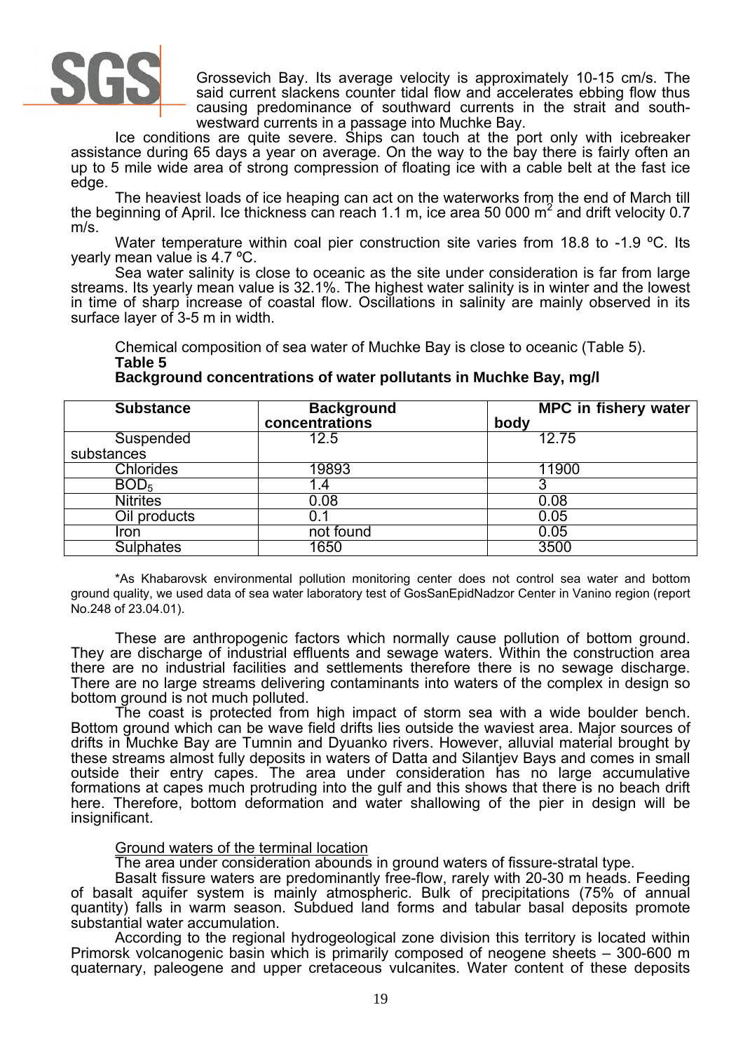Grossevich Bay. Its average velocity is approximately 10-15 cm/s. The said current slackens counter tidal flow and accelerates ebbing flow thus causing predominance of southward currents in the strait and south-westward currents in a passage into Muchke Bay.

Ice conditions are quite severe. Ships can touch at the port only with icebreaker assistance during 65 days a year on average. On the way to the bay there is fairly often an up to 5 mile wide area of strong compression of floating ice with a cable belt at the fast ice edge.

The heaviest loads of ice heaping can act on the waterworks from the end of March till the beginning of April. Ice thickness can reach 1.1 m, ice area 50 000 $m^2$ and drift velocity 0.7 m/s.

Water temperature within coal pier construction site varies from 18.8 to -1.9 ºC. Its yearly mean value is 4.7 ºC.

Sea water salinity is close to oceanic as the site under consideration is far from large streams. Its yearly mean value is 32.1%. The highest water salinity is in winter and the lowest in time of sharp increase of coastal flow. Oscillations in salinity are mainly observed in its surface layer of 3-5 m in width.

Chemical composition of sea water of Muchke Bay is close to oceanic (Table 5).

**Table 5**

**Background concentrations of water pollutants in Muchke Bay, mg/l**

| Substance | Background concentrations | MPC in fishery water body |
|---|---|---|
| Suspended substances | 12.5 | 12.75 |
| Chlorides | 19893 | 11900 |
| $BOD_5$ | 1.4 | 3 |
| Nitrites | 0.08 | 0.08 |
| Oil products | 0.1 | 0.05 |
| Iron | not found | 0.05 |
| Sulphates | 1650 | 3500 |

*As Khabarovsk environmental pollution monitoring center does not control sea water and bottom ground quality, we used data of sea water laboratory test of GosSanEpidNadzor Center in Vanino region (report No.248 of 23.04.01).

These are anthropogenic factors which normally cause pollution of bottom ground. They are discharge of industrial effluents and sewage waters. Within the construction area there are no industrial facilities and settlements therefore there is no sewage discharge. There are no large streams delivering contaminants into waters of the complex in design so bottom ground is not much polluted.

The coast is protected from high impact of storm sea with a wide boulder bench. Bottom ground which can be wave field drifts lies outside the waviest area. Major sources of drifts in Muchke Bay are Tumnin and Dyuanko rivers. However, alluvial material brought by these streams almost fully deposits in waters of Datta and Silantjev Bays and comes in small outside their entry capes. The area under consideration has no large accumulative formations at capes much protruding into the gulf and this shows that there is no beach drift here. Therefore, bottom deformation and water shallowing of the pier in design will be insignificant.

Ground waters of the terminal location

The area under consideration abounds in ground waters of fissure-stratal type.

Basalt fissure waters are predominantly free-flow, rarely with 20-30 m heads. Feeding of basalt aquifer system is mainly atmospheric. Bulk of precipitations (75% of annual quantity) falls in warm season. Subdued land forms and tabular basal deposits promote substantial water accumulation.

According to the regional hydrogeological zone division this territory is located within Primorsk volcanogenic basin which is primarily composed of neogene sheets – 300-600 m quaternary, paleogene and upper cretaceous vulcanites. Water content of these deposits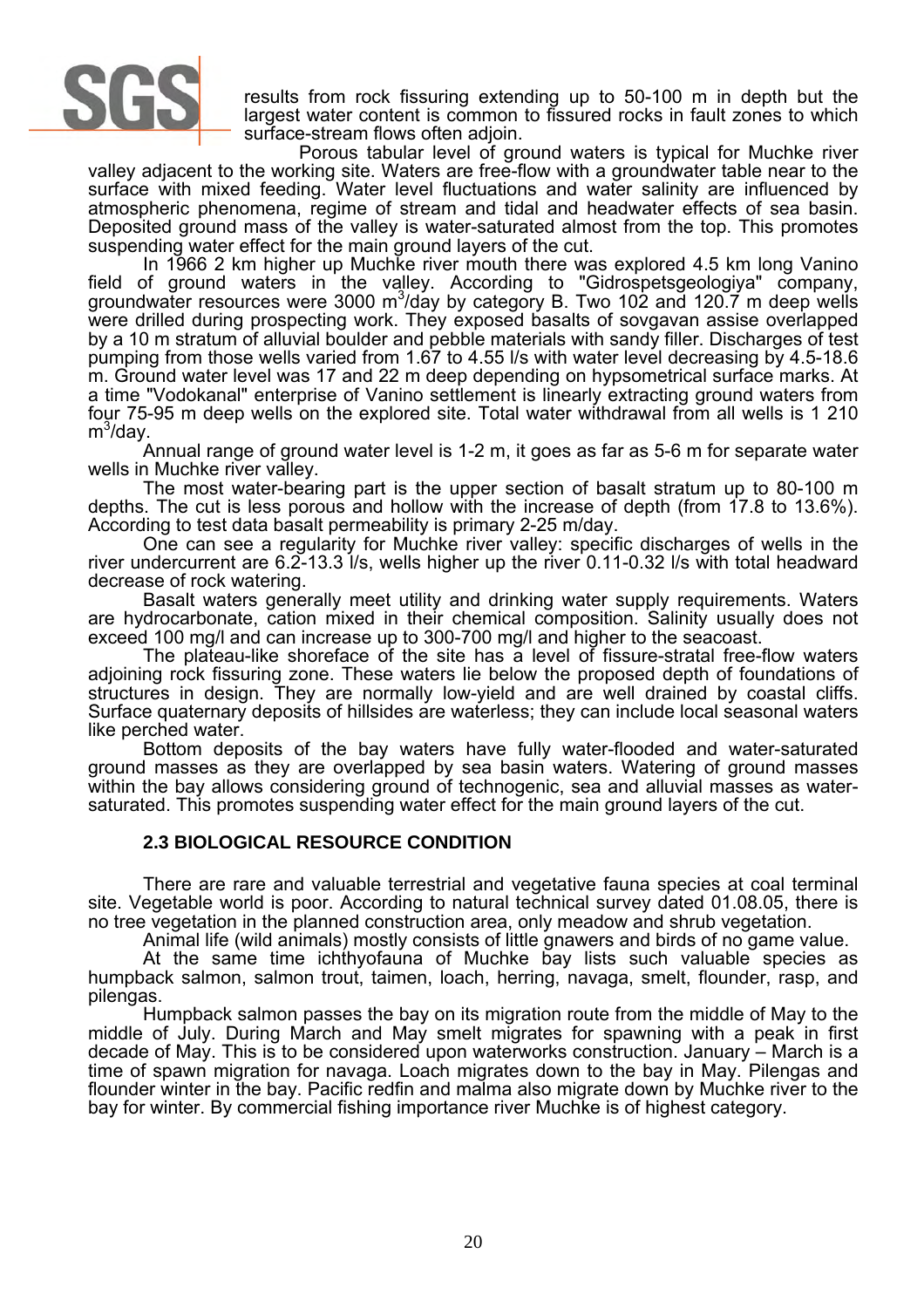results from rock fissuring extending up to 50-100 m in depth but the largest water content is common to fissured rocks in fault zones to which surface-stream flows often adjoin.

Porous tabular level of ground waters is typical for Muchke river valley adjacent to the working site. Waters are free-flow with a groundwater table near to the surface with mixed feeding. Water level fluctuations and water salinity are influenced by atmospheric phenomena, regime of stream and tidal and headwater effects of sea basin. Deposited ground mass of the valley is water-saturated almost from the top. This promotes suspending water effect for the main ground layers of the cut.

In 1966 2 km higher up Muchke river mouth there was explored 4.5 km long Vanino field of ground waters in the valley. According to "Gidrospetsgeologiya" company, groundwater resources were 3000 $m^3$/day by category B. Two 102 and 120.7 m deep wells were drilled during prospecting work. They exposed basalts of sovgavan assise overlapped by a 10 m stratum of alluvial boulder and pebble materials with sandy filler. Discharges of test pumping from those wells varied from 1.67 to 4.55 l/s with water level decreasing by 4.5-18.6 m. Ground water level was 17 and 22 m deep depending on hypsometrical surface marks. At a time "Vodokanal" enterprise of Vanino settlement is linearly extracting ground waters from four 75-95 m deep wells on the explored site. Total water withdrawal from all wells is 1 210 $m^3$/day.

Annual range of ground water level is 1-2 m, it goes as far as 5-6 m for separate water wells in Muchke river valley.

The most water-bearing part is the upper section of basalt stratum up to 80-100 m depths. The cut is less porous and hollow with the increase of depth (from 17.8 to 13.6%). According to test data basalt permeability is primary 2-25 m/day.

One can see a regularity for Muchke river valley: specific discharges of wells in the river undercurrent are 6.2-13.3 l/s, wells higher up the river 0.11-0.32 l/s with total headward decrease of rock watering.

Basalt waters generally meet utility and drinking water supply requirements. Waters are hydrocarbonate, cation mixed in their chemical composition. Salinity usually does not exceed 100 mg/l and can increase up to 300-700 mg/l and higher to the seacoast.

The plateau-like shoreface of the site has a level of fissure-stratal free-flow waters adjoining rock fissuring zone. These waters lie below the proposed depth of foundations of structures in design. They are normally low-yield and are well drained by coastal cliffs. Surface quaternary deposits of hillsides are waterless; they can include local seasonal waters like perched water.

Bottom deposits of the bay waters have fully water-flooded and water-saturated ground masses as they are overlapped by sea basin waters. Watering of ground masses within the bay allows considering ground of technogenic, sea and alluvial masses as water-saturated. This promotes suspending water effect for the main ground layers of the cut.

## 2.3 BIOLOGICAL RESOURCE CONDITION

There are rare and valuable terrestrial and vegetative fauna species at coal terminal site. Vegetable world is poor. According to natural technical survey dated 01.08.05, there is no tree vegetation in the planned construction area, only meadow and shrub vegetation.

Animal life (wild animals) mostly consists of little gnawers and birds of no game value.

At the same time ichthyofauna of Muchke bay lists such valuable species as humpback salmon, salmon trout, taimen, loach, herring, navaga, smelt, flounder, rasp, and pilengas.

Humpback salmon passes the bay on its migration route from the middle of May to the middle of July. During March and May smelt migrates for spawning with a peak in first decade of May. This is to be considered upon waterworks construction. January – March is a time of spawn migration for navaga. Loach migrates down to the bay in May. Pilengas and flounder winter in the bay. Pacific redfin and malma also migrate down by Muchke river to the bay for winter. By commercial fishing importance river Muchke is of highest category.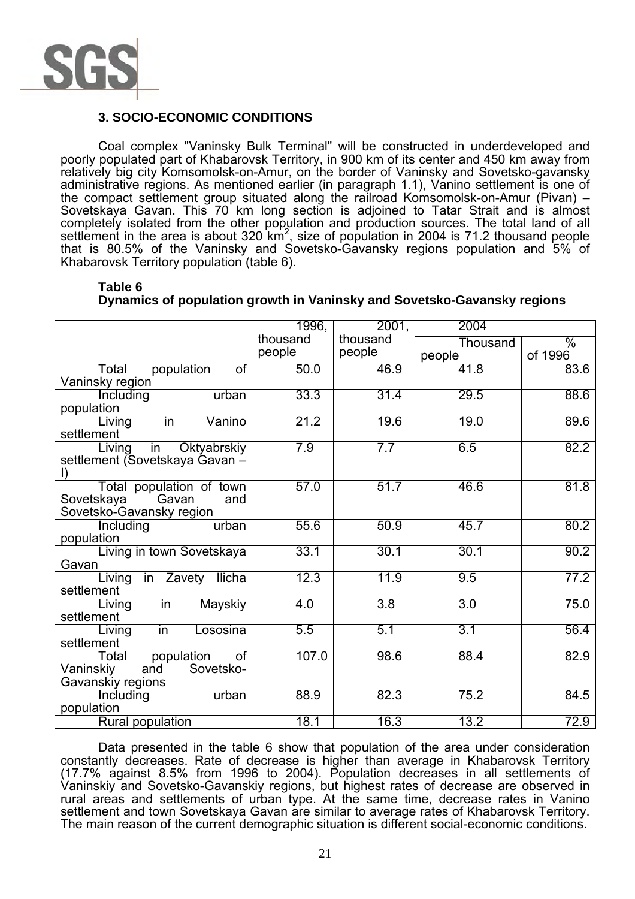## 3. SOCIO-ECONOMIC CONDITIONS

Coal complex "Vaninsky Bulk Terminal" will be constructed in underdeveloped and poorly populated part of Khabarovsk Territory, in 900 km of its center and 450 km away from relatively big city Komsomolsk-on-Amur, on the border of Vaninsky and Sovetsko-gavansky administrative regions. As mentioned earlier (in paragraph 1.1), Vanino settlement is one of the compact settlement group situated along the railroad Komsomolsk-on-Amur (Pivan) – Sovetskaya Gavan. This 70 km long section is adjoined to Tatar Strait and is almost completely isolated from the other population and production sources. The total land of all settlement in the area is about 320 km$^2$, size of population in 2004 is 71.2 thousand people that is 80.5% of the Vaninsky and Sovetsko-Gavansky regions population and 5% of Khabarovsk Territory population (table 6).

**Table 6**
**Dynamics of population growth in Vaninsky and Sovetsko-Gavansky regions**

| | 1996, thousand people | 2001, thousand people | 2004 | |
|---|---|---|---|---|
| | | | Thousand people | % of 1996 |
| Total population of Vaninsky region | 50.0 | 46.9 | 41.8 | 83.6 |
| Including urban population | 33.3 | 31.4 | 29.5 | 88.6 |
| Living in Vanino settlement | 21.2 | 19.6 | 19.0 | 89.6 |
| Living in Oktyabrskiy settlement (Sovetskaya Gavan – I) | 7.9 | 7.7 | 6.5 | 82.2 |
| Total population of town Sovetskaya Gavan and Sovetsko-Gavansky region | 57.0 | 51.7 | 46.6 | 81.8 |
| Including urban population | 55.6 | 50.9 | 45.7 | 80.2 |
| Living in town Sovetskaya Gavan | 33.1 | 30.1 | 30.1 | 90.2 |
| Living in Zavety Ilicha settlement | 12.3 | 11.9 | 9.5 | 77.2 |
| Living in Mayskiy settlement | 4.0 | 3.8 | 3.0 | 75.0 |
| Living in Lososina settlement | 5.5 | 5.1 | 3.1 | 56.4 |
| Total population of Vaninskiy and Sovetsko-Gavanskiy regions | 107.0 | 98.6 | 88.4 | 82.9 |
| Including urban population | 88.9 | 82.3 | 75.2 | 84.5 |
| Rural population | 18.1 | 16.3 | 13.2 | 72.9 |

Data presented in the table 6 show that population of the area under consideration constantly decreases. Rate of decrease is higher than average in Khabarovsk Territory (17.7% against 8.5% from 1996 to 2004). Population decreases in all settlements of Vaninskiy and Sovetsko-Gavanskiy regions, but highest rates of decrease are observed in rural areas and settlements of urban type. At the same time, decrease rates in Vanino settlement and town Sovetskaya Gavan are similar to average rates of Khabarovsk Territory. The main reason of the current demographic situation is different social-economic conditions.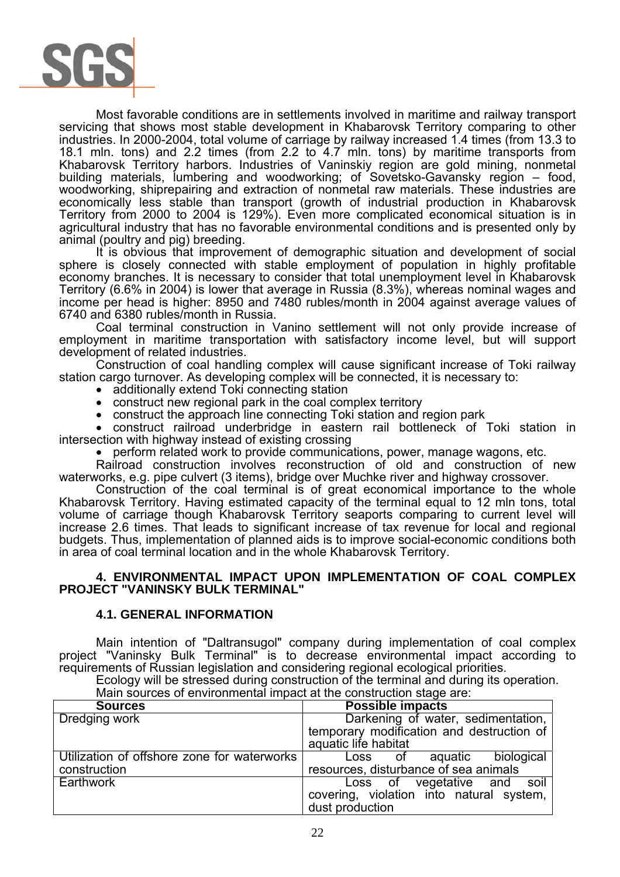Most favorable conditions are in settlements involved in maritime and railway transport servicing that shows most stable development in Khabarovsk Territory comparing to other industries. In 2000-2004, total volume of carriage by railway increased 1.4 times (from 13.3 to 18.1 mln. tons) and 2.2 times (from 2.2 to 4.7 mln. tons) by maritime transports from Khabarovsk Territory harbors. Industries of Vaninskiy region are gold mining, nonmetal building materials, lumbering and woodworking; of Sovetsko-Gavansky region – food, woodworking, shiprepairing and extraction of nonmetal raw materials. These industries are economically less stable than transport (growth of industrial production in Khabarovsk Territory from 2000 to 2004 is 129%). Even more complicated economical situation is in agricultural industry that has no favorable environmental conditions and is presented only by animal (poultry and pig) breeding.

It is obvious that improvement of demographic situation and development of social sphere is closely connected with stable employment of population in highly profitable economy branches. It is necessary to consider that total unemployment level in Khabarovsk Territory (6.6% in 2004) is lower that average in Russia (8.3%), whereas nominal wages and income per head is higher: 8950 and 7480 rubles/month in 2004 against average values of 6740 and 6380 rubles/month in Russia.

Coal terminal construction in Vanino settlement will not only provide increase of employment in maritime transportation with satisfactory income level, but will support development of related industries.

Construction of coal handling complex will cause significant increase of Toki railway station cargo turnover. As developing complex will be connected, it is necessary to:

- additionally extend Toki connecting station
- construct new regional park in the coal complex territory
- construct the approach line connecting Toki station and region park
- construct railroad underbridge in eastern rail bottleneck of Toki station in intersection with highway instead of existing crossing
- perform related work to provide communications, power, manage wagons, etc.

Railroad construction involves reconstruction of old and construction of new waterworks, e.g. pipe culvert (3 items), bridge over Muchke river and highway crossover.

Construction of the coal terminal is of great economical importance to the whole Khabarovsk Territory. Having estimated capacity of the terminal equal to 12 mln tons, total volume of carriage though Khabarovsk Territory seaports comparing to current level will increase 2.6 times. That leads to significant increase of tax revenue for local and regional budgets. Thus, implementation of planned aids is to improve social-economic conditions both in area of coal terminal location and in the whole Khabarovsk Territory.

## 4. ENVIRONMENTAL IMPACT UPON IMPLEMENTATION OF COAL COMPLEX PROJECT "VANINSKY BULK TERMINAL"

### 4.1. GENERAL INFORMATION

Main intention of "Daltransugol" company during implementation of coal complex project "Vaninsky Bulk Terminal" is to decrease environmental impact according to requirements of Russian legislation and considering regional ecological priorities.

Ecology will be stressed during construction of the terminal and during its operation.

Main sources of environmental impact at the construction stage are:

| Sources | Possible impacts |
|---|---|
| Dredging work | Darkening of water, sedimentation, temporary modification and destruction of aquatic life habitat |
| Utilization of offshore zone for waterworks construction | Loss of aquatic biological resources, disturbance of sea animals |
| Earthwork | Loss of vegetative and soil covering, violation into natural system, dust production |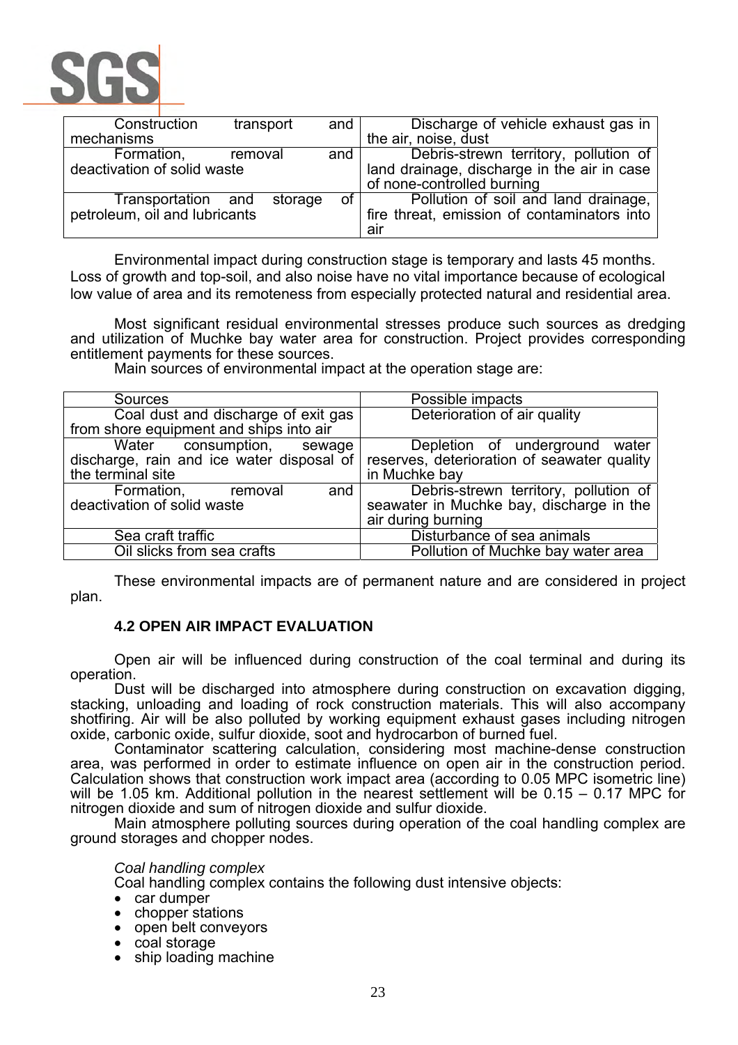| | |
|---|---|
| Construction transport and mechanisms | Discharge of vehicle exhaust gas in the air, noise, dust |
| Formation, removal and deactivation of solid waste | Debris-strewn territory, pollution of land drainage, discharge in the air in case of none-controlled burning |
| Transportation and storage of petroleum, oil and lubricants | Pollution of soil and land drainage, fire threat, emission of contaminators into air |

Environmental impact during construction stage is temporary and lasts 45 months. Loss of growth and top-soil, and also noise have no vital importance because of ecological low value of area and its remoteness from especially protected natural and residential area.

Most significant residual environmental stresses produce such sources as dredging and utilization of Muchke bay water area for construction. Project provides corresponding entitlement payments for these sources.

Main sources of environmental impact at the operation stage are:

| Sources | Possible impacts |
|---|---|
| Coal dust and discharge of exit gas from shore equipment and ships into air | Deterioration of air quality |
| Water consumption, sewage discharge, rain and ice water disposal of the terminal site | Depletion of underground water reserves, deterioration of seawater quality in Muchke bay |
| Formation, removal and deactivation of solid waste | Debris-strewn territory, pollution of seawater in Muchke bay, discharge in the air during burning |
| Sea craft traffic | Disturbance of sea animals |
| Oil slicks from sea crafts | Pollution of Muchke bay water area |

These environmental impacts are of permanent nature and are considered in project plan.

### 4.2 OPEN AIR IMPACT EVALUATION

Open air will be influenced during construction of the coal terminal and during its operation.

Dust will be discharged into atmosphere during construction on excavation digging, stacking, unloading and loading of rock construction materials. This will also accompany shotfiring. Air will be also polluted by working equipment exhaust gases including nitrogen oxide, carbonic oxide, sulfur dioxide, soot and hydrocarbon of burned fuel.

Contaminator scattering calculation, considering most machine-dense construction area, was performed in order to estimate influence on open air in the construction period. Calculation shows that construction work impact area (according to 0.05 MPC isometric line) will be 1.05 km. Additional pollution in the nearest settlement will be 0.15 – 0.17 MPC for nitrogen dioxide and sum of nitrogen dioxide and sulfur dioxide.

Main atmosphere polluting sources during operation of the coal handling complex are ground storages and chopper nodes.

*Coal handling complex*

Coal handling complex contains the following dust intensive objects:

- car dumper
- chopper stations
- open belt conveyors
- coal storage
- ship loading machine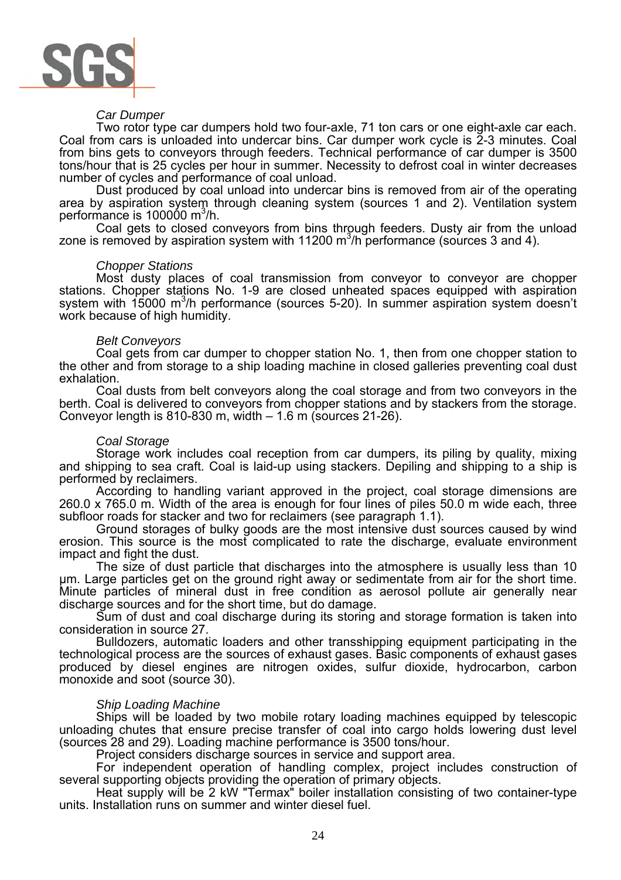*Car Dumper*

Two rotor type car dumpers hold two four-axle, 71 ton cars or one eight-axle car each. Coal from cars is unloaded into undercar bins. Car dumper work cycle is 2-3 minutes. Coal from bins gets to conveyors through feeders. Technical performance of car dumper is 3500 tons/hour that is 25 cycles per hour in summer. Necessity to defrost coal in winter decreases number of cycles and performance of coal unload.

Dust produced by coal unload into undercar bins is removed from air of the operating area by aspiration system through cleaning system (sources 1 and 2). Ventilation system performance is 100000 $m^3$/h.

Coal gets to closed conveyors from bins through feeders. Dusty air from the unload zone is removed by aspiration system with 11200 $m^3$/h performance (sources 3 and 4).

*Chopper Stations*

Most dusty places of coal transmission from conveyor to conveyor are chopper stations. Chopper stations No. 1-9 are closed unheated spaces equipped with aspiration system with 15000 $m^3$/h performance (sources 5-20). In summer aspiration system doesn't work because of high humidity.

*Belt Conveyors*

Coal gets from car dumper to chopper station No. 1, then from one chopper station to the other and from storage to a ship loading machine in closed galleries preventing coal dust exhalation.

Coal dusts from belt conveyors along the coal storage and from two conveyors in the berth. Coal is delivered to conveyors from chopper stations and by stackers from the storage. Conveyor length is 810-830 m, width – 1.6 m (sources 21-26).

*Coal Storage*

Storage work includes coal reception from car dumpers, its piling by quality, mixing and shipping to sea craft. Coal is laid-up using stackers. Depiling and shipping to a ship is performed by reclaimers.

According to handling variant approved in the project, coal storage dimensions are 260.0 x 765.0 m. Width of the area is enough for four lines of piles 50.0 m wide each, three subfloor roads for stacker and two for reclaimers (see paragraph 1.1).

Ground storages of bulky goods are the most intensive dust sources caused by wind erosion. This source is the most complicated to rate the discharge, evaluate environment impact and fight the dust.

The size of dust particle that discharges into the atmosphere is usually less than 10 µm. Large particles get on the ground right away or sedimentate from air for the short time. Minute particles of mineral dust in free condition as aerosol pollute air generally near discharge sources and for the short time, but do damage.

Sum of dust and coal discharge during its storing and storage formation is taken into consideration in source 27.

Bulldozers, automatic loaders and other transshipping equipment participating in the technological process are the sources of exhaust gases. Basic components of exhaust gases produced by diesel engines are nitrogen oxides, sulfur dioxide, hydrocarbon, carbon monoxide and soot (source 30).

*Ship Loading Machine*

Ships will be loaded by two mobile rotary loading machines equipped by telescopic unloading chutes that ensure precise transfer of coal into cargo holds lowering dust level (sources 28 and 29). Loading machine performance is 3500 tons/hour.

Project considers discharge sources in service and support area.

For independent operation of handling complex, project includes construction of several supporting objects providing the operation of primary objects.

Heat supply will be 2 kW "Termax" boiler installation consisting of two container-type units. Installation runs on summer and winter diesel fuel.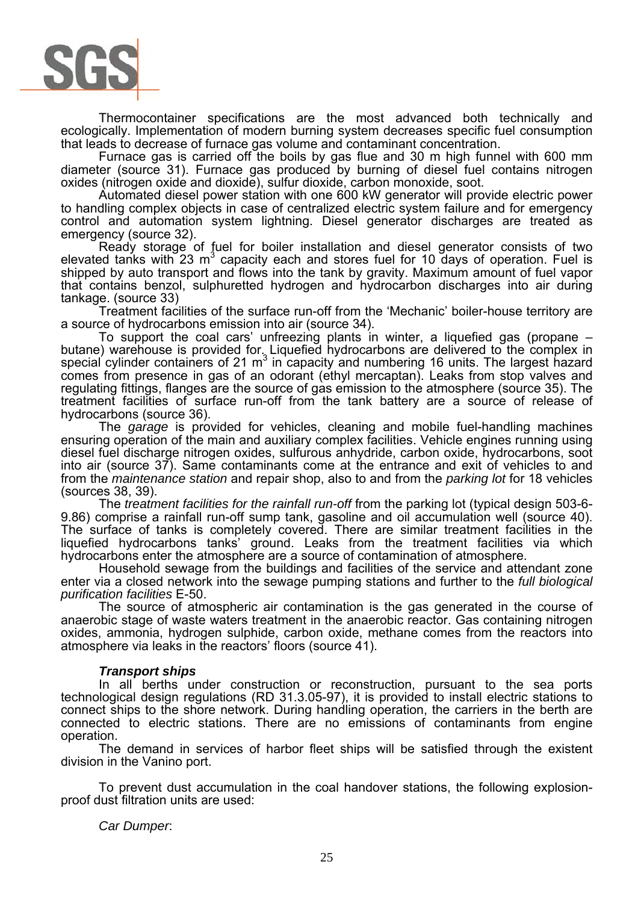Thermocontainer specifications are the most advanced both technically and ecologically. Implementation of modern burning system decreases specific fuel consumption that leads to decrease of furnace gas volume and contaminant concentration.

Furnace gas is carried off the boils by gas flue and 30 m high funnel with 600 mm diameter (source 31). Furnace gas produced by burning of diesel fuel contains nitrogen oxides (nitrogen oxide and dioxide), sulfur dioxide, carbon monoxide, soot.

Automated diesel power station with one 600 kW generator will provide electric power to handling complex objects in case of centralized electric system failure and for emergency control and automation system lightning. Diesel generator discharges are treated as emergency (source 32).

Ready storage of fuel for boiler installation and diesel generator consists of two elevated tanks with 23 $m^3$ capacity each and stores fuel for 10 days of operation. Fuel is shipped by auto transport and flows into the tank by gravity. Maximum amount of fuel vapor that contains benzol, sulphuretted hydrogen and hydrocarbon discharges into air during tankage. (source 33)

Treatment facilities of the surface run-off from the 'Mechanic' boiler-house territory are a source of hydrocarbons emission into air (source 34).

To support the coal cars' unfreezing plants in winter, a liquefied gas (propane – butane) warehouse is provided for. Liquefied hydrocarbons are delivered to the complex in special cylinder containers of 21 $m^3$ in capacity and numbering 16 units. The largest hazard comes from presence in gas of an odorant (ethyl mercaptan). Leaks from stop valves and regulating fittings, flanges are the source of gas emission to the atmosphere (source 35). The treatment facilities of surface run-off from the tank battery are a source of release of hydrocarbons (source 36).

The *garage* is provided for vehicles, cleaning and mobile fuel-handling machines ensuring operation of the main and auxiliary complex facilities. Vehicle engines running using diesel fuel discharge nitrogen oxides, sulfurous anhydride, carbon oxide, hydrocarbons, soot into air (source 37). Same contaminants come at the entrance and exit of vehicles to and from the *maintenance station* and repair shop, also to and from the *parking lot* for 18 vehicles (sources 38, 39).

The *treatment facilities for the rainfall run-off* from the parking lot (typical design 503-6-9.86) comprise a rainfall run-off sump tank, gasoline and oil accumulation well (source 40). The surface of tanks is completely covered. There are similar treatment facilities in the liquefied hydrocarbons tanks' ground. Leaks from the treatment facilities via which hydrocarbons enter the atmosphere are a source of contamination of atmosphere.

Household sewage from the buildings and facilities of the service and attendant zone enter via a closed network into the sewage pumping stations and further to the *full biological purification facilities* E-50.

The source of atmospheric air contamination is the gas generated in the course of anaerobic stage of waste waters treatment in the anaerobic reactor. Gas containing nitrogen oxides, ammonia, hydrogen sulphide, carbon oxide, methane comes from the reactors into atmosphere via leaks in the reactors' floors (source 41).

***Transport ships***

In all berths under construction or reconstruction, pursuant to the sea ports technological design regulations (RD 31.3.05-97), it is provided to install electric stations to connect ships to the shore network. During handling operation, the carriers in the berth are connected to electric stations. There are no emissions of contaminants from engine operation.

The demand in services of harbor fleet ships will be satisfied through the existent division in the Vanino port.

To prevent dust accumulation in the coal handover stations, the following explosion-proof dust filtration units are used:

*Car Dumper*: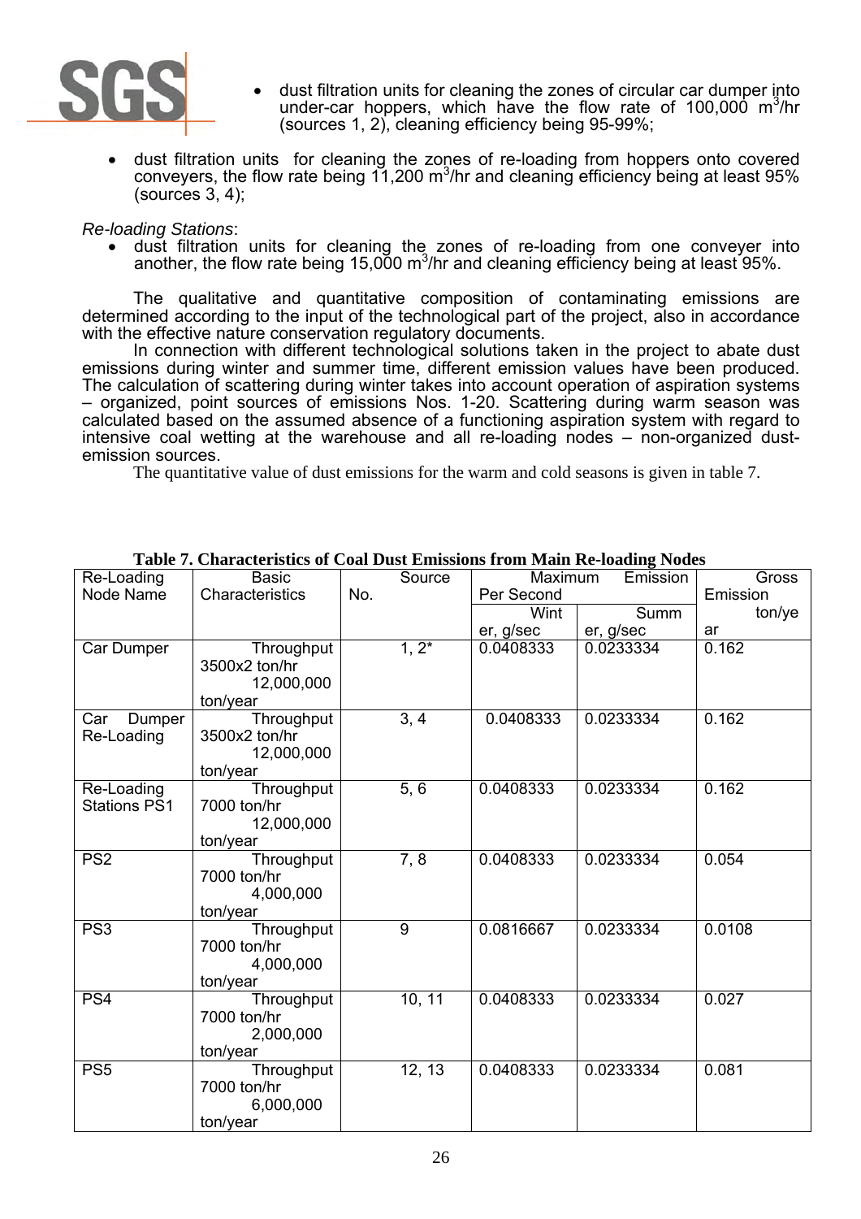- dust filtration units for cleaning the zones of circular car dumper into under-car hoppers, which have the flow rate of 100,000 $m^3$/hr (sources 1, 2), cleaning efficiency being 95-99%;

- dust filtration units for cleaning the zones of re-loading from hoppers onto covered conveyers, the flow rate being 11,200 $m^3$/hr and cleaning efficiency being at least 95% (sources 3, 4);

*Re-loading Stations*:

- dust filtration units for cleaning the zones of re-loading from one conveyer into another, the flow rate being 15,000 $m^3$/hr and cleaning efficiency being at least 95%.

The qualitative and quantitative composition of contaminating emissions are determined according to the input of the technological part of the project, also in accordance with the effective nature conservation regulatory documents.

In connection with different technological solutions taken in the project to abate dust emissions during winter and summer time, different emission values have been produced. The calculation of scattering during winter takes into account operation of aspiration systems – organized, point sources of emissions Nos. 1-20. Scattering during warm season was calculated based on the assumed absence of a functioning aspiration system with regard to intensive coal wetting at the warehouse and all re-loading nodes – non-organized dust-emission sources.

The quantitative value of dust emissions for the warm and cold seasons is given in table 7.

**Table 7. Characteristics of Coal Dust Emissions from Main Re-loading Nodes**

| Re-Loading Node Name | Basic Characteristics | Source No. | Maximum Emission Per Second | | Gross Emission ton/year |
|---|---|---|---|---|---|
| | | | Winter, g/sec | Summer, g/sec | |
| Car Dumper | Throughput 3500x2 ton/hr 12,000,000 ton/year | 1, 2* | 0.0408333 | 0.0233334 | 0.162 |
| Car Dumper Re-Loading | Throughput 3500x2 ton/hr 12,000,000 ton/year | 3, 4 | 0.0408333 | 0.0233334 | 0.162 |
| Re-Loading Stations PS1 | Throughput 7000 ton/hr 12,000,000 ton/year | 5, 6 | 0.0408333 | 0.0233334 | 0.162 |
| PS2 | Throughput 7000 ton/hr 4,000,000 ton/year | 7, 8 | 0.0408333 | 0.0233334 | 0.054 |
| PS3 | Throughput 7000 ton/hr 4,000,000 ton/year | 9 | 0.0816667 | 0.0233334 | 0.0108 |
| PS4 | Throughput 7000 ton/hr 2,000,000 ton/year | 10, 11 | 0.0408333 | 0.0233334 | 0.027 |
| PS5 | Throughput 7000 ton/hr 6,000,000 ton/year | 12, 13 | 0.0408333 | 0.0233334 | 0.081 |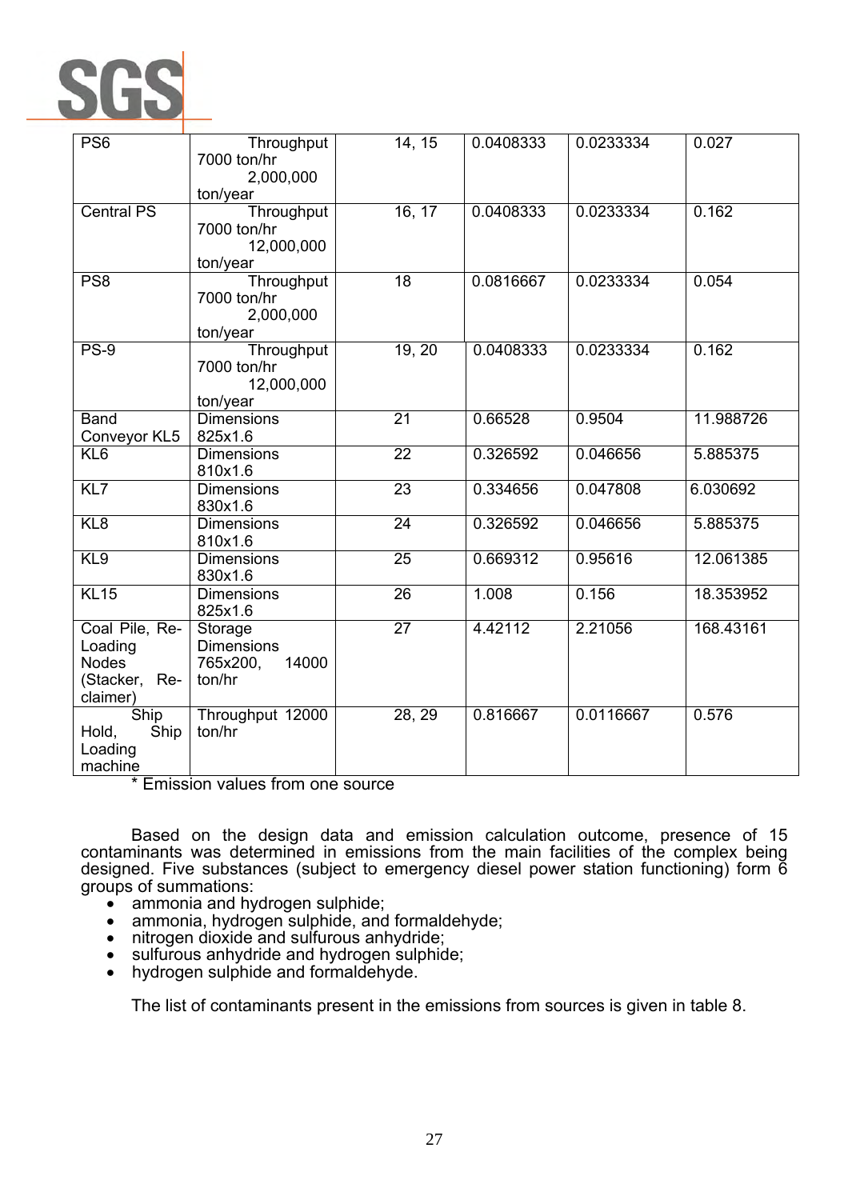| PS6 | Throughput 7000 ton/hr 2,000,000 ton/year | 14, 15 | 0.0408333 | 0.0233334 | 0.027 |
|---|---|---|---|---|---|
| Central PS | Throughput 7000 ton/hr 12,000,000 ton/year | 16, 17 | 0.0408333 | 0.0233334 | 0.162 |
| PS8 | Throughput 7000 ton/hr 2,000,000 ton/year | 18 | 0.0816667 | 0.0233334 | 0.054 |
| PS-9 | Throughput 7000 ton/hr 12,000,000 ton/year | 19, 20 | 0.0408333 | 0.0233334 | 0.162 |
| Band Conveyor KL5 | Dimensions 825x1.6 | 21 | 0.66528 | 0.9504 | 11.988726 |
| KL6 | Dimensions 810x1.6 | 22 | 0.326592 | 0.046656 | 5.885375 |
| KL7 | Dimensions 830x1.6 | 23 | 0.334656 | 0.047808 | 6.030692 |
| KL8 | Dimensions 810x1.6 | 24 | 0.326592 | 0.046656 | 5.885375 |
| KL9 | Dimensions 830x1.6 | 25 | 0.669312 | 0.95616 | 12.061385 |
| KL15 | Dimensions 825x1.6 | 26 | 1.008 | 0.156 | 18.353952 |
| Coal Pile, Re-Loading Nodes (Stacker, Re-claimer) | Storage Dimensions 765x200, 14000 ton/hr | 27 | 4.42112 | 2.21056 | 168.43161 |
| Ship Hold, Ship Loading machine | Throughput 12000 ton/hr | 28, 29 | 0.816667 | 0.0116667 | 0.576 |

\* Emission values from one source

Based on the design data and emission calculation outcome, presence of 15 contaminants was determined in emissions from the main facilities of the complex being designed. Five substances (subject to emergency diesel power station functioning) form 6 groups of summations:

- ammonia and hydrogen sulphide;
- ammonia, hydrogen sulphide, and formaldehyde;
- nitrogen dioxide and sulfurous anhydride;
- sulfurous anhydride and hydrogen sulphide;
- hydrogen sulphide and formaldehyde.

The list of contaminants present in the emissions from sources is given in table 8.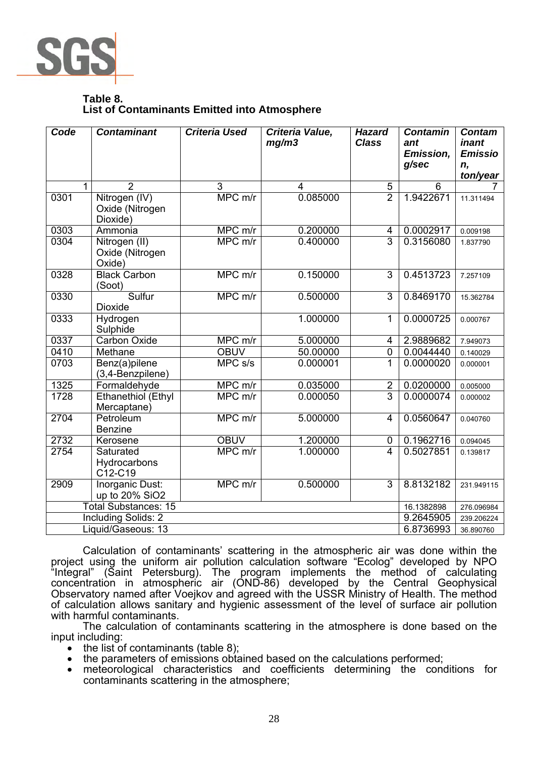**Table 8.**
**List of Contaminants Emitted into Atmosphere**

| *Code* | *Contaminant* | *Criteria Used* | *Criteria Value, mg/m3* | *Hazard Class* | *Contaminant Emission, g/sec* | *Contaminant Emission, ton/year* |
|---|---|---|---|---|---|---|
| 1 | 2 | 3 | 4 | 5 | 6 | 7 |
| 0301 | Nitrogen (IV) Oxide (Nitrogen Dioxide) | MPC m/r | 0.085000 | 2 | 1.9422671 | 11.311494 |
| 0303 | Ammonia | MPC m/r | 0.200000 | 4 | 0.0002917 | 0.009198 |
| 0304 | Nitrogen (II) Oxide (Nitrogen Oxide) | MPC m/r | 0.400000 | 3 | 0.3156080 | 1.837790 |
| 0328 | Black Carbon (Soot) | MPC m/r | 0.150000 | 3 | 0.4513723 | 7.257109 |
| 0330 | Sulfur Dioxide | MPC m/r | 0.500000 | 3 | 0.8469170 | 15.362784 |
| 0333 | Hydrogen Sulphide | | 1.000000 | 1 | 0.0000725 | 0.000767 |
| 0337 | Carbon Oxide | MPC m/r | 5.000000 | 4 | 2.9889682 | 7.949073 |
| 0410 | Methane | OBUV | 50.00000 | 0 | 0.0044440 | 0.140029 |
| 0703 | Benz(a)pilene (3,4-Benzpilene) | MPC s/s | 0.000001 | 1 | 0.0000020 | 0.000001 |
| 1325 | Formaldehyde | MPC m/r | 0.035000 | 2 | 0.0200000 | 0.005000 |
| 1728 | Ethanethiol (Ethyl Mercaptane) | MPC m/r | 0.000050 | 3 | 0.0000074 | 0.000002 |
| 2704 | Petroleum Benzine | MPC m/r | 5.000000 | 4 | 0.0560647 | 0.040760 |
| 2732 | Kerosene | OBUV | 1.200000 | 0 | 0.1962716 | 0.094045 |
| 2754 | Saturated Hydrocarbons C12-C19 | MPC m/r | 1.000000 | 4 | 0.5027851 | 0.139817 |
| 2909 | Inorganic Dust: up to 20% $SiO_2$ | MPC m/r | 0.500000 | 3 | 8.8132182 | 231.949115 |
| Total Substances: 15 | | | | | 16.1382898 | 276.096984 |
| Including Solids: 2 | | | | | 9.2645905 | 239.206224 |
| Liquid/Gaseous: 13 | | | | | 6.8736993 | 36.890760 |

Calculation of contaminants' scattering in the atmospheric air was done within the project using the uniform air pollution calculation software "Ecolog" developed by NPO "Integral" (Saint Petersburg). The program implements the method of calculating concentration in atmospheric air (OND-86) developed by the Central Geophysical Observatory named after Voejkov and agreed with the USSR Ministry of Health. The method of calculation allows sanitary and hygienic assessment of the level of surface air pollution with harmful contaminants.

The calculation of contaminants scattering in the atmosphere is done based on the input including:

- the list of contaminants (table 8);
- the parameters of emissions obtained based on the calculations performed;
- meteorological characteristics and coefficients determining the conditions for contaminants scattering in the atmosphere;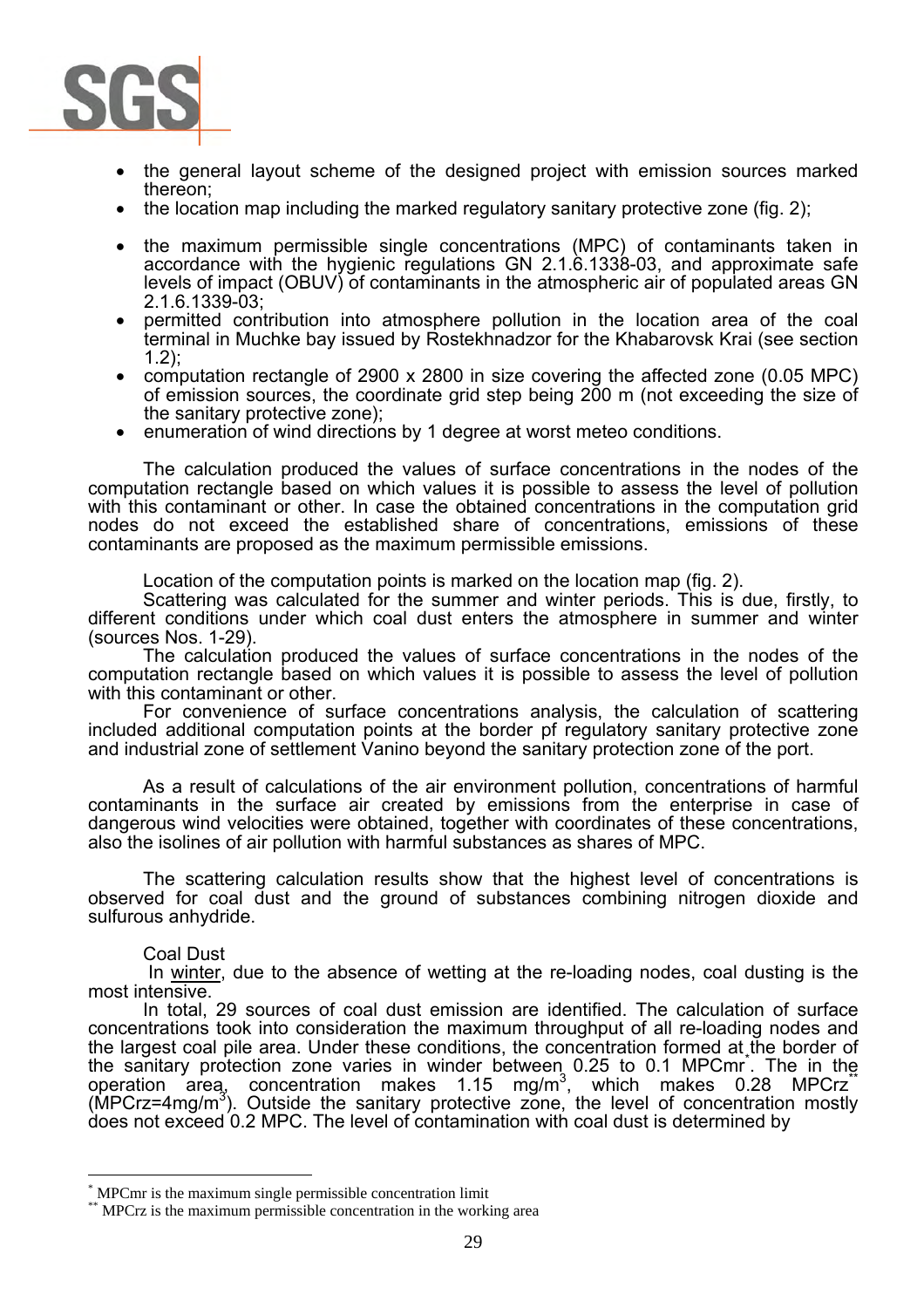- the general layout scheme of the designed project with emission sources marked thereon;
- the location map including the marked regulatory sanitary protective zone (fig. 2);
- the maximum permissible single concentrations (MPC) of contaminants taken in accordance with the hygienic regulations GN 2.1.6.1338-03, and approximate safe levels of impact (OBUV) of contaminants in the atmospheric air of populated areas GN 2.1.6.1339-03;
- permitted contribution into atmosphere pollution in the location area of the coal terminal in Muchke bay issued by Rostekhnadzor for the Khabarovsk Krai (see section 1.2);
- computation rectangle of 2900 x 2800 in size covering the affected zone (0.05 MPC) of emission sources, the coordinate grid step being 200 m (not exceeding the size of the sanitary protective zone);
- enumeration of wind directions by 1 degree at worst meteo conditions.

The calculation produced the values of surface concentrations in the nodes of the computation rectangle based on which values it is possible to assess the level of pollution with this contaminant or other. In case the obtained concentrations in the computation grid nodes do not exceed the established share of concentrations, emissions of these contaminants are proposed as the maximum permissible emissions.

Location of the computation points is marked on the location map (fig. 2).

Scattering was calculated for the summer and winter periods. This is due, firstly, to different conditions under which coal dust enters the atmosphere in summer and winter (sources Nos. 1-29).

The calculation produced the values of surface concentrations in the nodes of the computation rectangle based on which values it is possible to assess the level of pollution with this contaminant or other.

For convenience of surface concentrations analysis, the calculation of scattering included additional computation points at the border pf regulatory sanitary protective zone and industrial zone of settlement Vanino beyond the sanitary protection zone of the port.

As a result of calculations of the air environment pollution, concentrations of harmful contaminants in the surface air created by emissions from the enterprise in case of dangerous wind velocities were obtained, together with coordinates of these concentrations, also the isolines of air pollution with harmful substances as shares of MPC.

The scattering calculation results show that the highest level of concentrations is observed for coal dust and the ground of substances combining nitrogen dioxide and sulfurous anhydride.

Coal Dust

In winter, due to the absence of wetting at the re-loading nodes, coal dusting is the most intensive.

In total, 29 sources of coal dust emission are identified. The calculation of surface concentrations took into consideration the maximum throughput of all re-loading nodes and the largest coal pile area. Under these conditions, the concentration formed at the border of the sanitary protection zone varies in winder between 0.25 to 0.1 MPCmr*. The in the operation area, concentration makes 1.15 $mg/m^3$, which makes 0.28 MPCrz** (MPCrz=4$mg/m^3$). Outside the sanitary protective zone, the level of concentration mostly does not exceed 0.2 MPC. The level of contamination with coal dust is determined by

---

* MPCmr is the maximum single permissible concentration limit

** MPCrz is the maximum permissible concentration in the working area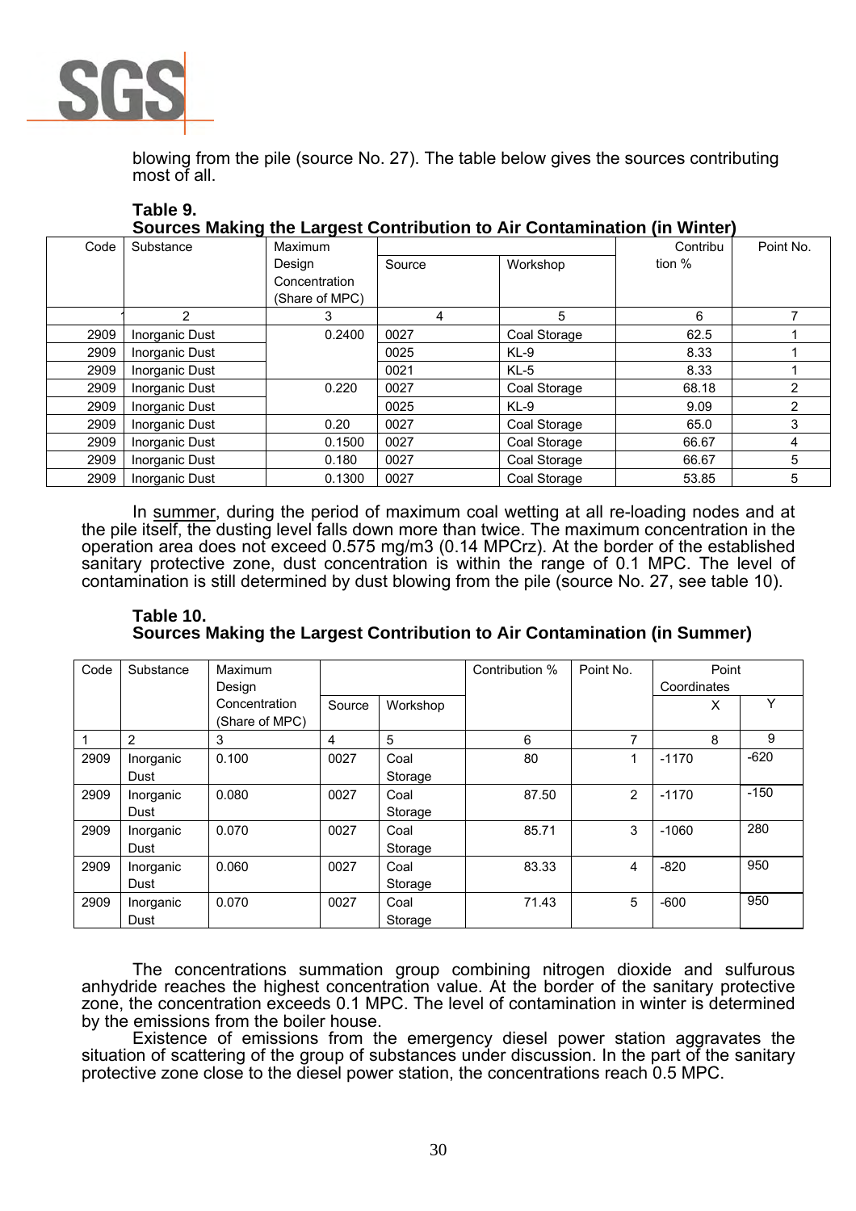blowing from the pile (source No. 27). The table below gives the sources contributing most of all.

**Table 9.**
**Sources Making the Largest Contribution to Air Contamination (in Winter)**

| Code | Substance | Maximum Design Concentration (Share of MPC) | Source | Workshop | Contribution % | Point No. |
|---|---|---|---|---|---|---|
| 1 | 2 | 3 | 4 | 5 | 6 | 7 |
| 2909 | Inorganic Dust | 0.2400 | 0027 | Coal Storage | 62.5 | 1 |
| 2909 | Inorganic Dust | | 0025 | KL-9 | 8.33 | 1 |
| 2909 | Inorganic Dust | | 0021 | KL-5 | 8.33 | 1 |
| 2909 | Inorganic Dust | 0.220 | 0027 | Coal Storage | 68.18 | 2 |
| 2909 | Inorganic Dust | | 0025 | KL-9 | 9.09 | 2 |
| 2909 | Inorganic Dust | 0.20 | 0027 | Coal Storage | 65.0 | 3 |
| 2909 | Inorganic Dust | 0.1500 | 0027 | Coal Storage | 66.67 | 4 |
| 2909 | Inorganic Dust | 0.180 | 0027 | Coal Storage | 66.67 | 5 |
| 2909 | Inorganic Dust | 0.1300 | 0027 | Coal Storage | 53.85 | 5 |

In summer, during the period of maximum coal wetting at all re-loading nodes and at the pile itself, the dusting level falls down more than twice. The maximum concentration in the operation area does not exceed 0.575 mg/m3 (0.14 MPCrz). At the border of the established sanitary protective zone, dust concentration is within the range of 0.1 MPC. The level of contamination is still determined by dust blowing from the pile (source No. 27, see table 10).

**Table 10.**
**Sources Making the Largest Contribution to Air Contamination (in Summer)**

| Code | Substance | Maximum Design Concentration (Share of MPC) | Source | Workshop | Contribution % | Point No. | Point Coordinates X | Y |
|---|---|---|---|---|---|---|---|---|
| 1 | 2 | 3 | 4 | 5 | 6 | 7 | 8 | 9 |
| 2909 | Inorganic Dust | 0.100 | 0027 | Coal Storage | 80 | 1 | -1170 | -620 |
| 2909 | Inorganic Dust | 0.080 | 0027 | Coal Storage | 87.50 | 2 | -1170 | -150 |
| 2909 | Inorganic Dust | 0.070 | 0027 | Coal Storage | 85.71 | 3 | -1060 | 280 |
| 2909 | Inorganic Dust | 0.060 | 0027 | Coal Storage | 83.33 | 4 | -820 | 950 |
| 2909 | Inorganic Dust | 0.070 | 0027 | Coal Storage | 71.43 | 5 | -600 | 950 |

The concentrations summation group combining nitrogen dioxide and sulfurous anhydride reaches the highest concentration value. At the border of the sanitary protective zone, the concentration exceeds 0.1 MPC. The level of contamination in winter is determined by the emissions from the boiler house.

Existence of emissions from the emergency diesel power station aggravates the situation of scattering of the group of substances under discussion. In the part of the sanitary protective zone close to the diesel power station, the concentrations reach 0.5 MPC.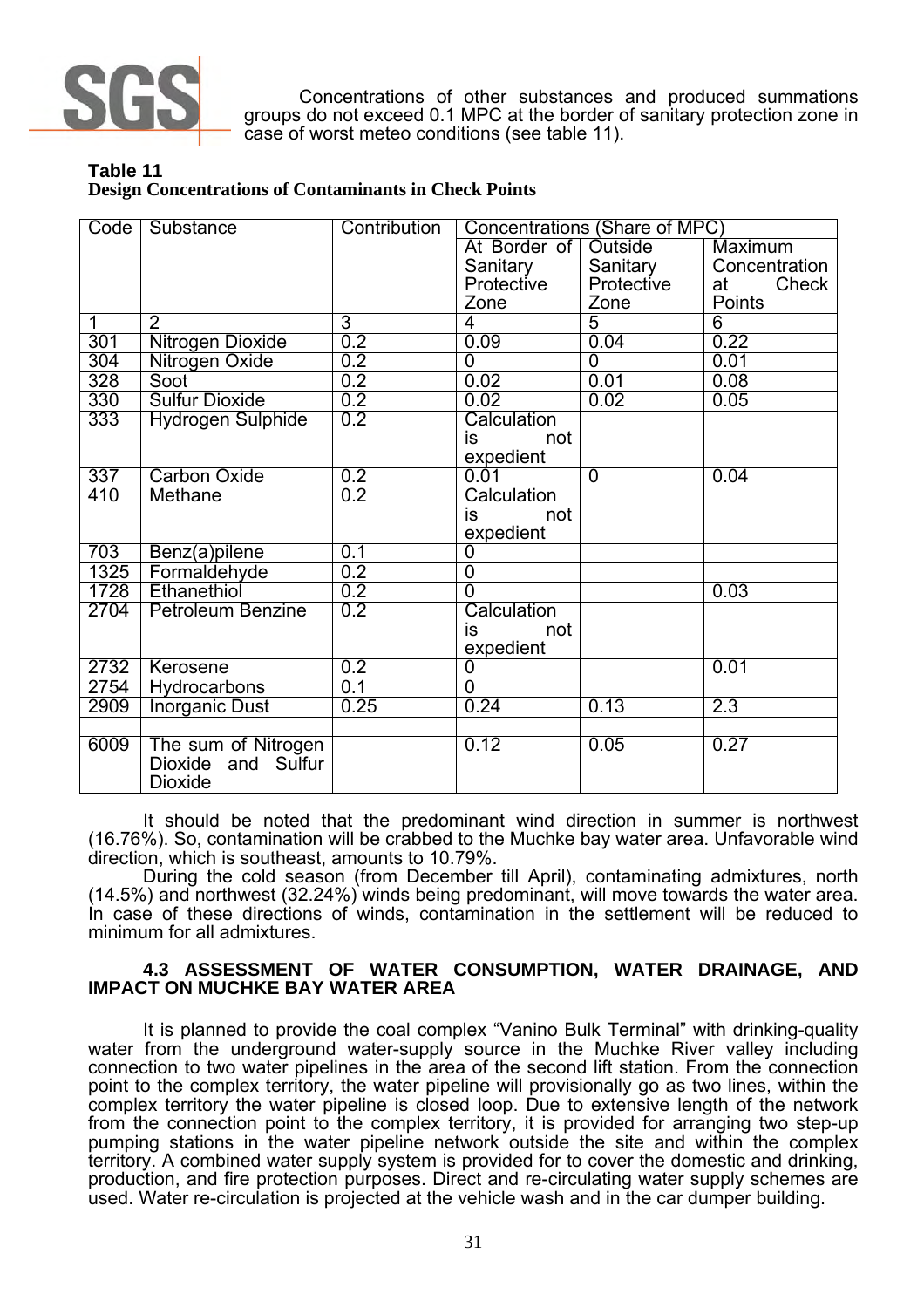Concentrations of other substances and produced summations groups do not exceed 0.1 MPC at the border of sanitary protection zone in case of worst meteo conditions (see table 11).

**Table 11**
**Design Concentrations of Contaminants in Check Points**

| Code | Substance | Contribution | Concentrations (Share of MPC) | | |
|---|---|---|---|---|---|
| | | | At Border of Sanitary Protective Zone | Outside Sanitary Protective Zone | Maximum Concentration at Check Points |
| 1 | 2 | 3 | 4 | 5 | 6 |
| 301 | Nitrogen Dioxide | 0.2 | 0.09 | 0.04 | 0.22 |
| 304 | Nitrogen Oxide | 0.2 | 0 | 0 | 0.01 |
| 328 | Soot | 0.2 | 0.02 | 0.01 | 0.08 |
| 330 | Sulfur Dioxide | 0.2 | 0.02 | 0.02 | 0.05 |
| 333 | Hydrogen Sulphide | 0.2 | Calculation is not expedient | | |
| 337 | Carbon Oxide | 0.2 | 0.01 | 0 | 0.04 |
| 410 | Methane | 0.2 | Calculation is not expedient | | |
| 703 | Benz(a)pilene | 0.1 | 0 | | |
| 1325 | Formaldehyde | 0.2 | 0 | | |
| 1728 | Ethanethiol | 0.2 | 0 | | 0.03 |
| 2704 | Petroleum Benzine | 0.2 | Calculation is not expedient | | |
| 2732 | Kerosene | 0.2 | 0 | | 0.01 |
| 2754 | Hydrocarbons | 0.1 | 0 | | |
| 2909 | Inorganic Dust | 0.25 | 0.24 | 0.13 | 2.3 |
| | | | | | |
| 6009 | The sum of Nitrogen Dioxide and Sulfur Dioxide | | 0.12 | 0.05 | 0.27 |

It should be noted that the predominant wind direction in summer is northwest (16.76%). So, contamination will be crabbed to the Muchke bay water area. Unfavorable wind direction, which is southeast, amounts to 10.79%.

During the cold season (from December till April), contaminating admixtures, north (14.5%) and northwest (32.24%) winds being predominant, will move towards the water area. In case of these directions of winds, contamination in the settlement will be reduced to minimum for all admixtures.

### 4.3 ASSESSMENT OF WATER CONSUMPTION, WATER DRAINAGE, AND IMPACT ON MUCHKE BAY WATER AREA

It is planned to provide the coal complex "Vanino Bulk Terminal" with drinking-quality water from the underground water-supply source in the Muchke River valley including connection to two water pipelines in the area of the second lift station. From the connection point to the complex territory, the water pipeline will provisionally go as two lines, within the complex territory the water pipeline is closed loop. Due to extensive length of the network from the connection point to the complex territory, it is provided for arranging two step-up pumping stations in the water pipeline network outside the site and within the complex territory. A combined water supply system is provided for to cover the domestic and drinking, production, and fire protection purposes. Direct and re-circulating water supply schemes are used. Water re-circulation is projected at the vehicle wash and in the car dumper building.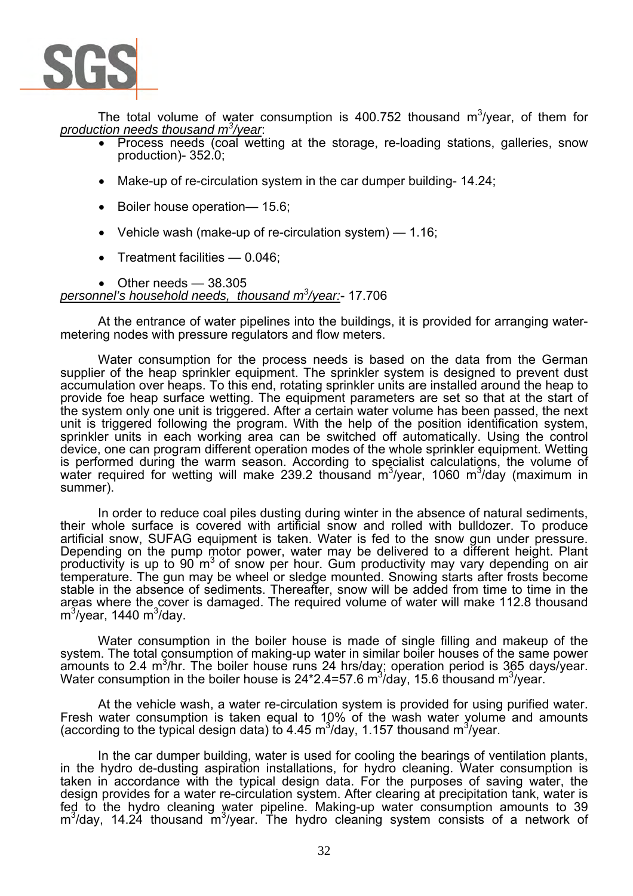The total volume of water consumption is 400.752 thousand $m^3$/year, of them for *production needs thousand $m^3$/year*:

- Process needs (coal wetting at the storage, re-loading stations, galleries, snow production)- 352.0;
- Make-up of re-circulation system in the car dumper building- 14.24;
- Boiler house operation— 15.6;
- Vehicle wash (make-up of re-circulation system) — 1.16;
- Treatment facilities — 0.046;
- Other needs — 38.305

*personnel's household needs, thousand $m^3$/year:*- 17.706

At the entrance of water pipelines into the buildings, it is provided for arranging water-metering nodes with pressure regulators and flow meters.

Water consumption for the process needs is based on the data from the German supplier of the heap sprinkler equipment. The sprinkler system is designed to prevent dust accumulation over heaps. To this end, rotating sprinkler units are installed around the heap to provide foe heap surface wetting. The equipment parameters are set so that at the start of the system only one unit is triggered. After a certain water volume has been passed, the next unit is triggered following the program. With the help of the position identification system, sprinkler units in each working area can be switched off automatically. Using the control device, one can program different operation modes of the whole sprinkler equipment. Wetting is performed during the warm season. According to specialist calculations, the volume of water required for wetting will make 239.2 thousand $m^3$/year, 1060 $m^3$/day (maximum in summer).

In order to reduce coal piles dusting during winter in the absence of natural sediments, their whole surface is covered with artificial snow and rolled with bulldozer. To produce artificial snow, SUFAG equipment is taken. Water is fed to the snow gun under pressure. Depending on the pump motor power, water may be delivered to a different height. Plant productivity is up to 90 $m^3$ of snow per hour. Gum productivity may vary depending on air temperature. The gun may be wheel or sledge mounted. Snowing starts after frosts become stable in the absence of sediments. Thereafter, snow will be added from time to time in the areas where the cover is damaged. The required volume of water will make 112.8 thousand $m^3$/year, 1440 $m^3$/day.

Water consumption in the boiler house is made of single filling and makeup of the system. The total consumption of making-up water in similar boiler houses of the same power amounts to 2.4 $m^3$/hr. The boiler house runs 24 hrs/day; operation period is 365 days/year. Water consumption in the boiler house is 24*2.4=57.6 $m^3$/day, 15.6 thousand $m^3$/year.

At the vehicle wash, a water re-circulation system is provided for using purified water. Fresh water consumption is taken equal to 10% of the wash water volume and amounts (according to the typical design data) to 4.45 $m^3$/day, 1.157 thousand $m^3$/year.

In the car dumper building, water is used for cooling the bearings of ventilation plants, in the hydro de-dusting aspiration installations, for hydro cleaning. Water consumption is taken in accordance with the typical design data. For the purposes of saving water, the design provides for a water re-circulation system. After clearing at precipitation tank, water is fed to the hydro cleaning water pipeline. Making-up water consumption amounts to 39 $m^3$/day, 14.24 thousand $m^3$/year. The hydro cleaning system consists of a network of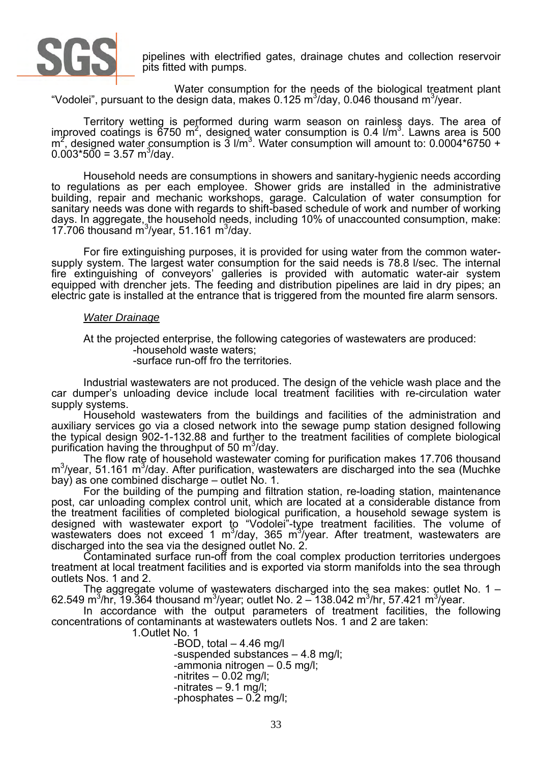pipelines with electrified gates, drainage chutes and collection reservoir pits fitted with pumps.

Water consumption for the needs of the biological treatment plant "Vodolei", pursuant to the design data, makes 0.125 $m^3$/day, 0.046 thousand $m^3$/year.

Territory wetting is performed during warm season on rainless days. The area of improved coatings is 6750 $m^2$, designed water consumption is 0.4 $l/m^3$. Lawns area is 500 $m^2$, designed water consumption is 3 $l/m^3$. Water consumption will amount to: $0.0004*6750 + 0.003*500 = 3.57$ $m^3$/day.

Household needs are consumptions in showers and sanitary-hygienic needs according to regulations as per each employee. Shower grids are installed in the administrative building, repair and mechanic workshops, garage. Calculation of water consumption for sanitary needs was done with regards to shift-based schedule of work and number of working days. In aggregate, the household needs, including 10% of unaccounted consumption, make: 17.706 thousand $m^3$/year, 51.161 $m^3$/day.

For fire extinguishing purposes, it is provided for using water from the common water-supply system. The largest water consumption for the said needs is 78.8 l/sec. The internal fire extinguishing of conveyors' galleries is provided with automatic water-air system equipped with drencher jets. The feeding and distribution pipelines are laid in dry pipes; an electric gate is installed at the entrance that is triggered from the mounted fire alarm sensors.

*Water Drainage*

At the projected enterprise, the following categories of wastewaters are produced:

-household waste waters;

-surface run-off fro the territories.

Industrial wastewaters are not produced. The design of the vehicle wash place and the car dumper's unloading device include local treatment facilities with re-circulation water supply systems.

Household wastewaters from the buildings and facilities of the administration and auxiliary services go via a closed network into the sewage pump station designed following the typical design 902-1-132.88 and further to the treatment facilities of complete biological purification having the throughput of 50 $m^3$/day.

The flow rate of household wastewater coming for purification makes 17.706 thousand $m^3$/year, 51.161 $m^3$/day. After purification, wastewaters are discharged into the sea (Muchke bay) as one combined discharge – outlet No. 1.

For the building of the pumping and filtration station, re-loading station, maintenance post, car unloading complex control unit, which are located at a considerable distance from the treatment facilities of completed biological purification, a household sewage system is designed with wastewater export to "Vodolei"-type treatment facilities. The volume of wastewaters does not exceed 1 $m^3$/day, 365 $m^3$/year. After treatment, wastewaters are discharged into the sea via the designed outlet No. 2.

Contaminated surface run-off from the coal complex production territories undergoes treatment at local treatment facilities and is exported via storm manifolds into the sea through outlets Nos. 1 and 2.

The aggregate volume of wastewaters discharged into the sea makes: outlet No. 1 – 62.549 $m^3$/hr, 19.364 thousand $m^3$/year; outlet No. 2 – 138.042 $m^3$/hr, 57.421 $m^3$/year.

In accordance with the output parameters of treatment facilities, the following concentrations of contaminants at wastewaters outlets Nos. 1 and 2 are taken:

1.Outlet No. 1

-BOD, total – 4.46 mg/l

-suspended substances – 4.8 mg/l;

-ammonia nitrogen – 0.5 mg/l;

-nitrites – 0.02 mg/l;

-nitrates – 9.1 mg/l;

-phosphates – 0.2 mg/l;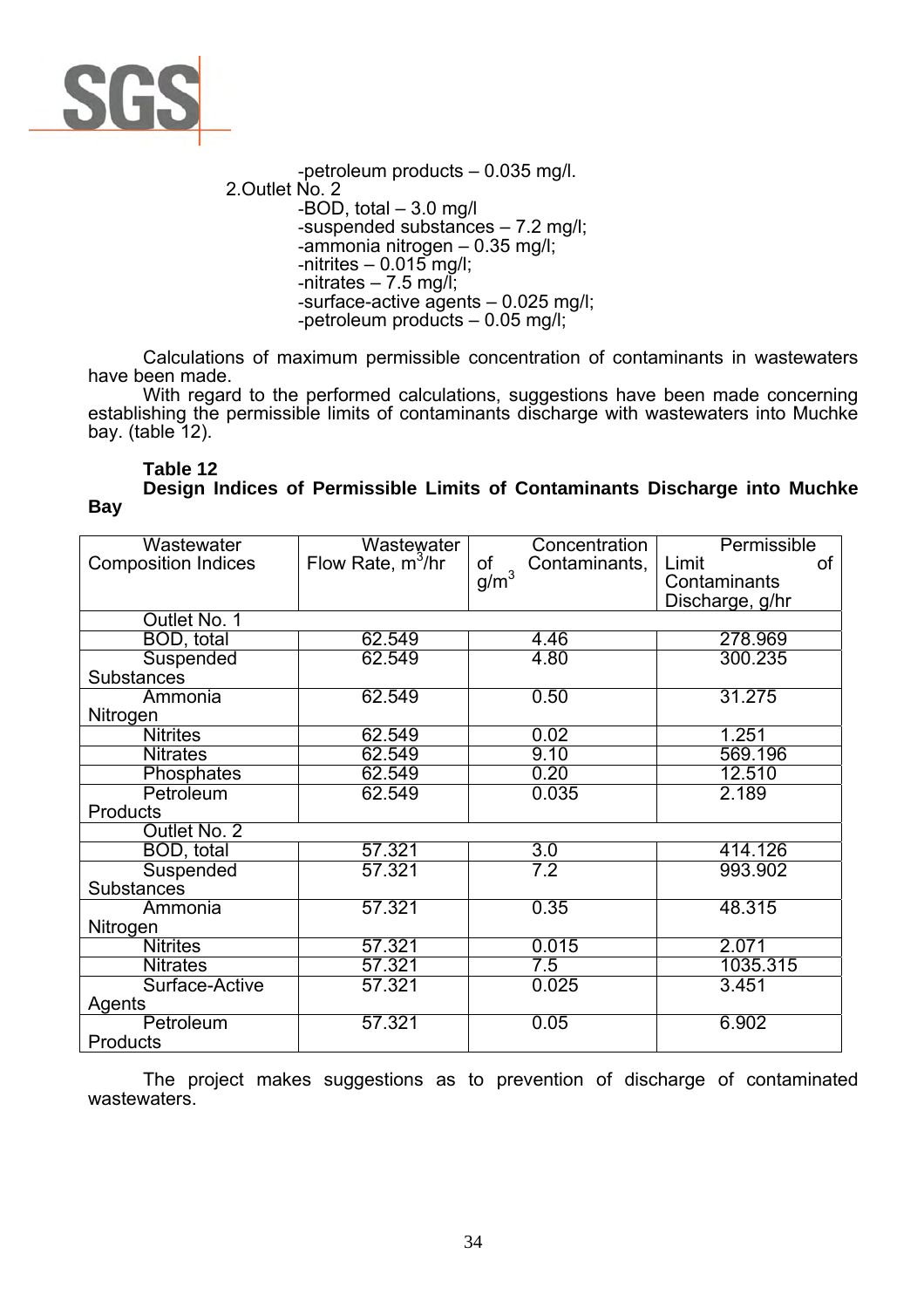-petroleum products – 0.035 mg/l.

2.Outlet No. 2

-BOD, total – 3.0 mg/l

-suspended substances – 7.2 mg/l;

-ammonia nitrogen – 0.35 mg/l;

-nitrites – 0.015 mg/l;

-nitrates – 7.5 mg/l;

-surface-active agents – 0.025 mg/l;

-petroleum products – 0.05 mg/l;

Calculations of maximum permissible concentration of contaminants in wastewaters have been made.

With regard to the performed calculations, suggestions have been made concerning establishing the permissible limits of contaminants discharge with wastewaters into Muchke bay. (table 12).

**Table 12**

**Design Indices of Permissible Limits of Contaminants Discharge into Muchke Bay**

| Wastewater Composition Indices | Wastewater Flow Rate, $m^3$/hr | Concentration of Contaminants, $g/m^3$ | Permissible Limit of Contaminants Discharge, g/hr |
|---|---|---|---|
| Outlet No. 1 | | | |
| BOD, total | 62.549 | 4.46 | 278.969 |
| Suspended Substances | 62.549 | 4.80 | 300.235 |
| Ammonia Nitrogen | 62.549 | 0.50 | 31.275 |
| Nitrites | 62.549 | 0.02 | 1.251 |
| Nitrates | 62.549 | 9.10 | 569.196 |
| Phosphates | 62.549 | 0.20 | 12.510 |
| Petroleum Products | 62.549 | 0.035 | 2.189 |
| Outlet No. 2 | | | |
| BOD, total | 57.321 | 3.0 | 414.126 |
| Suspended Substances | 57.321 | 7.2 | 993.902 |
| Ammonia Nitrogen | 57.321 | 0.35 | 48.315 |
| Nitrites | 57.321 | 0.015 | 2.071 |
| Nitrates | 57.321 | 7.5 | 1035.315 |
| Surface-Active Agents | 57.321 | 0.025 | 3.451 |
| Petroleum Products | 57.321 | 0.05 | 6.902 |

The project makes suggestions as to prevention of discharge of contaminated wastewaters.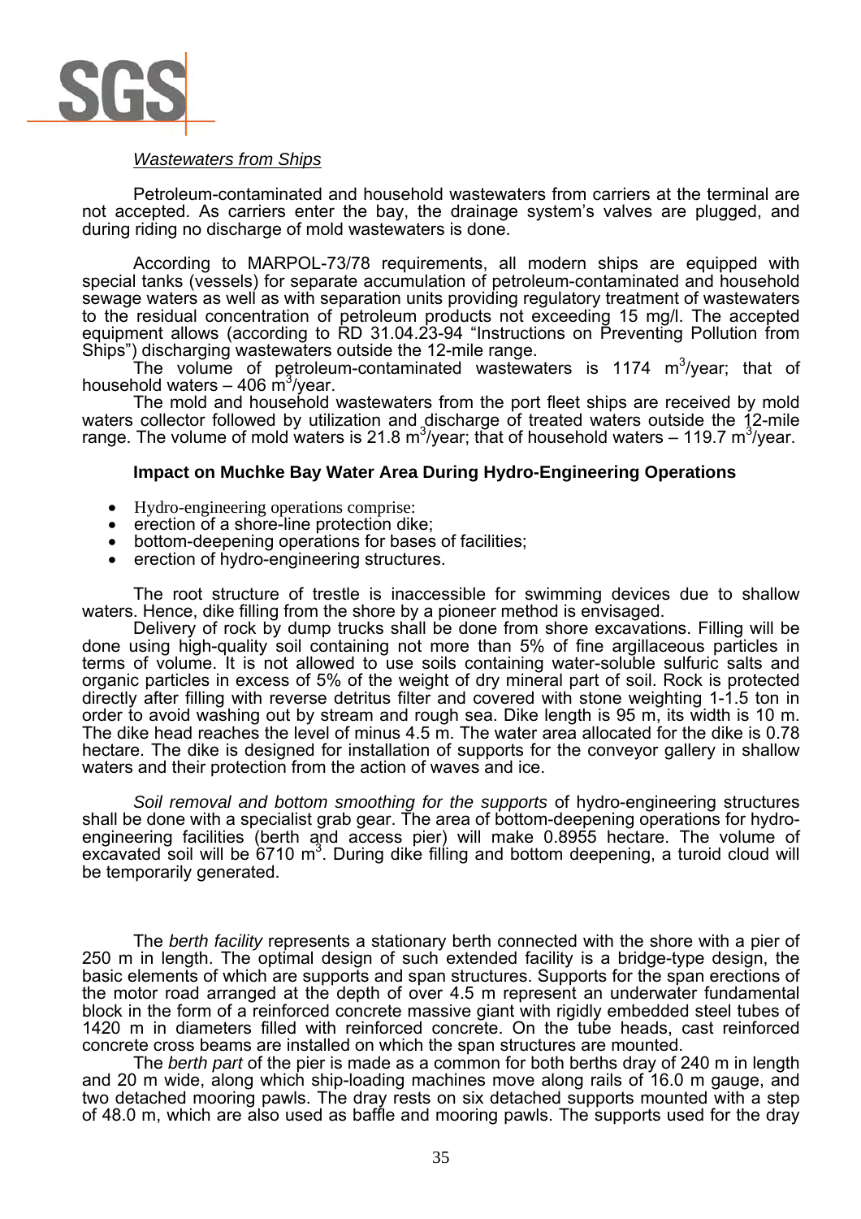*Wastewaters from Ships*

Petroleum-contaminated and household wastewaters from carriers at the terminal are not accepted. As carriers enter the bay, the drainage system's valves are plugged, and during riding no discharge of mold wastewaters is done.

According to MARPOL-73/78 requirements, all modern ships are equipped with special tanks (vessels) for separate accumulation of petroleum-contaminated and household sewage waters as well as with separation units providing regulatory treatment of wastewaters to the residual concentration of petroleum products not exceeding 15 mg/l. The accepted equipment allows (according to RD 31.04.23-94 "Instructions on Preventing Pollution from Ships") discharging wastewaters outside the 12-mile range.

The volume of petroleum-contaminated wastewaters is 1174 $m^3$/year; that of household waters – 406 $m^3$/year.

The mold and household wastewaters from the port fleet ships are received by mold waters collector followed by utilization and discharge of treated waters outside the 12-mile range. The volume of mold waters is 21.8 $m^3$/year; that of household waters – 119.7 $m^3$/year.

### Impact on Muchke Bay Water Area During Hydro-Engineering Operations

- Hydro-engineering operations comprise:
- erection of a shore-line protection dike;
- bottom-deepening operations for bases of facilities;
- erection of hydro-engineering structures.

The root structure of trestle is inaccessible for swimming devices due to shallow waters. Hence, dike filling from the shore by a pioneer method is envisaged.

Delivery of rock by dump trucks shall be done from shore excavations. Filling will be done using high-quality soil containing not more than 5% of fine argillaceous particles in terms of volume. It is not allowed to use soils containing water-soluble sulfuric salts and organic particles in excess of 5% of the weight of dry mineral part of soil. Rock is protected directly after filling with reverse detritus filter and covered with stone weighting 1-1.5 ton in order to avoid washing out by stream and rough sea. Dike length is 95 m, its width is 10 m. The dike head reaches the level of minus 4.5 m. The water area allocated for the dike is 0.78 hectare. The dike is designed for installation of supports for the conveyor gallery in shallow waters and their protection from the action of waves and ice.

*Soil removal and bottom smoothing for the supports* of hydro-engineering structures shall be done with a specialist grab gear. The area of bottom-deepening operations for hydro-engineering facilities (berth and access pier) will make 0.8955 hectare. The volume of excavated soil will be 6710 $m^3$. During dike filling and bottom deepening, a turoid cloud will be temporarily generated.

The *berth facility* represents a stationary berth connected with the shore with a pier of 250 m in length. The optimal design of such extended facility is a bridge-type design, the basic elements of which are supports and span structures. Supports for the span erections of the motor road arranged at the depth of over 4.5 m represent an underwater fundamental block in the form of a reinforced concrete massive giant with rigidly embedded steel tubes of 1420 m in diameters filled with reinforced concrete. On the tube heads, cast reinforced concrete cross beams are installed on which the span structures are mounted.

The *berth part* of the pier is made as a common for both berths dray of 240 m in length and 20 m wide, along which ship-loading machines move along rails of 16.0 m gauge, and two detached mooring pawls. The dray rests on six detached supports mounted with a step of 48.0 m, which are also used as baffle and mooring pawls. The supports used for the dray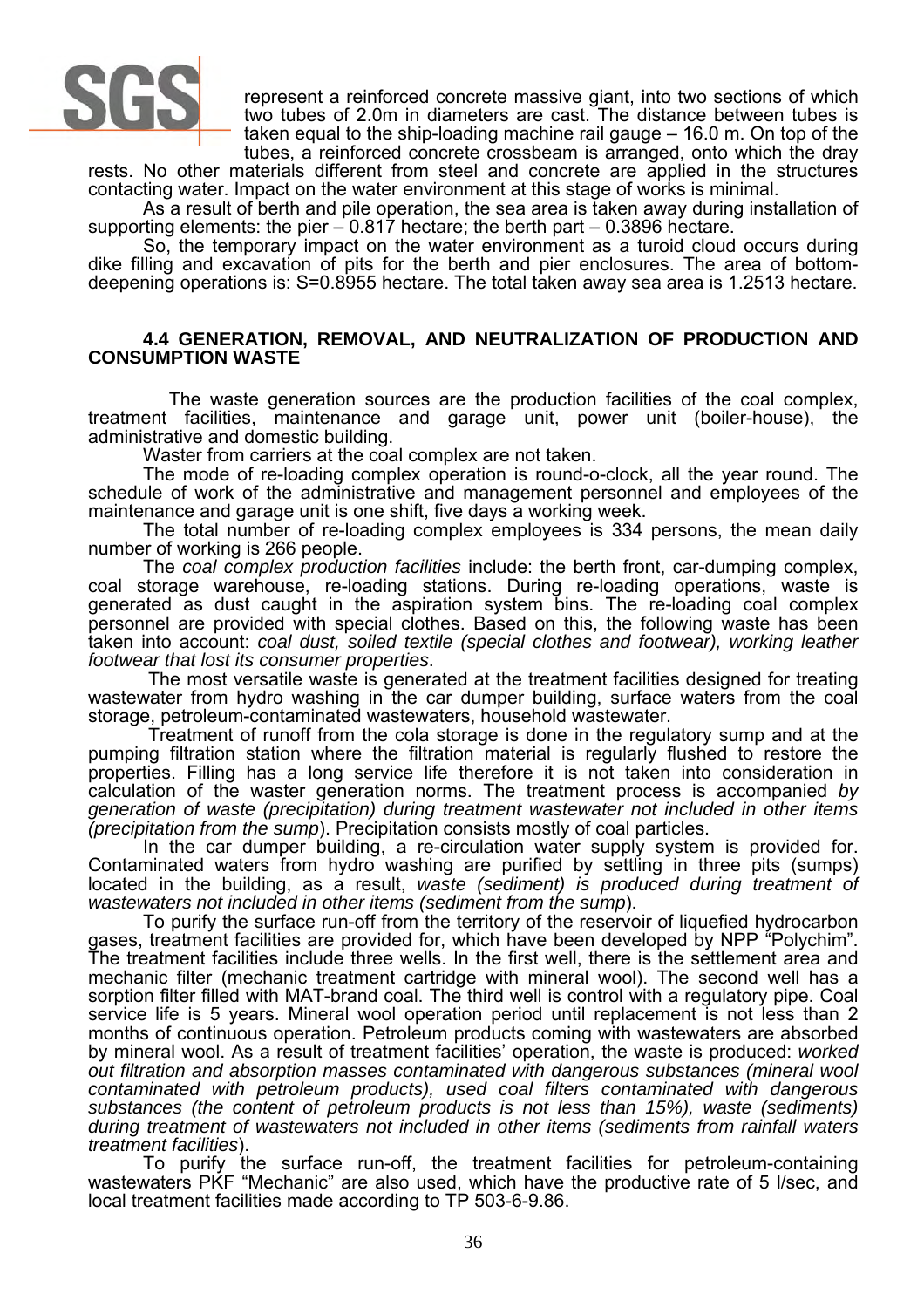represent a reinforced concrete massive giant, into two sections of which two tubes of 2.0m in diameters are cast. The distance between tubes is taken equal to the ship-loading machine rail gauge – 16.0 m. On top of the tubes, a reinforced concrete crossbeam is arranged, onto which the dray rests. No other materials different from steel and concrete are applied in the structures contacting water. Impact on the water environment at this stage of works is minimal.

As a result of berth and pile operation, the sea area is taken away during installation of supporting elements: the pier – 0.817 hectare; the berth part – 0.3896 hectare.

So, the temporary impact on the water environment as a turoid cloud occurs during dike filling and excavation of pits for the berth and pier enclosures. The area of bottom-deepening operations is: S=0.8955 hectare. The total taken away sea area is 1.2513 hectare.

### 4.4 GENERATION, REMOVAL, AND NEUTRALIZATION OF PRODUCTION AND CONSUMPTION WASTE

The waste generation sources are the production facilities of the coal complex, treatment facilities, maintenance and garage unit, power unit (boiler-house), the administrative and domestic building.

Waster from carriers at the coal complex are not taken.

The mode of re-loading complex operation is round-o-clock, all the year round. The schedule of work of the administrative and management personnel and employees of the maintenance and garage unit is one shift, five days a working week.

The total number of re-loading complex employees is 334 persons, the mean daily number of working is 266 people.

The *coal complex production facilities* include: the berth front, car-dumping complex, coal storage warehouse, re-loading stations. During re-loading operations, waste is generated as dust caught in the aspiration system bins. The re-loading coal complex personnel are provided with special clothes. Based on this, the following waste has been taken into account: *coal dust, soiled textile (special clothes and footwear), working leather footwear that lost its consumer properties*.

The most versatile waste is generated at the treatment facilities designed for treating wastewater from hydro washing in the car dumper building, surface waters from the coal storage, petroleum-contaminated wastewaters, household wastewater.

Treatment of runoff from the cola storage is done in the regulatory sump and at the pumping filtration station where the filtration material is regularly flushed to restore the properties. Filling has a long service life therefore it is not taken into consideration in calculation of the waster generation norms. The treatment process is accompanied *by generation of waste (precipitation) during treatment wastewater not included in other items (precipitation from the sump*). Precipitation consists mostly of coal particles.

In the car dumper building, a re-circulation water supply system is provided for. Contaminated waters from hydro washing are purified by settling in three pits (sumps) located in the building, as a result, *waste (sediment) is produced during treatment of wastewaters not included in other items (sediment from the sump*).

To purify the surface run-off from the territory of the reservoir of liquefied hydrocarbon gases, treatment facilities are provided for, which have been developed by NPP "Polychim". The treatment facilities include three wells. In the first well, there is the settlement area and mechanic filter (mechanic treatment cartridge with mineral wool). The second well has a sorption filter filled with MAT-brand coal. The third well is control with a regulatory pipe. Coal service life is 5 years. Mineral wool operation period until replacement is not less than 2 months of continuous operation. Petroleum products coming with wastewaters are absorbed by mineral wool. As a result of treatment facilities' operation, the waste is produced: *worked out filtration and absorption masses contaminated with dangerous substances (mineral wool contaminated with petroleum products), used coal filters contaminated with dangerous substances (the content of petroleum products is not less than 15%), waste (sediments) during treatment of wastewaters not included in other items (sediments from rainfall waters treatment facilities*).

To purify the surface run-off, the treatment facilities for petroleum-containing wastewaters PKF "Mechanic" are also used, which have the productive rate of 5 l/sec, and local treatment facilities made according to TP 503-6-9.86.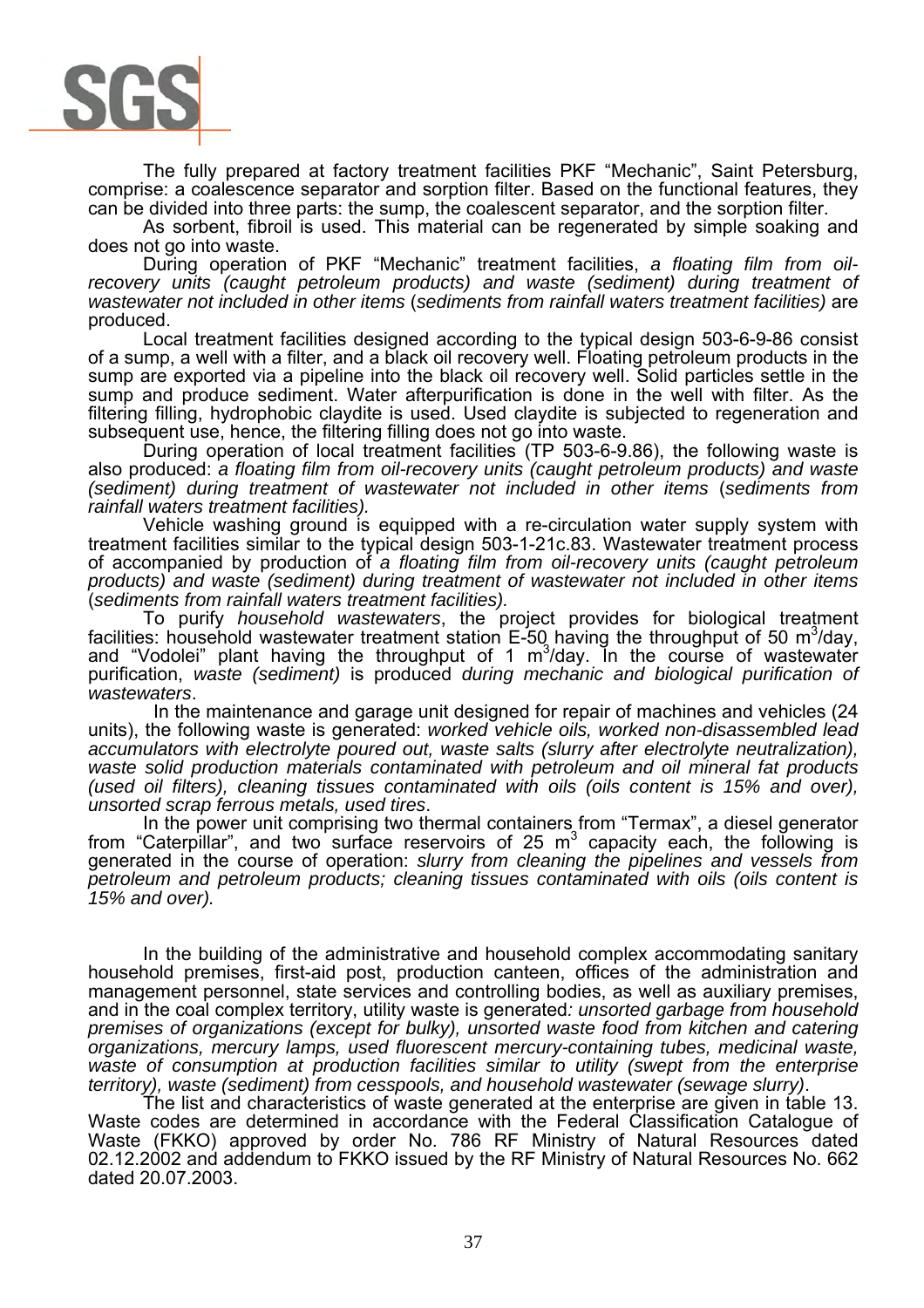The fully prepared at factory treatment facilities PKF "Mechanic", Saint Petersburg, comprise: a coalescence separator and sorption filter. Based on the functional features, they can be divided into three parts: the sump, the coalescent separator, and the sorption filter.

As sorbent, fibroil is used. This material can be regenerated by simple soaking and does not go into waste.

During operation of PKF "Mechanic" treatment facilities, *a floating film from oil-recovery units (caught petroleum products) and waste (sediment) during treatment of wastewater not included in other items* (*sediments from rainfall waters treatment facilities)* are produced.

Local treatment facilities designed according to the typical design 503-6-9-86 consist of a sump, a well with a filter, and a black oil recovery well. Floating petroleum products in the sump are exported via a pipeline into the black oil recovery well. Solid particles settle in the sump and produce sediment. Water afterpurification is done in the well with filter. As the filtering filling, hydrophobic claydite is used. Used claydite is subjected to regeneration and subsequent use, hence, the filtering filling does not go into waste.

During operation of local treatment facilities (TP 503-6-9.86), the following waste is also produced: *a floating film from oil-recovery units (caught petroleum products) and waste (sediment) during treatment of wastewater not included in other items* (*sediments from rainfall waters treatment facilities).*

Vehicle washing ground is equipped with a re-circulation water supply system with treatment facilities similar to the typical design 503-1-21c.83. Wastewater treatment process of accompanied by production of *a floating film from oil-recovery units (caught petroleum products) and waste (sediment) during treatment of wastewater not included in other items* (*sediments from rainfall waters treatment facilities).*

To purify *household wastewaters*, the project provides for biological treatment facilities: household wastewater treatment station E-50 having the throughput of 50 $m^3$/day, and "Vodolei" plant having the throughput of 1 $m^3$/day. In the course of wastewater purification, *waste (sediment)* is produced *during mechanic and biological purification of wastewaters*.

In the maintenance and garage unit designed for repair of machines and vehicles (24 units), the following waste is generated: *worked vehicle oils, worked non-disassembled lead accumulators with electrolyte poured out, waste salts (slurry after electrolyte neutralization), waste solid production materials contaminated with petroleum and oil mineral fat products (used oil filters), cleaning tissues contaminated with oils (oils content is 15% and over), unsorted scrap ferrous metals, used tires*.

In the power unit comprising two thermal containers from "Termax", a diesel generator from "Caterpillar", and two surface reservoirs of 25 $m^3$ capacity each, the following is generated in the course of operation: *slurry from cleaning the pipelines and vessels from petroleum and petroleum products; cleaning tissues contaminated with oils (oils content is 15% and over).*

In the building of the administrative and household complex accommodating sanitary household premises, first-aid post, production canteen, offices of the administration and management personnel, state services and controlling bodies, as well as auxiliary premises, and in the coal complex territory, utility waste is generated*: unsorted garbage from household premises of organizations (except for bulky), unsorted waste food from kitchen and catering organizations, mercury lamps, used fluorescent mercury-containing tubes, medicinal waste, waste of consumption at production facilities similar to utility (swept from the enterprise territory), waste (sediment) from cesspools, and household wastewater (sewage slurry)*.

The list and characteristics of waste generated at the enterprise are given in table 13. Waste codes are determined in accordance with the Federal Classification Catalogue of Waste (FKKO) approved by order No. 786 RF Ministry of Natural Resources dated 02.12.2002 and addendum to FKKO issued by the RF Ministry of Natural Resources No. 662 dated 20.07.2003.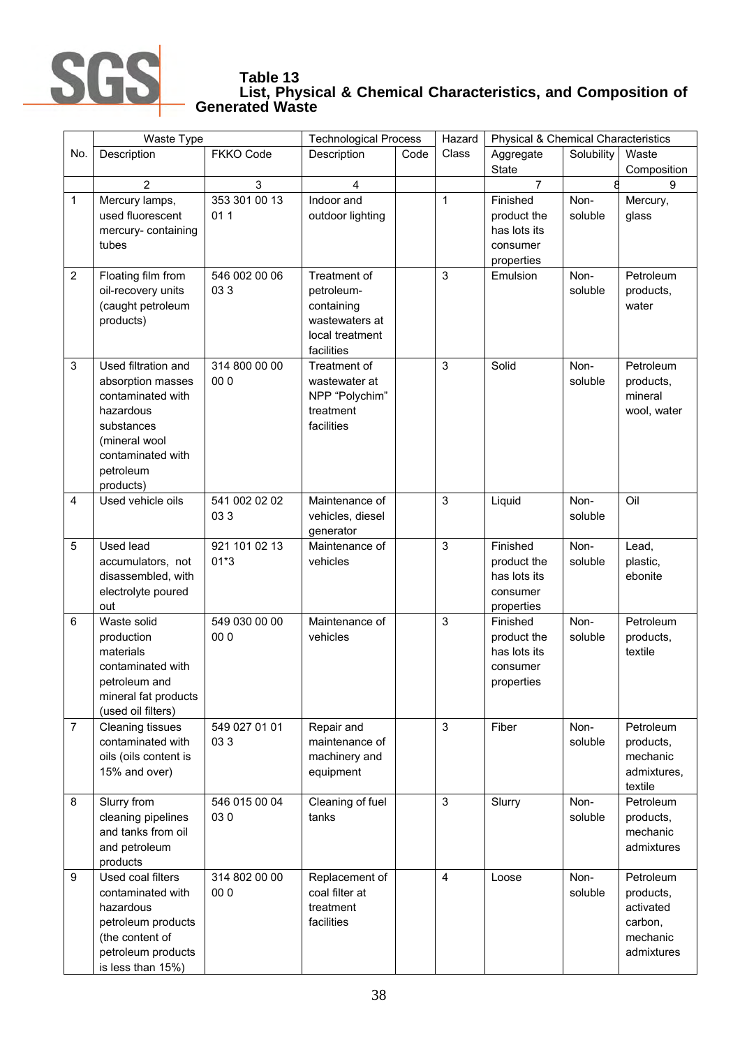**Table 13**
**List, Physical & Chemical Characteristics, and Composition of Generated Waste**

| No. | Waste Type | | Technological Process | | Hazard Class | Physical & Chemical Characteristics | | |
|---|---|---|---|---|---|---|---|---|
| | Description | FKKO Code | Description | Code | | Aggregate State | Solubility | Waste Composition |
| | 2 | 3 | 4 | | | 7 | 8 | 9 |
| 1 | Mercury lamps, used fluorescent mercury- containing tubes | 353 301 00 13 01 1 | Indoor and outdoor lighting | | 1 | Finished product the has lots its consumer properties | Non-soluble | Mercury, glass |
| 2 | Floating film from oil-recovery units (caught petroleum products) | 546 002 00 06 03 3 | Treatment of petroleum-containing wastewaters at local treatment facilities | | 3 | Emulsion | Non-soluble | Petroleum products, water |
| 3 | Used filtration and absorption masses contaminated with hazardous substances (mineral wool contaminated with petroleum products) | 314 800 00 00 00 0 | Treatment of wastewater at NPP "Polychim" treatment facilities | | 3 | Solid | Non-soluble | Petroleum products, mineral wool, water |
| 4 | Used vehicle oils | 541 002 02 02 03 3 | Maintenance of vehicles, diesel generator | | 3 | Liquid | Non-soluble | Oil |
| 5 | Used lead accumulators, not disassembled, with electrolyte poured out | 921 101 02 13 01*3 | Maintenance of vehicles | | 3 | Finished product the has lots its consumer properties | Non-soluble | Lead, plastic, ebonite |
| 6 | Waste solid production materials contaminated with petroleum and mineral fat products (used oil filters) | 549 030 00 00 00 0 | Maintenance of vehicles | | 3 | Finished product the has lots its consumer properties | Non-soluble | Petroleum products, textile |
| 7 | Cleaning tissues contaminated with oils (oils content is 15% and over) | 549 027 01 01 03 3 | Repair and maintenance of machinery and equipment | | 3 | Fiber | Non-soluble | Petroleum products, mechanic admixtures, textile |
| 8 | Slurry from cleaning pipelines and tanks from oil and petroleum products | 546 015 00 04 03 0 | Cleaning of fuel tanks | | 3 | Slurry | Non-soluble | Petroleum products, mechanic admixtures |
| 9 | Used coal filters contaminated with hazardous petroleum products (the content of petroleum products is less than 15%) | 314 802 00 00 00 0 | Replacement of coal filter at treatment facilities | | 4 | Loose | Non-soluble | Petroleum products, activated carbon, mechanic admixtures |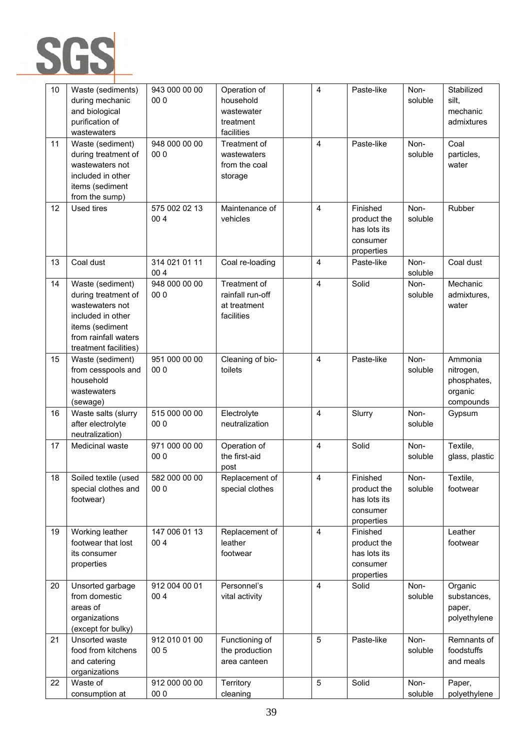| 10 | Waste (sediments) during mechanic and biological purification of wastewaters | 943 000 00 00 00 0 | Operation of household wastewater treatment facilities | | 4 | Paste-like | Non-soluble | Stabilized silt, mechanic admixtures |
|---|---|---|---|---|---|---|---|---|
| 11 | Waste (sediment) during treatment of wastewaters not included in other items (sediment from the sump) | 948 000 00 00 00 0 | Treatment of wastewaters from the coal storage | | 4 | Paste-like | Non-soluble | Coal particles, water |
| 12 | Used tires | 575 002 02 13 00 4 | Maintenance of vehicles | | 4 | Finished product the has lots its consumer properties | Non-soluble | Rubber |
| 13 | Coal dust | 314 021 01 11 00 4 | Coal re-loading | | 4 | Paste-like | Non-soluble | Coal dust |
| 14 | Waste (sediment) during treatment of wastewaters not included in other items (sediment from rainfall waters treatment facilities) | 948 000 00 00 00 0 | Treatment of rainfall run-off at treatment facilities | | 4 | Solid | Non-soluble | Mechanic admixtures, water |
| 15 | Waste (sediment) from cesspools and household wastewaters (sewage) | 951 000 00 00 00 0 | Cleaning of bio-toilets | | 4 | Paste-like | Non-soluble | Ammonia nitrogen, phosphates, organic compounds |
| 16 | Waste salts (slurry after electrolyte neutralization) | 515 000 00 00 00 0 | Electrolyte neutralization | | 4 | Slurry | Non-soluble | Gypsum |
| 17 | Medicinal waste | 971 000 00 00 00 0 | Operation of the first-aid post | | 4 | Solid | Non-soluble | Textile, glass, plastic |
| 18 | Soiled textile (used special clothes and footwear) | 582 000 00 00 00 0 | Replacement of special clothes | | 4 | Finished product the has lots its consumer properties | Non-soluble | Textile, footwear |
| 19 | Working leather footwear that lost its consumer properties | 147 006 01 13 00 4 | Replacement of leather footwear | | 4 | Finished product the has lots its consumer properties | | Leather footwear |
| 20 | Unsorted garbage from domestic areas of organizations (except for bulky) | 912 004 00 01 00 4 | Personnel's vital activity | | 4 | Solid | Non-soluble | Organic substances, paper, polyethylene |
| 21 | Unsorted waste food from kitchens and catering organizations | 912 010 01 00 00 5 | Functioning of the production area canteen | | 5 | Paste-like | Non-soluble | Remnants of foodstuffs and meals |
| 22 | Waste of consumption at | 912 000 00 00 00 0 | Territory cleaning | | 5 | Solid | Non-soluble | Paper, polyethylene |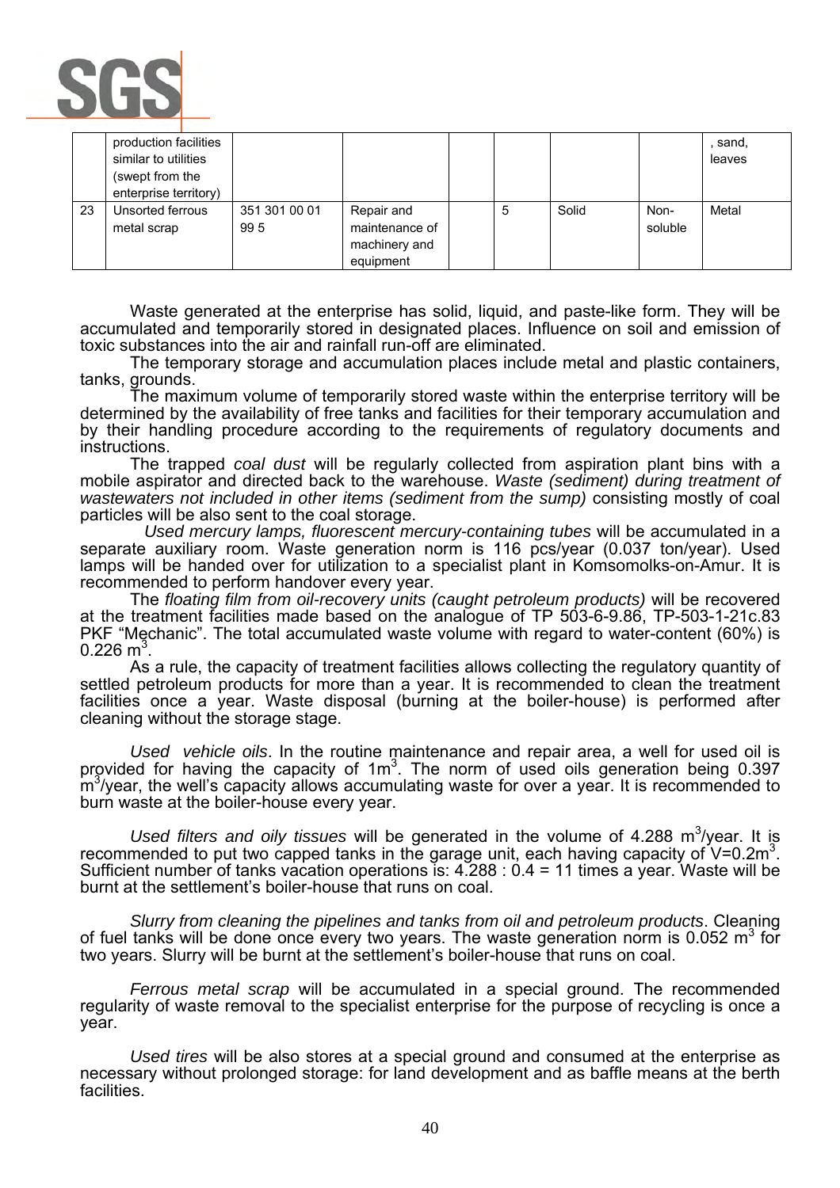|  |  |  |  |  |  |  |  |  |
|---|---|---|---|---|---|---|---|---|
|  | production facilities similar to utilities (swept from the enterprise territory) |  |  |  |  |  |  | , sand, leaves |
| 23 | Unsorted ferrous metal scrap | 351 301 00 01 99 5 | Repair and maintenance of machinery and equipment |  | 5 | Solid | Non-soluble | Metal |

Waste generated at the enterprise has solid, liquid, and paste-like form. They will be accumulated and temporarily stored in designated places. Influence on soil and emission of toxic substances into the air and rainfall run-off are eliminated.

The temporary storage and accumulation places include metal and plastic containers, tanks, grounds.

The maximum volume of temporarily stored waste within the enterprise territory will be determined by the availability of free tanks and facilities for their temporary accumulation and by their handling procedure according to the requirements of regulatory documents and instructions.

The trapped *coal dust* will be regularly collected from aspiration plant bins with a mobile aspirator and directed back to the warehouse. *Waste (sediment) during treatment of wastewaters not included in other items (sediment from the sump)* consisting mostly of coal particles will be also sent to the coal storage.

*Used mercury lamps, fluorescent mercury-containing tubes* will be accumulated in a separate auxiliary room. Waste generation norm is 116 pcs/year (0.037 ton/year). Used lamps will be handed over for utilization to a specialist plant in Komsomolks-on-Amur. It is recommended to perform handover every year.

The *floating film from oil-recovery units (caught petroleum products)* will be recovered at the treatment facilities made based on the analogue of TP 503-6-9.86, TP-503-1-21c.83 PKF "Mechanic". The total accumulated waste volume with regard to water-content (60%) is 0.226 $m^3$.

As a rule, the capacity of treatment facilities allows collecting the regulatory quantity of settled petroleum products for more than a year. It is recommended to clean the treatment facilities once a year. Waste disposal (burning at the boiler-house) is performed after cleaning without the storage stage.

*Used vehicle oils*. In the routine maintenance and repair area, a well for used oil is provided for having the capacity of 1$m^3$. The norm of used oils generation being 0.397 $m^3$/year, the well's capacity allows accumulating waste for over a year. It is recommended to burn waste at the boiler-house every year.

*Used filters and oily tissues* will be generated in the volume of 4.288 $m^3$/year. It is recommended to put two capped tanks in the garage unit, each having capacity of $V$=0.2$m^3$. Sufficient number of tanks vacation operations is: 4.288 : 0.4 = 11 times a year. Waste will be burnt at the settlement's boiler-house that runs on coal.

*Slurry from cleaning the pipelines and tanks from oil and petroleum products*. Cleaning of fuel tanks will be done once every two years. The waste generation norm is 0.052 $m^3$ for two years. Slurry will be burnt at the settlement's boiler-house that runs on coal.

*Ferrous metal scrap* will be accumulated in a special ground. The recommended regularity of waste removal to the specialist enterprise for the purpose of recycling is once a year.

*Used tires* will be also stores at a special ground and consumed at the enterprise as necessary without prolonged storage: for land development and as baffle means at the berth facilities.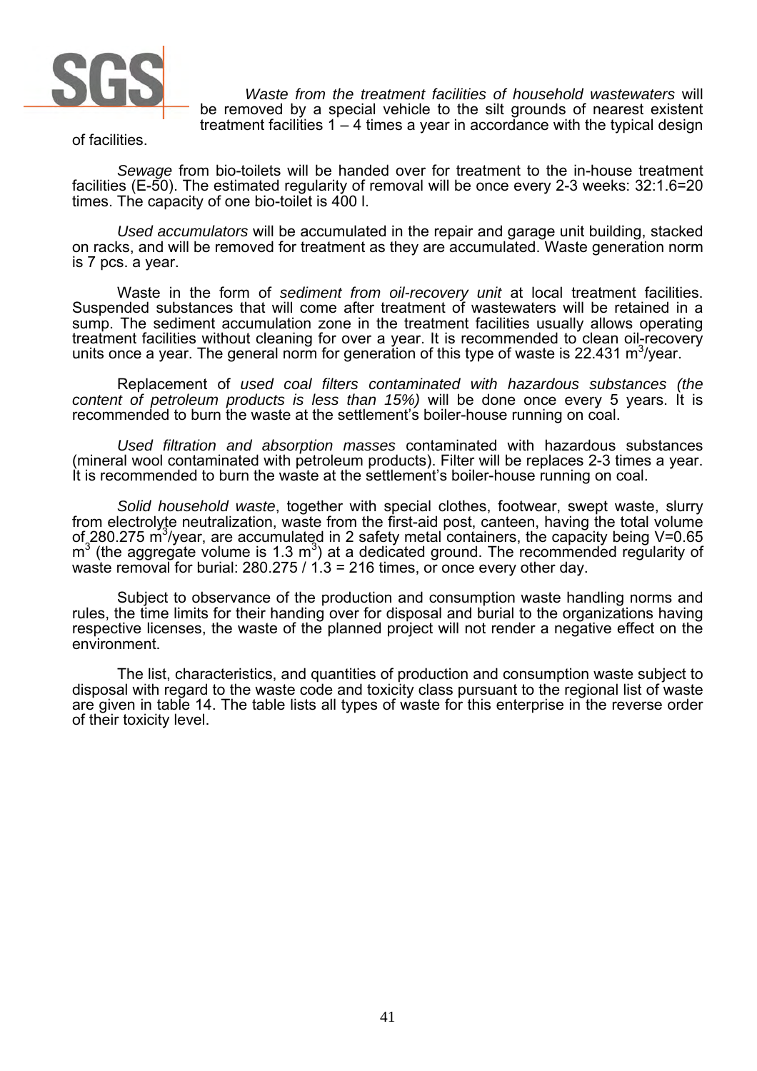*Waste from the treatment facilities of household wastewaters* will be removed by a special vehicle to the silt grounds of nearest existent treatment facilities 1 – 4 times a year in accordance with the typical design of facilities.

*Sewage* from bio-toilets will be handed over for treatment to the in-house treatment facilities (E-50). The estimated regularity of removal will be once every 2-3 weeks: 32:1.6=20 times. The capacity of one bio-toilet is 400 l.

*Used accumulators* will be accumulated in the repair and garage unit building, stacked on racks, and will be removed for treatment as they are accumulated. Waste generation norm is 7 pcs. a year.

Waste in the form of *sediment from oil-recovery unit* at local treatment facilities. Suspended substances that will come after treatment of wastewaters will be retained in a sump. The sediment accumulation zone in the treatment facilities usually allows operating treatment facilities without cleaning for over a year. It is recommended to clean oil-recovery units once a year. The general norm for generation of this type of waste is 22.431 $m^3$/year.

Replacement of *used coal filters contaminated with hazardous substances (the content of petroleum products is less than 15%)* will be done once every 5 years. It is recommended to burn the waste at the settlement's boiler-house running on coal.

*Used filtration and absorption masses* contaminated with hazardous substances (mineral wool contaminated with petroleum products). Filter will be replaces 2-3 times a year. It is recommended to burn the waste at the settlement's boiler-house running on coal.

*Solid household waste*, together with special clothes, footwear, swept waste, slurry from electrolyte neutralization, waste from the first-aid post, canteen, having the total volume of 280.275 $m^3$/year, are accumulated in 2 safety metal containers, the capacity being V=0.65 $m^3$ (the aggregate volume is 1.3 $m^3$) at a dedicated ground. The recommended regularity of waste removal for burial: 280.275 / 1.3 = 216 times, or once every other day.

Subject to observance of the production and consumption waste handling norms and rules, the time limits for their handing over for disposal and burial to the organizations having respective licenses, the waste of the planned project will not render a negative effect on the environment.

The list, characteristics, and quantities of production and consumption waste subject to disposal with regard to the waste code and toxicity class pursuant to the regional list of waste are given in table 14. The table lists all types of waste for this enterprise in the reverse order of their toxicity level.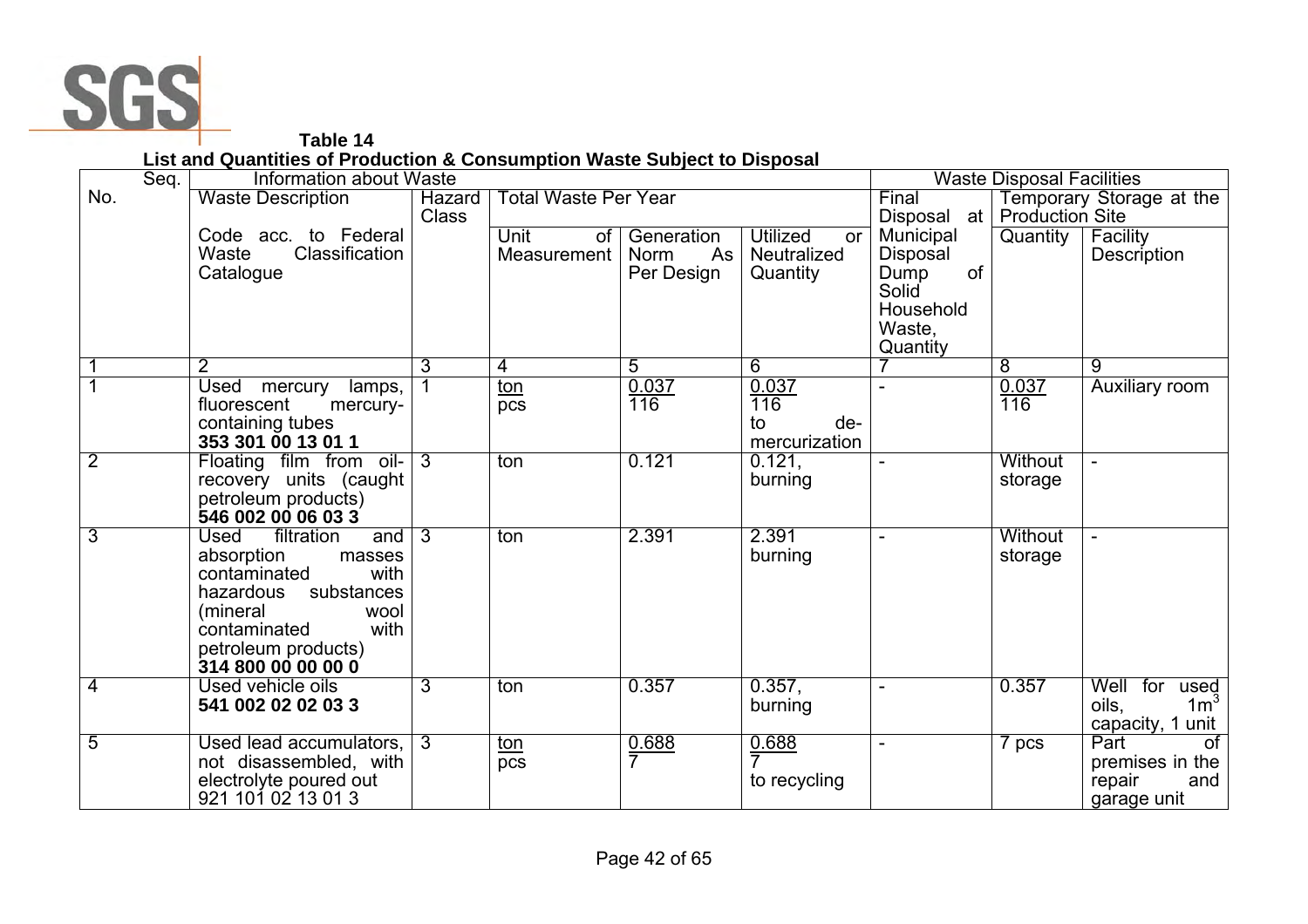**Table 14**

**List and Quantities of Production & Consumption Waste Subject to Disposal**

| Seq. No. | Information about Waste | | | | | Waste Disposal Facilities | | |
|---|---|---|---|---|---|---|---|---|
| | Waste Description<br><br>Code acc. to Federal Waste Classification Catalogue | Hazard Class | Total Waste Per Year | | | Final Disposal at | Temporary Storage at the Production Site | |
| | | | Unit of Measurement | Generation Norm As Per Design | Utilized or Neutralized Quantity | Municipal Disposal Dump of Solid Household Waste, Quantity | Quantity | Facility Description |
| 1 | 2 | 3 | 4 | 5 | 6 | 7 | 8 | 9 |
| 1 | Used mercury lamps, fluorescent mercury-containing tubes **353 301 00 13 01 1** | 1 | ton / pcs | 0.037 / 116 | 0.037 / 116 to de-mercurization | - | 0.037 / 116 | Auxiliary room |
| 2 | Floating film from oil-recovery units (caught petroleum products) **546 002 00 06 03 3** | 3 | ton | 0.121 | 0.121, burning | - | Without storage | - |
| 3 | Used filtration and absorption masses contaminated with hazardous substances (mineral wool contaminated with petroleum products) **314 800 00 00 00 0** | 3 | ton | 2.391 | 2.391 burning | - | Without storage | - |
| 4 | Used vehicle oils **541 002 02 02 03 3** | 3 | ton | 0.357 | 0.357, burning | - | 0.357 | Well for used oils, $1m^3$ capacity, 1 unit |
| 5 | Used lead accumulators, not disassembled, with electrolyte poured out 921 101 02 13 01 3 | 3 | ton / pcs | 0.688 / 7 | 0.688 / 7 to recycling | - | 7 pcs | Part of premises in the repair and garage unit |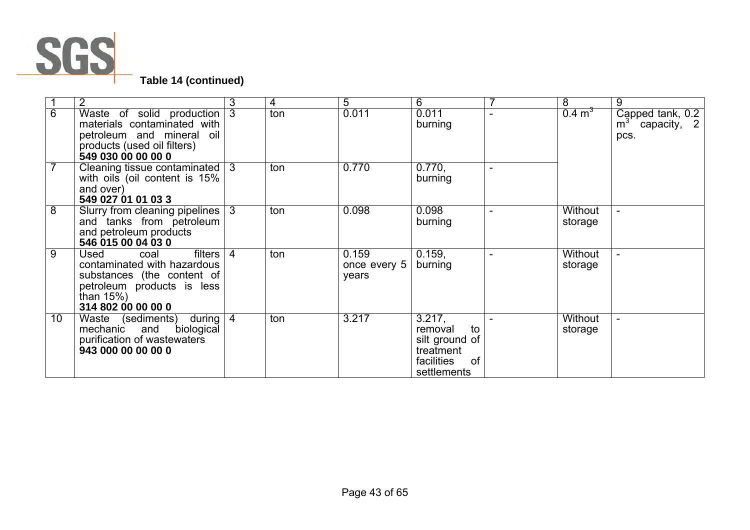**Table 14 (continued)**

| 1 | 2 | 3 | 4 | 5 | 6 | 7 | 8 | 9 |
|---|---|---|---|---|---|---|---|---|
| 6 | Waste of solid production materials contaminated with petroleum and mineral oil products (used oil filters) **549 030 00 00 00 0** | 3 | ton | 0.011 | 0.011 burning | - | 0.4 $m^3$ | Capped tank, 0.2 $m^3$ capacity, 2 pcs. |
| 7 | Cleaning tissue contaminated with oils (oil content is 15% and over) **549 027 01 01 03 3** | 3 | ton | 0.770 | 0.770, burning | - | | |
| 8 | Slurry from cleaning pipelines and tanks from petroleum and petroleum products **546 015 00 04 03 0** | 3 | ton | 0.098 | 0.098 burning | - | Without storage | - |
| 9 | Used coal filters contaminated with hazardous substances (the content of petroleum products is less than 15%) **314 802 00 00 00 0** | 4 | ton | 0.159 once every 5 years | 0.159, burning | - | Without storage | - |
| 10 | Waste (sediments) during mechanic and biological purification of wastewaters **943 000 00 00 00 0** | 4 | ton | 3.217 | 3.217, removal to silt ground of treatment facilities of settlements | - | Without storage | - |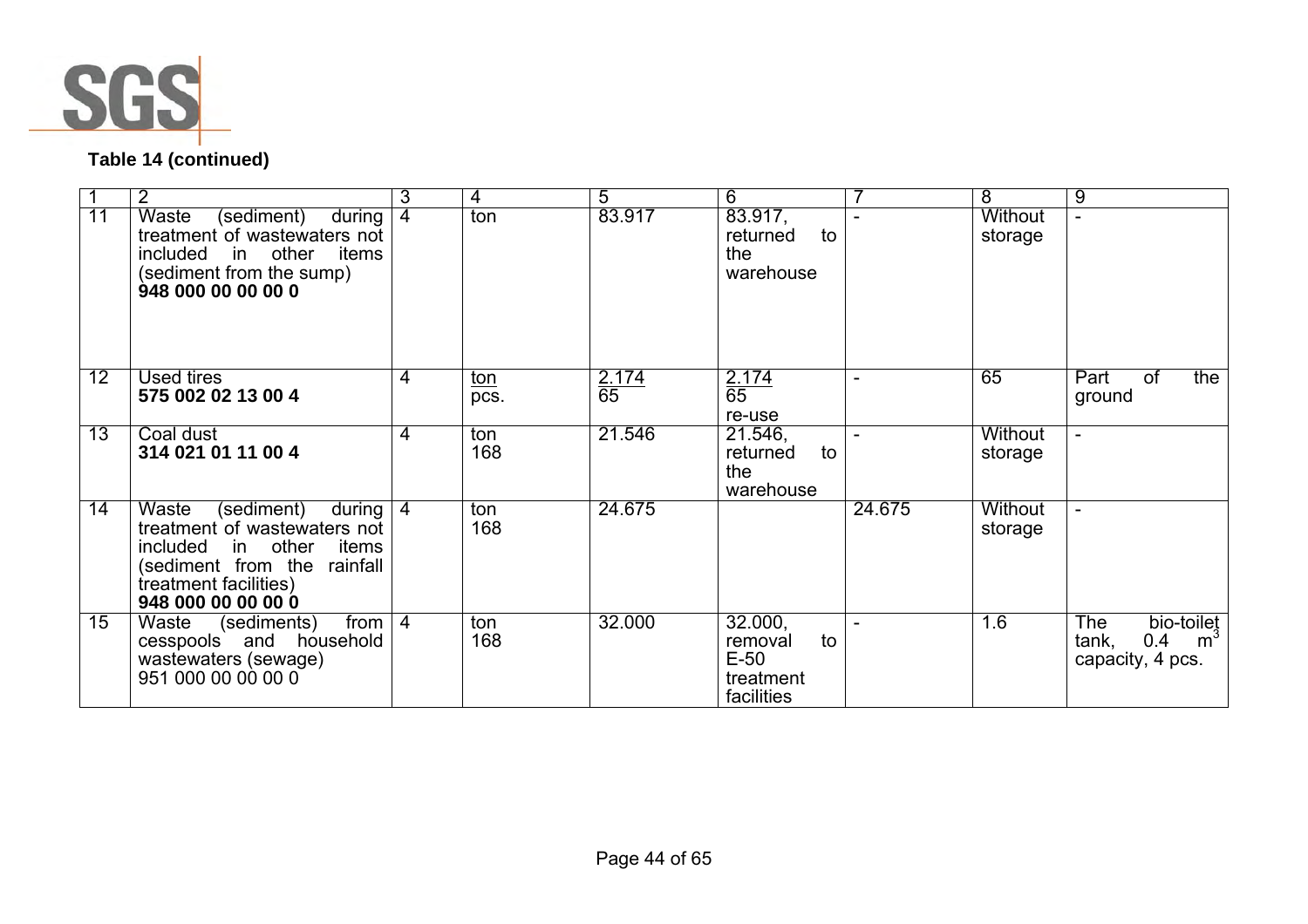**Table 14 (continued)**

| 1 | 2 | 3 | 4 | 5 | 6 | 7 | 8 | 9 |
|---|---|---|---|---|---|---|---|---|
| 11 | Waste (sediment) during treatment of wastewaters not included in other items (sediment from the sump) **948 000 00 00 00 0** | 4 | ton | 83.917 | 83.917, returned to the warehouse | - | Without storage | - |
| 12 | Used tires **575 002 02 13 00 4** | 4 | ton / pcs. | 2.174 / 65 | 2.174 / 65 re-use | - | 65 | Part of the ground |
| 13 | Coal dust **314 021 01 11 00 4** | 4 | ton 168 | 21.546 | 21.546, returned to the warehouse | - | Without storage | - |
| 14 | Waste (sediment) during treatment of wastewaters not included in other items (sediment from the rainfall treatment facilities) **948 000 00 00 00 0** | 4 | ton 168 | 24.675 | | 24.675 | Without storage | - |
| 15 | Waste (sediments) from cesspools and household wastewaters (sewage) 951 000 00 00 00 0 | 4 | ton 168 | 32.000 | 32.000, removal to E-50 treatment facilities | - | 1.6 | The bio-toilet tank, 0.4 $m^3$ capacity, 4 pcs. |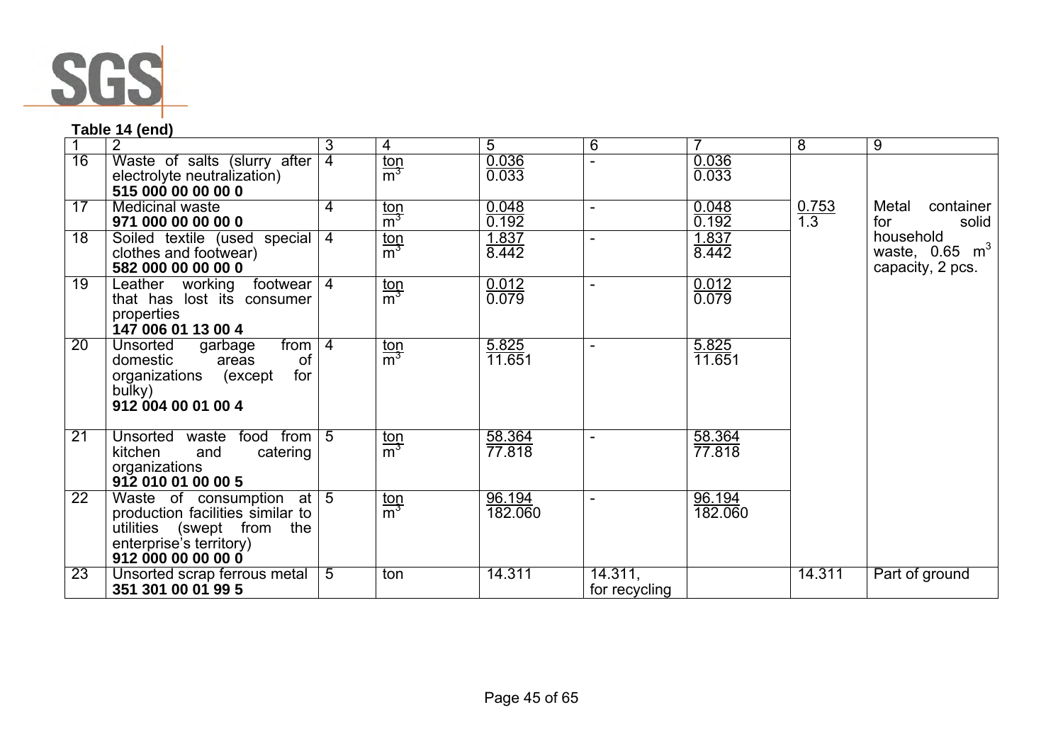**Table 14 (end)**

| 1 | 2 | 3 | 4 | 5 | 6 | 7 | 8 | 9 |
|---|---|---|---|---|---|---|---|---|
| 16 | Waste of salts (slurry after electrolyte neutralization) **515 000 00 00 00 0** | 4 | ton / $m^3$ | 0.036 / 0.033 | - | 0.036 / 0.033 | 0.753 / 1.3 | Metal container for solid household waste, 0.65 $m^3$ capacity, 2 pcs. |
| 17 | Medicinal waste **971 000 00 00 00 0** | 4 | ton / $m^3$ | 0.048 / 0.192 | - | 0.048 / 0.192 | | |
| 18 | Soiled textile (used special clothes and footwear) **582 000 00 00 00 0** | 4 | ton / $m^3$ | 1.837 / 8.442 | - | 1.837 / 8.442 | | |
| 19 | Leather working footwear that has lost its consumer properties **147 006 01 13 00 4** | 4 | ton / $m^3$ | 0.012 / 0.079 | - | 0.012 / 0.079 | | |
| 20 | Unsorted garbage from domestic areas of organizations (except for bulky) **912 004 00 01 00 4** | 4 | ton / $m^3$ | 5.825 / 11.651 | - | 5.825 / 11.651 | | |
| 21 | Unsorted waste food from kitchen and catering organizations **912 010 01 00 00 5** | 5 | ton / $m^3$ | 58.364 / 77.818 | - | 58.364 / 77.818 | | |
| 22 | Waste of consumption at production facilities similar to utilities (swept from the enterprise's territory) **912 000 00 00 00 0** | 5 | ton / $m^3$ | 96.194 / 182.060 | - | 96.194 / 182.060 | | |
| 23 | Unsorted scrap ferrous metal **351 301 00 01 99 5** | 5 | ton | 14.311 | 14.311, for recycling | | 14.311 | Part of ground |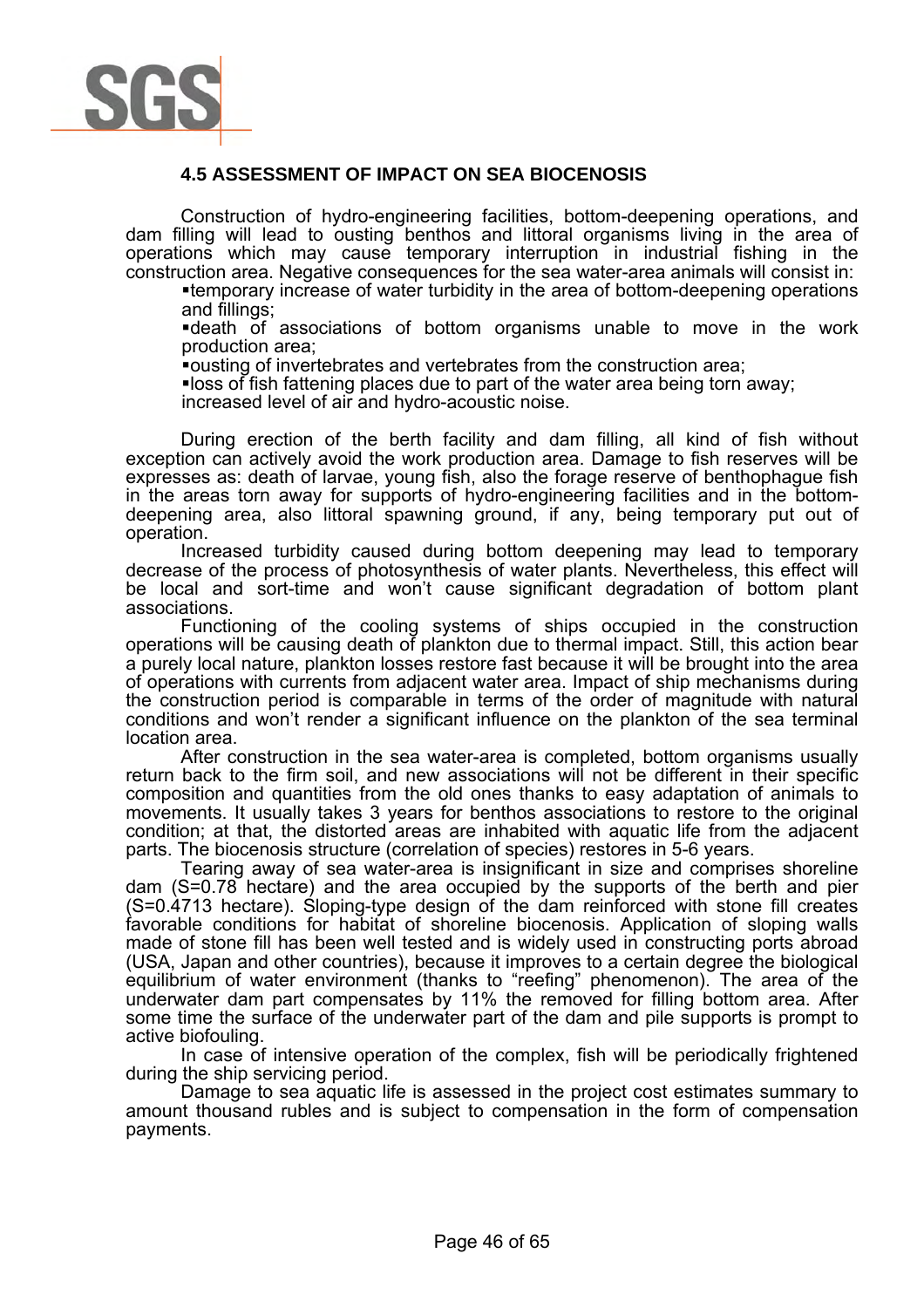### 4.5 ASSESSMENT OF IMPACT ON SEA BIOCENOSIS

Construction of hydro-engineering facilities, bottom-deepening operations, and dam filling will lead to ousting benthos and littoral organisms living in the area of operations which may cause temporary interruption in industrial fishing in the construction area. Negative consequences for the sea water-area animals will consist in:

- temporary increase of water turbidity in the area of bottom-deepening operations and fillings;
- death of associations of bottom organisms unable to move in the work production area;
- ousting of invertebrates and vertebrates from the construction area;
- loss of fish fattening places due to part of the water area being torn away;
- increased level of air and hydro-acoustic noise.

During erection of the berth facility and dam filling, all kind of fish without exception can actively avoid the work production area. Damage to fish reserves will be expresses as: death of larvae, young fish, also the forage reserve of benthophague fish in the areas torn away for supports of hydro-engineering facilities and in the bottom-deepening area, also littoral spawning ground, if any, being temporary put out of operation.

Increased turbidity caused during bottom deepening may lead to temporary decrease of the process of photosynthesis of water plants. Nevertheless, this effect will be local and sort-time and won't cause significant degradation of bottom plant associations.

Functioning of the cooling systems of ships occupied in the construction operations will be causing death of plankton due to thermal impact. Still, this action bear a purely local nature, plankton losses restore fast because it will be brought into the area of operations with currents from adjacent water area. Impact of ship mechanisms during the construction period is comparable in terms of the order of magnitude with natural conditions and won't render a significant influence on the plankton of the sea terminal location area.

After construction in the sea water-area is completed, bottom organisms usually return back to the firm soil, and new associations will not be different in their specific composition and quantities from the old ones thanks to easy adaptation of animals to movements. It usually takes 3 years for benthos associations to restore to the original condition; at that, the distorted areas are inhabited with aquatic life from the adjacent parts. The biocenosis structure (correlation of species) restores in 5-6 years.

Tearing away of sea water-area is insignificant in size and comprises shoreline dam (S=0.78 hectare) and the area occupied by the supports of the berth and pier (S=0.4713 hectare). Sloping-type design of the dam reinforced with stone fill creates favorable conditions for habitat of shoreline biocenosis. Application of sloping walls made of stone fill has been well tested and is widely used in constructing ports abroad (USA, Japan and other countries), because it improves to a certain degree the biological equilibrium of water environment (thanks to "reefing" phenomenon). The area of the underwater dam part compensates by 11% the removed for filling bottom area. After some time the surface of the underwater part of the dam and pile supports is prompt to active biofouling.

In case of intensive operation of the complex, fish will be periodically frightened during the ship servicing period.

Damage to sea aquatic life is assessed in the project cost estimates summary to amount thousand rubles and is subject to compensation in the form of compensation payments.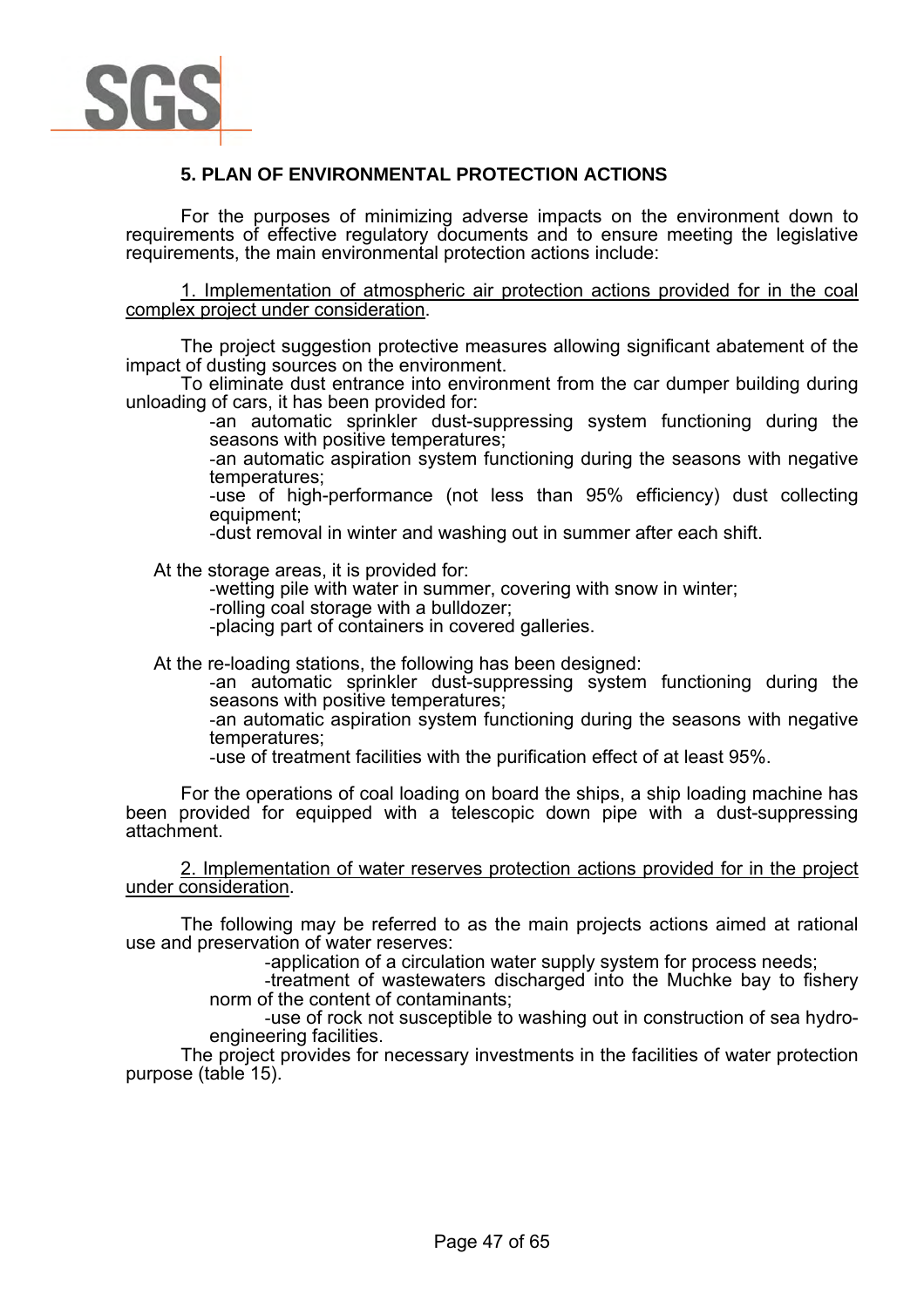## 5. PLAN OF ENVIRONMENTAL PROTECTION ACTIONS

For the purposes of minimizing adverse impacts on the environment down to requirements of effective regulatory documents and to ensure meeting the legislative requirements, the main environmental protection actions include:

1. Implementation of atmospheric air protection actions provided for in the coal complex project under consideration.

The project suggestion protective measures allowing significant abatement of the impact of dusting sources on the environment.

To eliminate dust entrance into environment from the car dumper building during unloading of cars, it has been provided for:

- an automatic sprinkler dust-suppressing system functioning during the seasons with positive temperatures;
- an automatic aspiration system functioning during the seasons with negative temperatures;
- use of high-performance (not less than 95% efficiency) dust collecting equipment;
- dust removal in winter and washing out in summer after each shift.

At the storage areas, it is provided for:

- wetting pile with water in summer, covering with snow in winter;
- rolling coal storage with a bulldozer;
- placing part of containers in covered galleries.

At the re-loading stations, the following has been designed:

- an automatic sprinkler dust-suppressing system functioning during the seasons with positive temperatures;
- an automatic aspiration system functioning during the seasons with negative temperatures;
- use of treatment facilities with the purification effect of at least 95%.

For the operations of coal loading on board the ships, a ship loading machine has been provided for equipped with a telescopic down pipe with a dust-suppressing attachment.

2. Implementation of water reserves protection actions provided for in the project under consideration.

The following may be referred to as the main projects actions aimed at rational use and preservation of water reserves:

- application of a circulation water supply system for process needs;
- treatment of wastewaters discharged into the Muchke bay to fishery norm of the content of contaminants;
- use of rock not susceptible to washing out in construction of sea hydro-engineering facilities.

The project provides for necessary investments in the facilities of water protection purpose (table 15).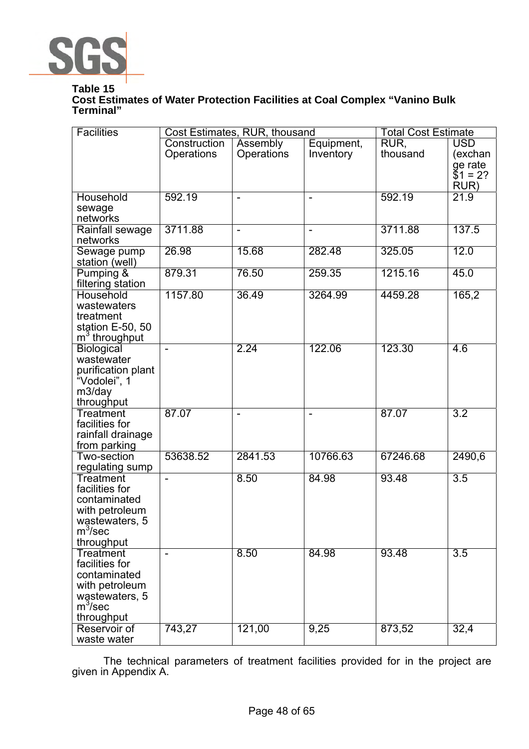**Table 15**
**Cost Estimates of Water Protection Facilities at Coal Complex "Vanino Bulk Terminal"**

| Facilities | Cost Estimates, RUR, thousand | | | Total Cost Estimate | |
|---|---|---|---|---|---|
| | Construction Operations | Assembly Operations | Equipment, Inventory | RUR, thousand | USD (exchange rate $1 = 2? RUR) |
| Household sewage networks | 592.19 | - | - | 592.19 | 21.9 |
| Rainfall sewage networks | 3711.88 | - | - | 3711.88 | 137.5 |
| Sewage pump station (well) | 26.98 | 15.68 | 282.48 | 325.05 | 12.0 |
| Pumping & filtering station | 879.31 | 76.50 | 259.35 | 1215.16 | 45.0 |
| Household wastewaters treatment station E-50, 50 $m^3$ throughput | 1157.80 | 36.49 | 3264.99 | 4459.28 | 165,2 |
| Biological wastewater purification plant "Vodolei", 1 m3/day throughput | - | 2.24 | 122.06 | 123.30 | 4.6 |
| Treatment facilities for rainfall drainage from parking | 87.07 | - | - | 87.07 | 3.2 |
| Two-section regulating sump | 53638.52 | 2841.53 | 10766.63 | 67246.68 | 2490,6 |
| Treatment facilities for contaminated with petroleum wastewaters, 5 $m^3$/sec throughput | - | 8.50 | 84.98 | 93.48 | 3.5 |
| Treatment facilities for contaminated with petroleum wastewaters, 5 $m^3$/sec throughput | - | 8.50 | 84.98 | 93.48 | 3.5 |
| Reservoir of waste water | 743,27 | 121,00 | 9,25 | 873,52 | 32,4 |

The technical parameters of treatment facilities provided for in the project are given in Appendix A.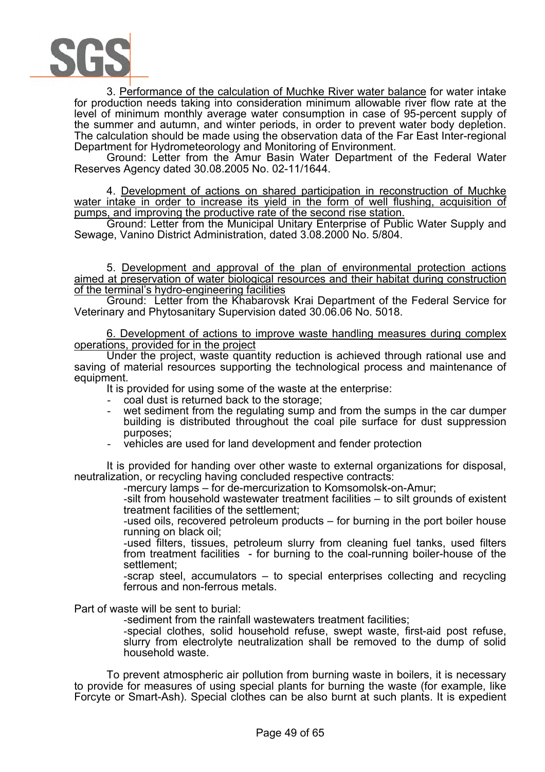3. Performance of the calculation of Muchke River water balance for water intake for production needs taking into consideration minimum allowable river flow rate at the level of minimum monthly average water consumption in case of 95-percent supply of the summer and autumn, and winter periods, in order to prevent water body depletion. The calculation should be made using the observation data of the Far East Inter-regional Department for Hydrometeorology and Monitoring of Environment.

Ground: Letter from the Amur Basin Water Department of the Federal Water Reserves Agency dated 30.08.2005 No. 02-11/1644.

4. Development of actions on shared participation in reconstruction of Muchke water intake in order to increase its yield in the form of well flushing, acquisition of pumps, and improving the productive rate of the second rise station.

Ground: Letter from the Municipal Unitary Enterprise of Public Water Supply and Sewage, Vanino District Administration, dated 3.08.2000 No. 5/804.

5. Development and approval of the plan of environmental protection actions aimed at preservation of water biological resources and their habitat during construction of the terminal's hydro-engineering facilities

Ground: Letter from the Khabarovsk Krai Department of the Federal Service for Veterinary and Phytosanitary Supervision dated 30.06.06 No. 5018.

6. Development of actions to improve waste handling measures during complex operations, provided for in the project

Under the project, waste quantity reduction is achieved through rational use and saving of material resources supporting the technological process and maintenance of equipment.

It is provided for using some of the waste at the enterprise:

- coal dust is returned back to the storage;
- wet sediment from the regulating sump and from the sumps in the car dumper building is distributed throughout the coal pile surface for dust suppression purposes;
- vehicles are used for land development and fender protection

It is provided for handing over other waste to external organizations for disposal, neutralization, or recycling having concluded respective contracts:

-mercury lamps – for de-mercurization to Komsomolsk-on-Amur;

-silt from household wastewater treatment facilities – to silt grounds of existent treatment facilities of the settlement;

-used oils, recovered petroleum products – for burning in the port boiler house running on black oil;

-used filters, tissues, petroleum slurry from cleaning fuel tanks, used filters from treatment facilities - for burning to the coal-running boiler-house of the settlement;

-scrap steel, accumulators – to special enterprises collecting and recycling ferrous and non-ferrous metals.

Part of waste will be sent to burial:

-sediment from the rainfall wastewaters treatment facilities;

-special clothes, solid household refuse, swept waste, first-aid post refuse, slurry from electrolyte neutralization shall be removed to the dump of solid household waste.

To prevent atmospheric air pollution from burning waste in boilers, it is necessary to provide for measures of using special plants for burning the waste (for example, like Forcyte or Smart-Ash). Special clothes can be also burnt at such plants. It is expedient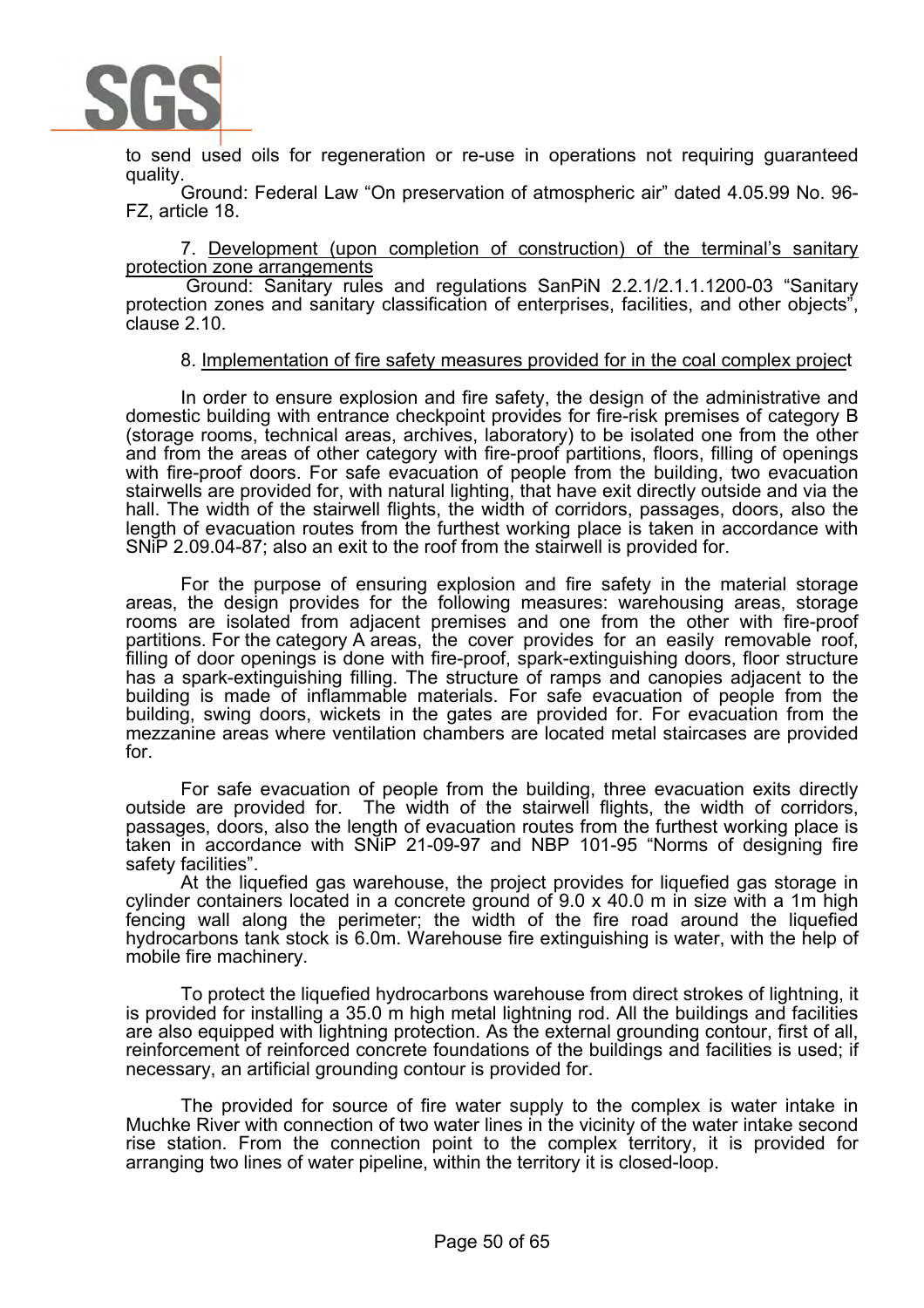to send used oils for regeneration or re-use in operations not requiring guaranteed quality.

Ground: Federal Law "On preservation of atmospheric air" dated 4.05.99 No. 96-FZ, article 18.

7. Development (upon completion of construction) of the terminal's sanitary protection zone arrangements

Ground: Sanitary rules and regulations SanPiN 2.2.1/2.1.1.1200-03 "Sanitary protection zones and sanitary classification of enterprises, facilities, and other objects", clause 2.10.

8. Implementation of fire safety measures provided for in the coal complex project

In order to ensure explosion and fire safety, the design of the administrative and domestic building with entrance checkpoint provides for fire-risk premises of category B (storage rooms, technical areas, archives, laboratory) to be isolated one from the other and from the areas of other category with fire-proof partitions, floors, filling of openings with fire-proof doors. For safe evacuation of people from the building, two evacuation stairwells are provided for, with natural lighting, that have exit directly outside and via the hall. The width of the stairwell flights, the width of corridors, passages, doors, also the length of evacuation routes from the furthest working place is taken in accordance with SNiP 2.09.04-87; also an exit to the roof from the stairwell is provided for.

For the purpose of ensuring explosion and fire safety in the material storage areas, the design provides for the following measures: warehousing areas, storage rooms are isolated from adjacent premises and one from the other with fire-proof partitions. For the category A areas, the cover provides for an easily removable roof, filling of door openings is done with fire-proof, spark-extinguishing doors, floor structure has a spark-extinguishing filling. The structure of ramps and canopies adjacent to the building is made of inflammable materials. For safe evacuation of people from the building, swing doors, wickets in the gates are provided for. For evacuation from the mezzanine areas where ventilation chambers are located metal staircases are provided for.

For safe evacuation of people from the building, three evacuation exits directly outside are provided for. The width of the stairwell flights, the width of corridors, passages, doors, also the length of evacuation routes from the furthest working place is taken in accordance with SNiP 21-09-97 and NBP 101-95 "Norms of designing fire safety facilities".

At the liquefied gas warehouse, the project provides for liquefied gas storage in cylinder containers located in a concrete ground of 9.0 x 40.0 m in size with a 1m high fencing wall along the perimeter; the width of the fire road around the liquefied hydrocarbons tank stock is 6.0m. Warehouse fire extinguishing is water, with the help of mobile fire machinery.

To protect the liquefied hydrocarbons warehouse from direct strokes of lightning, it is provided for installing a 35.0 m high metal lightning rod. All the buildings and facilities are also equipped with lightning protection. As the external grounding contour, first of all, reinforcement of reinforced concrete foundations of the buildings and facilities is used; if necessary, an artificial grounding contour is provided for.

The provided for source of fire water supply to the complex is water intake in Muchke River with connection of two water lines in the vicinity of the water intake second rise station. From the connection point to the complex territory, it is provided for arranging two lines of water pipeline, within the territory it is closed-loop.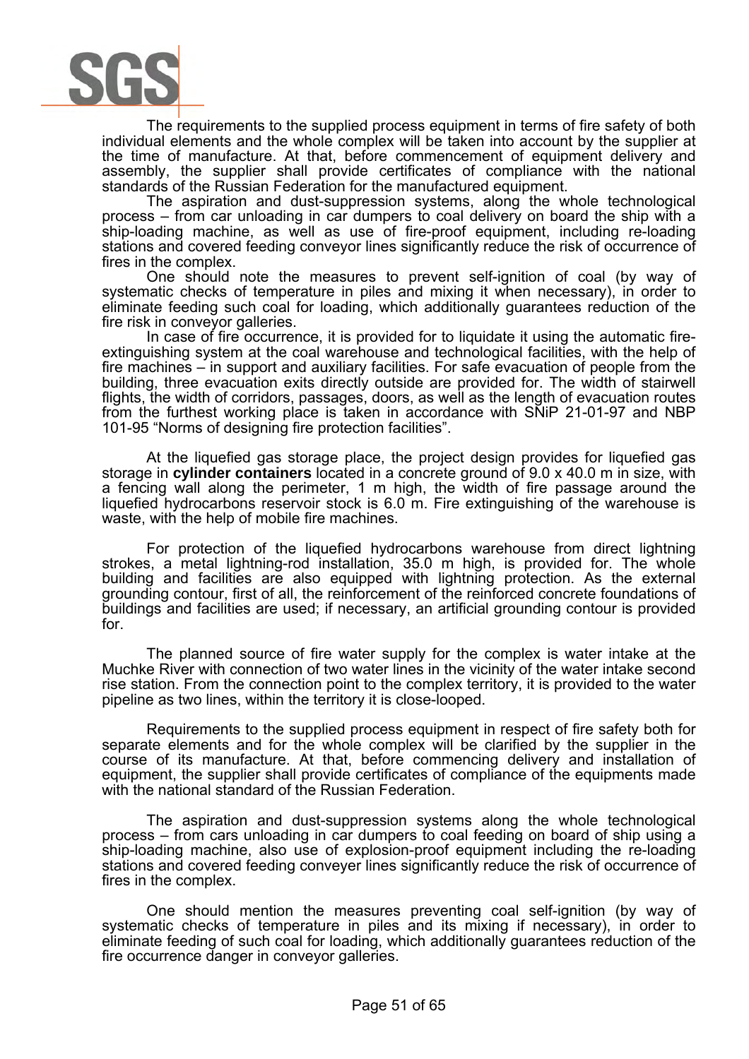The requirements to the supplied process equipment in terms of fire safety of both individual elements and the whole complex will be taken into account by the supplier at the time of manufacture. At that, before commencement of equipment delivery and assembly, the supplier shall provide certificates of compliance with the national standards of the Russian Federation for the manufactured equipment.

The aspiration and dust-suppression systems, along the whole technological process – from car unloading in car dumpers to coal delivery on board the ship with a ship-loading machine, as well as use of fire-proof equipment, including re-loading stations and covered feeding conveyor lines significantly reduce the risk of occurrence of fires in the complex.

One should note the measures to prevent self-ignition of coal (by way of systematic checks of temperature in piles and mixing it when necessary), in order to eliminate feeding such coal for loading, which additionally guarantees reduction of the fire risk in conveyor galleries.

In case of fire occurrence, it is provided for to liquidate it using the automatic fire-extinguishing system at the coal warehouse and technological facilities, with the help of fire machines – in support and auxiliary facilities. For safe evacuation of people from the building, three evacuation exits directly outside are provided for. The width of stairwell flights, the width of corridors, passages, doors, as well as the length of evacuation routes from the furthest working place is taken in accordance with SNiP 21-01-97 and NBP 101-95 “Norms of designing fire protection facilities”.

At the liquefied gas storage place, the project design provides for liquefied gas storage in **cylinder containers** located in a concrete ground of 9.0 x 40.0 m in size, with a fencing wall along the perimeter, 1 m high, the width of fire passage around the liquefied hydrocarbons reservoir stock is 6.0 m. Fire extinguishing of the warehouse is waste, with the help of mobile fire machines.

For protection of the liquefied hydrocarbons warehouse from direct lightning strokes, a metal lightning-rod installation, 35.0 m high, is provided for. The whole building and facilities are also equipped with lightning protection. As the external grounding contour, first of all, the reinforcement of the reinforced concrete foundations of buildings and facilities are used; if necessary, an artificial grounding contour is provided for.

The planned source of fire water supply for the complex is water intake at the Muchke River with connection of two water lines in the vicinity of the water intake second rise station. From the connection point to the complex territory, it is provided to the water pipeline as two lines, within the territory it is close-looped.

Requirements to the supplied process equipment in respect of fire safety both for separate elements and for the whole complex will be clarified by the supplier in the course of its manufacture. At that, before commencing delivery and installation of equipment, the supplier shall provide certificates of compliance of the equipments made with the national standard of the Russian Federation.

The aspiration and dust-suppression systems along the whole technological process – from cars unloading in car dumpers to coal feeding on board of ship using a ship-loading machine, also use of explosion-proof equipment including the re-loading stations and covered feeding conveyer lines significantly reduce the risk of occurrence of fires in the complex.

One should mention the measures preventing coal self-ignition (by way of systematic checks of temperature in piles and its mixing if necessary), in order to eliminate feeding of such coal for loading, which additionally guarantees reduction of the fire occurrence danger in conveyor galleries.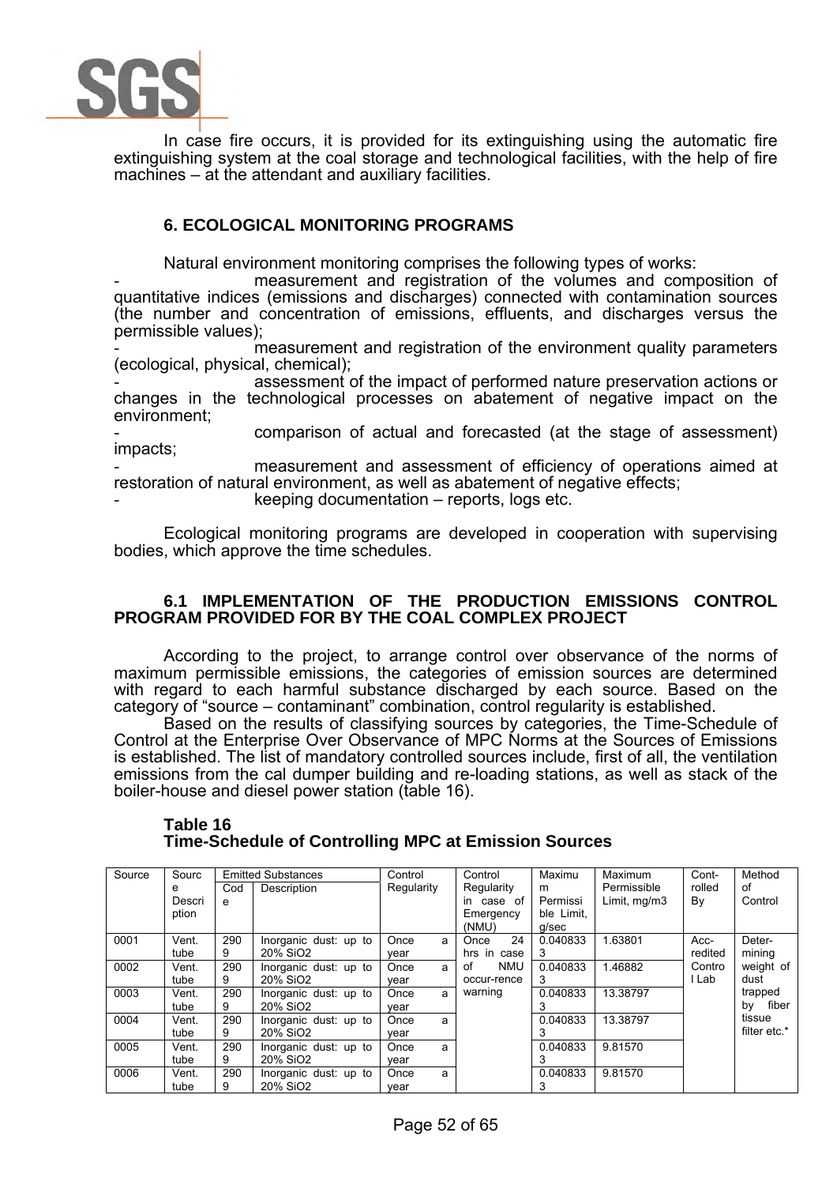In case fire occurs, it is provided for its extinguishing using the automatic fire extinguishing system at the coal storage and technological facilities, with the help of fire machines – at the attendant and auxiliary facilities.

## 6. ECOLOGICAL MONITORING PROGRAMS

Natural environment monitoring comprises the following types of works:

- measurement and registration of the volumes and composition of quantitative indices (emissions and discharges) connected with contamination sources (the number and concentration of emissions, effluents, and discharges versus the permissible values);
- measurement and registration of the environment quality parameters (ecological, physical, chemical);
- assessment of the impact of performed nature preservation actions or changes in the technological processes on abatement of negative impact on the environment;
- comparison of actual and forecasted (at the stage of assessment) impacts;
- measurement and assessment of efficiency of operations aimed at restoration of natural environment, as well as abatement of negative effects;
- keeping documentation – reports, logs etc.

Ecological monitoring programs are developed in cooperation with supervising bodies, which approve the time schedules.

### 6.1 IMPLEMENTATION OF THE PRODUCTION EMISSIONS CONTROL PROGRAM PROVIDED FOR BY THE COAL COMPLEX PROJECT

According to the project, to arrange control over observance of the norms of maximum permissible emissions, the categories of emission sources are determined with regard to each harmful substance discharged by each source. Based on the category of "source – contaminant" combination, control regularity is established.

Based on the results of classifying sources by categories, the Time-Schedule of Control at the Enterprise Over Observance of MPC Norms at the Sources of Emissions is established. The list of mandatory controlled sources include, first of all, the ventilation emissions from the cal dumper building and re-loading stations, as well as stack of the boiler-house and diesel power station (table 16).

**Table 16**
**Time-Schedule of Controlling MPC at Emission Sources**

| Source | Source Description | Emitted Substances | | Control Regularity | Control Regularity in case of Emergency (NMU) | Maximum Permissible Limit, g/sec | Maximum Permissible Limit, mg/m3 | Controlled By | Method of Control |
|---|---|---|---|---|---|---|---|---|---|
| | | Code | Description | | | | | | |
| 0001 | Vent. tube | 2909 | Inorganic dust: up to 20% $SiO_2$ | Once a year | Once 24 hrs in case of NMU occur-rence warning | 0.0408333 | 1.63801 | Acc-redited Control Lab | Deter-mining weight of dust trapped by fiber tissue filter etc.* |
| 0002 | Vent. tube | 2909 | Inorganic dust: up to 20% $SiO_2$ | Once a year | | 0.0408333 | 1.46882 | | |
| 0003 | Vent. tube | 2909 | Inorganic dust: up to 20% $SiO_2$ | Once a year | | 0.0408333 | 13.38797 | | |
| 0004 | Vent. tube | 2909 | Inorganic dust: up to 20% $SiO_2$ | Once a year | | 0.0408333 | 13.38797 | | |
| 0005 | Vent. tube | 2909 | Inorganic dust: up to 20% $SiO_2$ | Once a year | | 0.0408333 | 9.81570 | | |
| 0006 | Vent. tube | 2909 | Inorganic dust: up to 20% $SiO_2$ | Once a year | | 0.0408333 | 9.81570 | | |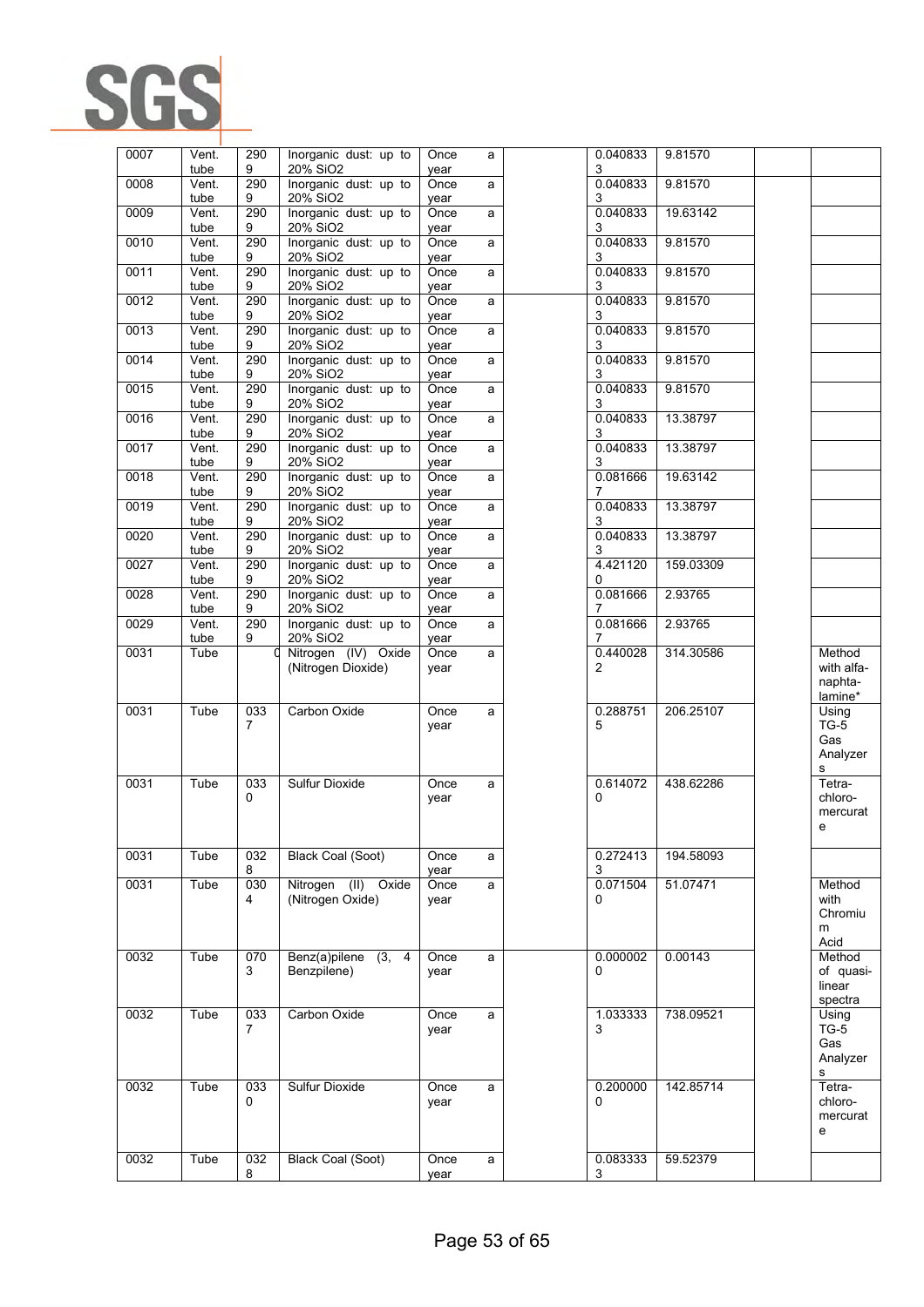| 0007 | Vent. tube | 2909 | Inorganic dust: up to 20% $SiO_2$ | Once a year | | 0.0408333 | 9.81570 | | |
|---|---|---|---|---|---|---|---|---|---|
| 0008 | Vent. tube | 2909 | Inorganic dust: up to 20% $SiO_2$ | Once a year | | 0.0408333 | 9.81570 | | |
| 0009 | Vent. tube | 2909 | Inorganic dust: up to 20% $SiO_2$ | Once a year | | 0.0408333 | 19.63142 | | |
| 0010 | Vent. tube | 2909 | Inorganic dust: up to 20% $SiO_2$ | Once a year | | 0.0408333 | 9.81570 | | |
| 0011 | Vent. tube | 2909 | Inorganic dust: up to 20% $SiO_2$ | Once a year | | 0.0408333 | 9.81570 | | |
| 0012 | Vent. tube | 2909 | Inorganic dust: up to 20% $SiO_2$ | Once a year | | 0.0408333 | 9.81570 | | |
| 0013 | Vent. tube | 2909 | Inorganic dust: up to 20% $SiO_2$ | Once a year | | 0.0408333 | 9.81570 | | |
| 0014 | Vent. tube | 2909 | Inorganic dust: up to 20% $SiO_2$ | Once a year | | 0.0408333 | 9.81570 | | |
| 0015 | Vent. tube | 2909 | Inorganic dust: up to 20% $SiO_2$ | Once a year | | 0.0408333 | 9.81570 | | |
| 0016 | Vent. tube | 2909 | Inorganic dust: up to 20% $SiO_2$ | Once a year | | 0.0408333 | 13.38797 | | |
| 0017 | Vent. tube | 2909 | Inorganic dust: up to 20% $SiO_2$ | Once a year | | 0.0408333 | 13.38797 | | |
| 0018 | Vent. tube | 2909 | Inorganic dust: up to 20% $SiO_2$ | Once a year | | 0.0816667 | 19.63142 | | |
| 0019 | Vent. tube | 2909 | Inorganic dust: up to 20% $SiO_2$ | Once a year | | 0.0408333 | 13.38797 | | |
| 0020 | Vent. tube | 2909 | Inorganic dust: up to 20% $SiO_2$ | Once a year | | 0.0408333 | 13.38797 | | |
| 0027 | Vent. tube | 2909 | Inorganic dust: up to 20% $SiO_2$ | Once a year | | 4.4211200 | 159.03309 | | |
| 0028 | Vent. tube | 2909 | Inorganic dust: up to 20% $SiO_2$ | Once a year | | 0.0816667 | 2.93765 | | |
| 0029 | Vent. tube | 2909 | Inorganic dust: up to 20% $SiO_2$ | Once a year | | 0.0816667 | 2.93765 | | |
| 0031 | Tube | 0 | Nitrogen (IV) Oxide (Nitrogen Dioxide) | Once a year | | 0.4400282 | 314.30586 | | Method with alfa-naphta-lamine* |
| 0031 | Tube | 0337 | Carbon Oxide | Once a year | | 0.2887515 | 206.25107 | | Using TG-5 Gas Analyzers |
| 0031 | Tube | 0330 | Sulfur Dioxide | Once a year | | 0.6140720 | 438.62286 | | Tetra-chloro-mercurate |
| 0031 | Tube | 0328 | Black Coal (Soot) | Once a year | | 0.2724133 | 194.58093 | | |
| 0031 | Tube | 0304 | Nitrogen (II) Oxide (Nitrogen Oxide) | Once a year | | 0.0715040 | 51.07471 | | Method with Chromium Acid |
| 0032 | Tube | 0703 | Benz(a)pilene (3, 4 Benzpilene) | Once a year | | 0.0000020 | 0.00143 | | Method of quasi-linear spectra |
| 0032 | Tube | 0337 | Carbon Oxide | Once a year | | 1.0333333 | 738.09521 | | Using TG-5 Gas Analyzers |
| 0032 | Tube | 0330 | Sulfur Dioxide | Once a year | | 0.2000000 | 142.85714 | | Tetra-chloro-mercurate |
| 0032 | Tube | 0328 | Black Coal (Soot) | Once a year | | 0.0833333 | 59.52379 | | |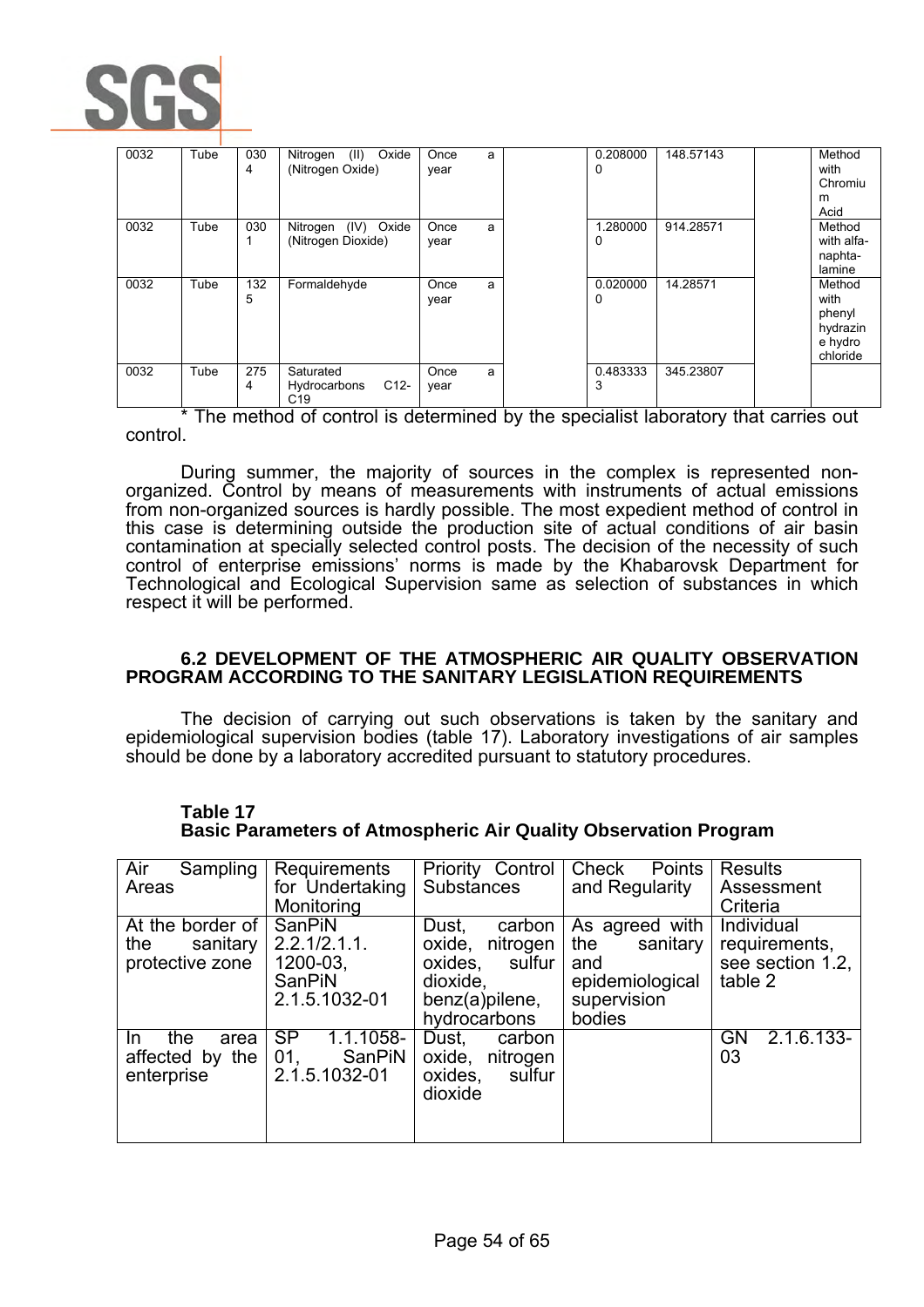| 0032 | Tube | 0304 | Nitrogen (II) Oxide (Nitrogen Oxide) | Once a year | | 0.2080000 | 148.57143 | | Method with Chromium Acid |
|---|---|---|---|---|---|---|---|---|---|
| 0032 | Tube | 0301 | Nitrogen (IV) Oxide (Nitrogen Dioxide) | Once a year | | 1.2800000 | 914.28571 | | Method with alfa-naphta-lamine |
| 0032 | Tube | 1325 | Formaldehyde | Once a year | | 0.0200000 | 14.28571 | | Method with phenyl hydrazine hydro chloride |
| 0032 | Tube | 2754 | Saturated Hydrocarbons C12-C19 | Once a year | | 0.4833333 | 345.23807 | | |

\* The method of control is determined by the specialist laboratory that carries out control.

During summer, the majority of sources in the complex is represented non-organized. Control by means of measurements with instruments of actual emissions from non-organized sources is hardly possible. The most expedient method of control in this case is determining outside the production site of actual conditions of air basin contamination at specially selected control posts. The decision of the necessity of such control of enterprise emissions' norms is made by the Khabarovsk Department for Technological and Ecological Supervision same as selection of substances in which respect it will be performed.

### 6.2 DEVELOPMENT OF THE ATMOSPHERIC AIR QUALITY OBSERVATION PROGRAM ACCORDING TO THE SANITARY LEGISLATION REQUIREMENTS

The decision of carrying out such observations is taken by the sanitary and epidemiological supervision bodies (table 17). Laboratory investigations of air samples should be done by a laboratory accredited pursuant to statutory procedures.

**Table 17**
**Basic Parameters of Atmospheric Air Quality Observation Program**

| Air Sampling Areas | Requirements for Undertaking Monitoring | Priority Control Substances | Check Points and Regularity | Results Assessment Criteria |
|---|---|---|---|---|
| At the border of the sanitary protective zone | SanPiN 2.2.1/2.1.1. 1200-03, SanPiN 2.1.5.1032-01 | Dust, carbon oxide, nitrogen oxides, sulfur dioxide, benz(a)pilene, hydrocarbons | As agreed with the sanitary and epidemiological supervision bodies | Individual requirements, see section 1.2, table 2 |
| In the area affected by the enterprise | SP 1.1.1058-01, SanPiN 2.1.5.1032-01 | Dust, carbon oxide, nitrogen oxides, sulfur dioxide | | GN 2.1.6.133-03 |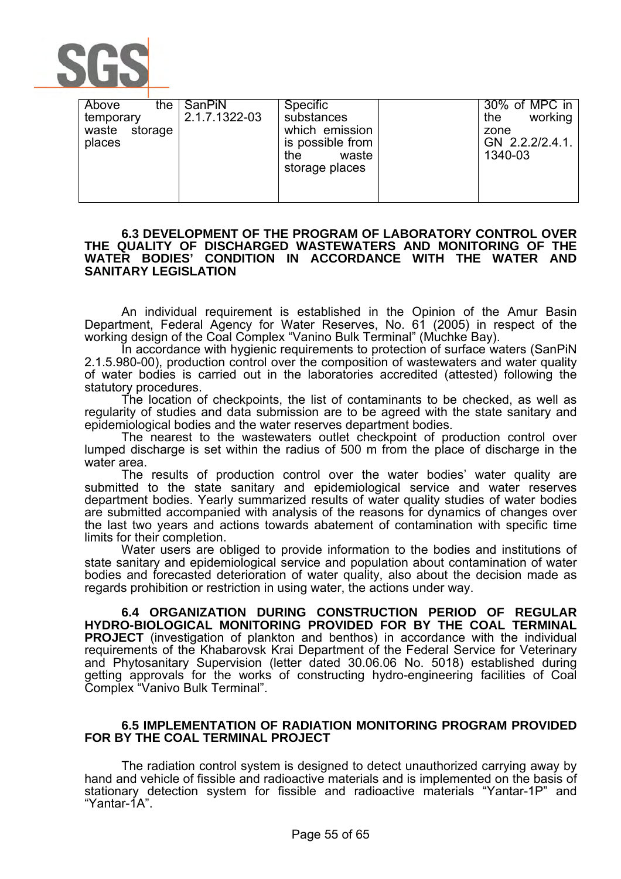| Above the temporary waste storage places | SanPiN 2.1.7.1322-03 | Specific substances which emission is possible from the waste storage places | | 30% of MPC in the working zone GN 2.2.2/2.4.1.1340-03 |
|---|---|---|---|---|

**6.3 DEVELOPMENT OF THE PROGRAM OF LABORATORY CONTROL OVER THE QUALITY OF DISCHARGED WASTEWATERS AND MONITORING OF THE WATER BODIES' CONDITION IN ACCORDANCE WITH THE WATER AND SANITARY LEGISLATION**

An individual requirement is established in the Opinion of the Amur Basin Department, Federal Agency for Water Reserves, No. 61 (2005) in respect of the working design of the Coal Complex "Vanino Bulk Terminal" (Muchke Bay).

In accordance with hygienic requirements to protection of surface waters (SanPiN 2.1.5.980-00), production control over the composition of wastewaters and water quality of water bodies is carried out in the laboratories accredited (attested) following the statutory procedures.

The location of checkpoints, the list of contaminants to be checked, as well as regularity of studies and data submission are to be agreed with the state sanitary and epidemiological bodies and the water reserves department bodies.

The nearest to the wastewaters outlet checkpoint of production control over lumped discharge is set within the radius of 500 m from the place of discharge in the water area.

The results of production control over the water bodies' water quality are submitted to the state sanitary and epidemiological service and water reserves department bodies. Yearly summarized results of water quality studies of water bodies are submitted accompanied with analysis of the reasons for dynamics of changes over the last two years and actions towards abatement of contamination with specific time limits for their completion.

Water users are obliged to provide information to the bodies and institutions of state sanitary and epidemiological service and population about contamination of water bodies and forecasted deterioration of water quality, also about the decision made as regards prohibition or restriction in using water, the actions under way.

**6.4 ORGANIZATION DURING CONSTRUCTION PERIOD OF REGULAR HYDRO-BIOLOGICAL MONITORING PROVIDED FOR BY THE COAL TERMINAL PROJECT** (investigation of plankton and benthos) in accordance with the individual requirements of the Khabarovsk Krai Department of the Federal Service for Veterinary and Phytosanitary Supervision (letter dated 30.06.06 No. 5018) established during getting approvals for the works of constructing hydro-engineering facilities of Coal Complex "Vanivo Bulk Terminal".

**6.5 IMPLEMENTATION OF RADIATION MONITORING PROGRAM PROVIDED FOR BY THE COAL TERMINAL PROJECT**

The radiation control system is designed to detect unauthorized carrying away by hand and vehicle of fissible and radioactive materials and is implemented on the basis of stationary detection system for fissible and radioactive materials "Yantar-1P" and "Yantar-1A".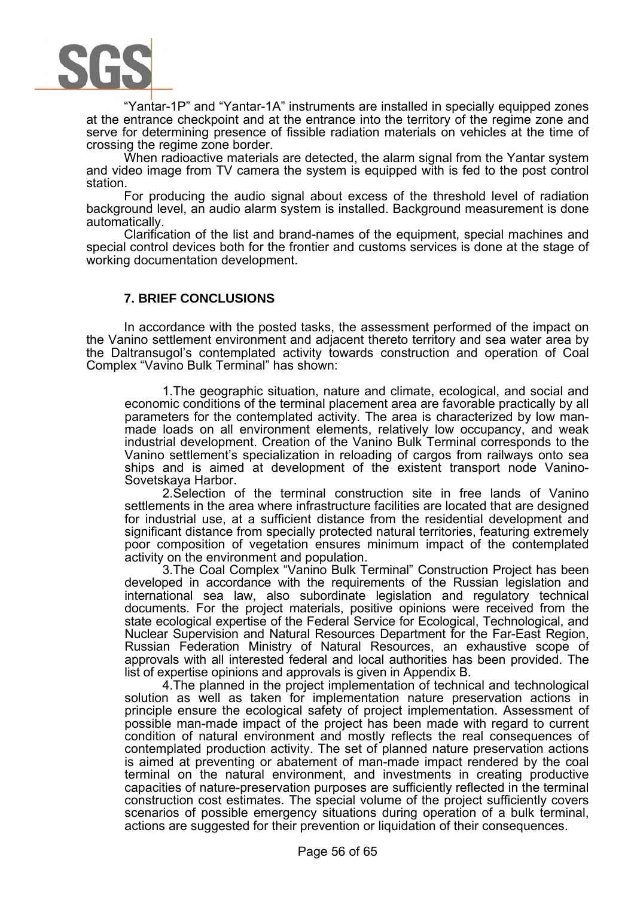"Yantar-1P" and "Yantar-1A" instruments are installed in specially equipped zones at the entrance checkpoint and at the entrance into the territory of the regime zone and serve for determining presence of fissible radiation materials on vehicles at the time of crossing the regime zone border.

When radioactive materials are detected, the alarm signal from the Yantar system and video image from TV camera the system is equipped with is fed to the post control station.

For producing the audio signal about excess of the threshold level of radiation background level, an audio alarm system is installed. Background measurement is done automatically.

Clarification of the list and brand-names of the equipment, special machines and special control devices both for the frontier and customs services is done at the stage of working documentation development.

## 7. BRIEF CONCLUSIONS

In accordance with the posted tasks, the assessment performed of the impact on the Vanino settlement environment and adjacent thereto territory and sea water area by the Daltransugol's contemplated activity towards construction and operation of Coal Complex "Vavino Bulk Terminal" has shown:

1. The geographic situation, nature and climate, ecological, and social and economic conditions of the terminal placement area are favorable practically by all parameters for the contemplated activity. The area is characterized by low man-made loads on all environment elements, relatively low occupancy, and weak industrial development. Creation of the Vanino Bulk Terminal corresponds to the Vanino settlement's specialization in reloading of cargos from railways onto sea ships and is aimed at development of the existent transport node Vanino-Sovetskaya Harbor.
2. Selection of the terminal construction site in free lands of Vanino settlements in the area where infrastructure facilities are located that are designed for industrial use, at a sufficient distance from the residential development and significant distance from specially protected natural territories, featuring extremely poor composition of vegetation ensures minimum impact of the contemplated activity on the environment and population.
3. The Coal Complex "Vanino Bulk Terminal" Construction Project has been developed in accordance with the requirements of the Russian legislation and international sea law, also subordinate legislation and regulatory technical documents. For the project materials, positive opinions were received from the state ecological expertise of the Federal Service for Ecological, Technological, and Nuclear Supervision and Natural Resources Department for the Far-East Region, Russian Federation Ministry of Natural Resources, an exhaustive scope of approvals with all interested federal and local authorities has been provided. The list of expertise opinions and approvals is given in Appendix B.
4. The planned in the project implementation of technical and technological solution as well as taken for implementation nature preservation actions in principle ensure the ecological safety of project implementation. Assessment of possible man-made impact of the project has been made with regard to current condition of natural environment and mostly reflects the real consequences of contemplated production activity. The set of planned nature preservation actions is aimed at preventing or abatement of man-made impact rendered by the coal terminal on the natural environment, and investments in creating productive capacities of nature-preservation purposes are sufficiently reflected in the terminal construction cost estimates. The special volume of the project sufficiently covers scenarios of possible emergency situations during operation of a bulk terminal, actions are suggested for their prevention or liquidation of their consequences.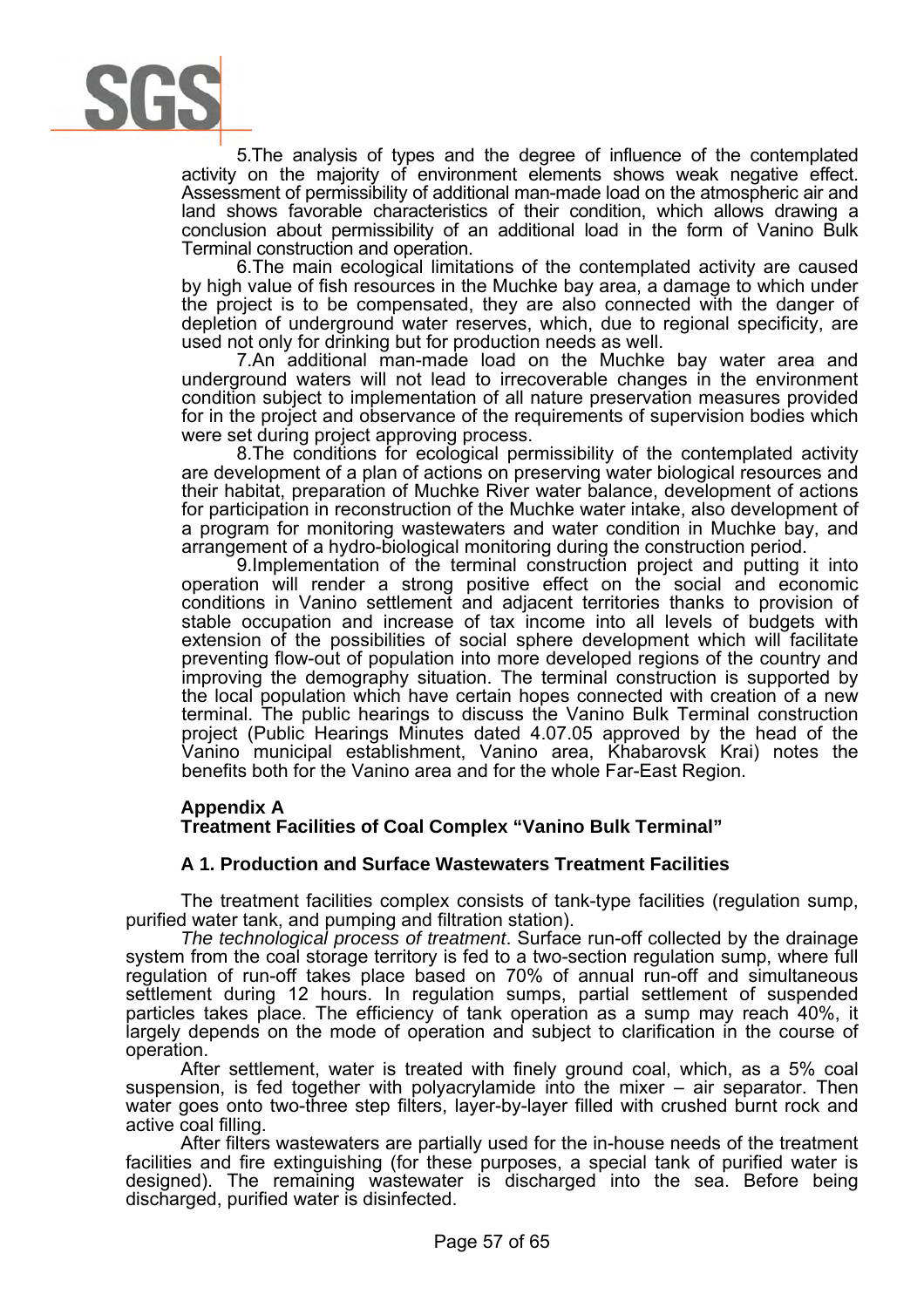5.The analysis of types and the degree of influence of the contemplated activity on the majority of environment elements shows weak negative effect. Assessment of permissibility of additional man-made load on the atmospheric air and land shows favorable characteristics of their condition, which allows drawing a conclusion about permissibility of an additional load in the form of Vanino Bulk Terminal construction and operation.

6.The main ecological limitations of the contemplated activity are caused by high value of fish resources in the Muchke bay area, a damage to which under the project is to be compensated, they are also connected with the danger of depletion of underground water reserves, which, due to regional specificity, are used not only for drinking but for production needs as well.

7.An additional man-made load on the Muchke bay water area and underground waters will not lead to irrecoverable changes in the environment condition subject to implementation of all nature preservation measures provided for in the project and observance of the requirements of supervision bodies which were set during project approving process.

8.The conditions for ecological permissibility of the contemplated activity are development of a plan of actions on preserving water biological resources and their habitat, preparation of Muchke River water balance, development of actions for participation in reconstruction of the Muchke water intake, also development of a program for monitoring wastewaters and water condition in Muchke bay, and arrangement of a hydro-biological monitoring during the construction period.

9.Implementation of the terminal construction project and putting it into operation will render a strong positive effect on the social and economic conditions in Vanino settlement and adjacent territories thanks to provision of stable occupation and increase of tax income into all levels of budgets with extension of the possibilities of social sphere development which will facilitate preventing flow-out of population into more developed regions of the country and improving the demography situation. The terminal construction is supported by the local population which have certain hopes connected with creation of a new terminal. The public hearings to discuss the Vanino Bulk Terminal construction project (Public Hearings Minutes dated 4.07.05 approved by the head of the Vanino municipal establishment, Vanino area, Khabarovsk Krai) notes the benefits both for the Vanino area and for the whole Far-East Region.

## Appendix A
## Treatment Facilities of Coal Complex “Vanino Bulk Terminal”

### A 1. Production and Surface Wastewaters Treatment Facilities

The treatment facilities complex consists of tank-type facilities (regulation sump, purified water tank, and pumping and filtration station).

*The technological process of treatment*. Surface run-off collected by the drainage system from the coal storage territory is fed to a two-section regulation sump, where full regulation of run-off takes place based on 70% of annual run-off and simultaneous settlement during 12 hours. In regulation sumps, partial settlement of suspended particles takes place. The efficiency of tank operation as a sump may reach 40%, it largely depends on the mode of operation and subject to clarification in the course of operation.

After settlement, water is treated with finely ground coal, which, as a 5% coal suspension, is fed together with polyacrylamide into the mixer – air separator. Then water goes onto two-three step filters, layer-by-layer filled with crushed burnt rock and active coal filling.

After filters wastewaters are partially used for the in-house needs of the treatment facilities and fire extinguishing (for these purposes, a special tank of purified water is designed). The remaining wastewater is discharged into the sea. Before being discharged, purified water is disinfected.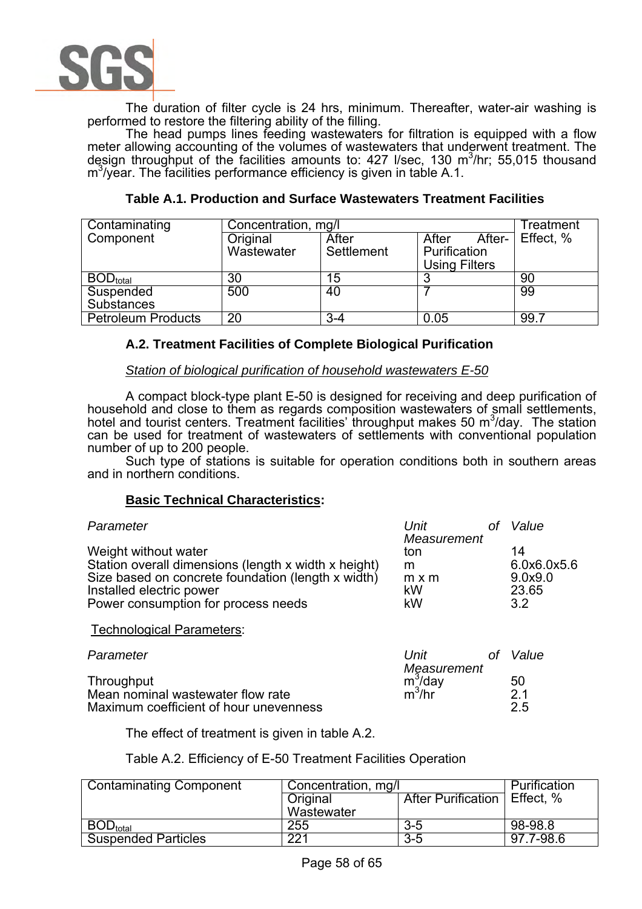The duration of filter cycle is 24 hrs, minimum. Thereafter, water-air washing is performed to restore the filtering ability of the filling.

The head pumps lines feeding wastewaters for filtration is equipped with a flow meter allowing accounting of the volumes of wastewaters that underwent treatment. The design throughput of the facilities amounts to: 427 l/sec, 130 $m^3$/hr; 55,015 thousand $m^3$/year. The facilities performance efficiency is given in table A.1.

**Table A.1. Production and Surface Wastewaters Treatment Facilities**

| Contaminating Component | Concentration, mg/l | | | Treatment Effect, % |
|---|---|---|---|---|
| | Original Wastewater | After Settlement | After After-Purification Using Filters | |
| $BOD_{total}$ | 30 | 15 | 3 | 90 |
| Suspended Substances | 500 | 40 | 7 | 99 |
| Petroleum Products | 20 | 3-4 | 0.05 | 99.7 |

### A.2. Treatment Facilities of Complete Biological Purification

*Station of biological purification of household wastewaters E-50*

A compact block-type plant E-50 is designed for receiving and deep purification of household and close to them as regards composition wastewaters of small settlements, hotel and tourist centers. Treatment facilities' throughput makes 50 $m^3$/day. The station can be used for treatment of wastewaters of settlements with conventional population number of up to 200 people.

Such type of stations is suitable for operation conditions both in southern areas and in northern conditions.

**Basic Technical Characteristics:**

| *Parameter* | *Unit of Measurement* | *Value* |
|---|---|---|
| Weight without water | ton | 14 |
| Station overall dimensions (length x width x height) | m | 6.0x6.0x5.6 |
| Size based on concrete foundation (length x width) | m x m | 9.0x9.0 |
| Installed electric power | kW | 23.65 |
| Power consumption for process needs | kW | 3.2 |

Technological Parameters:

| *Parameter* | *Unit of Measurement* | *Value* |
|---|---|---|
| Throughput | $m^3$/day | 50 |
| Mean nominal wastewater flow rate | $m^3$/hr | 2.1 |
| Maximum coefficient of hour unevenness | | 2.5 |

The effect of treatment is given in table A.2.

Table A.2. Efficiency of E-50 Treatment Facilities Operation

| Contaminating Component | Concentration, mg/l | | Purification Effect, % |
|---|---|---|---|
| | Original Wastewater | After Purification | |
| $BOD_{total}$ | 255 | 3-5 | 98-98.8 |
| Suspended Particles | 221 | 3-5 | 97.7-98.6 |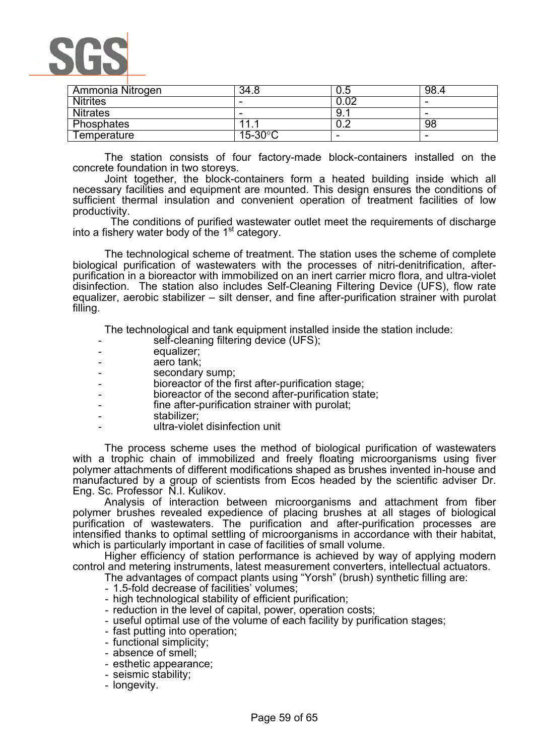| Ammonia Nitrogen | 34.8 | 0.5 | 98.4 |
|---|---|---|---|
| Nitrites | - | 0.02 | - |
| Nitrates | - | 9.1 | - |
| Phosphates | 11.1 | 0.2 | 98 |
| Temperature | 15-30°C | - | - |

The station consists of four factory-made block-containers installed on the concrete foundation in two storeys.

Joint together, the block-containers form a heated building inside which all necessary facilities and equipment are mounted. This design ensures the conditions of sufficient thermal insulation and convenient operation of treatment facilities of low productivity.

The conditions of purified wastewater outlet meet the requirements of discharge into a fishery water body of the 1st category.

The technological scheme of treatment. The station uses the scheme of complete biological purification of wastewaters with the processes of nitri-denitrification, after-purification in a bioreactor with immobilized on an inert carrier micro flora, and ultra-violet disinfection. The station also includes Self-Cleaning Filtering Device (UFS), flow rate equalizer, aerobic stabilizer – silt denser, and fine after-purification strainer with purolat filling.

The technological and tank equipment installed inside the station include:

- self-cleaning filtering device (UFS);
- equalizer;
- aero tank;
- secondary sump;
- bioreactor of the first after-purification stage;
- bioreactor of the second after-purification state;
- fine after-purification strainer with purolat;
- stabilizer;
- ultra-violet disinfection unit

The process scheme uses the method of biological purification of wastewaters with a trophic chain of immobilized and freely floating microorganisms using fiver polymer attachments of different modifications shaped as brushes invented in-house and manufactured by a group of scientists from Ecos headed by the scientific adviser Dr. Eng. Sc. Professor N.I. Kulikov.

Analysis of interaction between microorganisms and attachment from fiber polymer brushes revealed expedience of placing brushes at all stages of biological purification of wastewaters. The purification and after-purification processes are intensified thanks to optimal settling of microorganisms in accordance with their habitat, which is particularly important in case of facilities of small volume.

Higher efficiency of station performance is achieved by way of applying modern control and metering instruments, latest measurement converters, intellectual actuators.

The advantages of compact plants using "Yorsh" (brush) synthetic filling are:

- 1.5-fold decrease of facilities' volumes;
- high technological stability of efficient purification;
- reduction in the level of capital, power, operation costs;
- useful optimal use of the volume of each facility by purification stages;
- fast putting into operation;
- functional simplicity;
- absence of smell;
- esthetic appearance;
- seismic stability;
- longevity.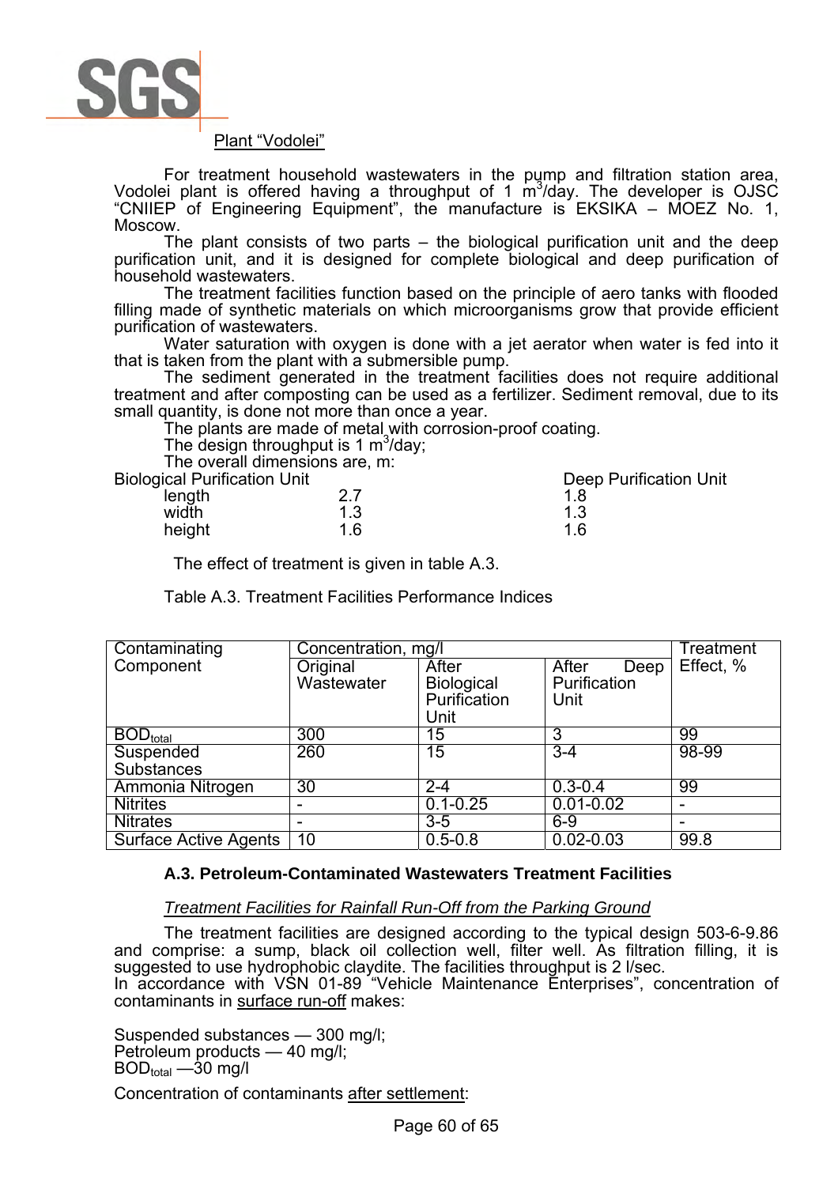Plant "Vodolei"

For treatment household wastewaters in the pump and filtration station area, Vodolei plant is offered having a throughput of 1 $m^3$/day. The developer is OJSC "CNIIEP of Engineering Equipment", the manufacture is EKSIKA – MOEZ No. 1, Moscow.

The plant consists of two parts – the biological purification unit and the deep purification unit, and it is designed for complete biological and deep purification of household wastewaters.

The treatment facilities function based on the principle of aero tanks with flooded filling made of synthetic materials on which microorganisms grow that provide efficient purification of wastewaters.

Water saturation with oxygen is done with a jet aerator when water is fed into it that is taken from the plant with a submersible pump.

The sediment generated in the treatment facilities does not require additional treatment and after composting can be used as a fertilizer. Sediment removal, due to its small quantity, is done not more than once a year.

The plants are made of metal with corrosion-proof coating.

The design throughput is 1 $m^3$/day;

The overall dimensions are, m:

| | Biological Purification Unit | Deep Purification Unit |
|---|---|---|
| length | 2.7 | 1.8 |
| width | 1.3 | 1.3 |
| height | 1.6 | 1.6 |

The effect of treatment is given in table A.3.

Table A.3. Treatment Facilities Performance Indices

| Contaminating Component | Concentration, mg/l | | | Treatment Effect, % |
|---|---|---|---|---|
| | Original Wastewater | After Biological Purification Unit | After Deep Purification Unit | |
| $BOD_{total}$ | 300 | 15 | 3 | 99 |
| Suspended Substances | 260 | 15 | 3-4 | 98-99 |
| Ammonia Nitrogen | 30 | 2-4 | 0.3-0.4 | 99 |
| Nitrites | - | 0.1-0.25 | 0.01-0.02 | - |
| Nitrates | - | 3-5 | 6-9 | - |
| Surface Active Agents | 10 | 0.5-0.8 | 0.02-0.03 | 99.8 |

### A.3. Petroleum-Contaminated Wastewaters Treatment Facilities

*Treatment Facilities for Rainfall Run-Off from the Parking Ground*

The treatment facilities are designed according to the typical design 503-6-9.86 and comprise: a sump, black oil collection well, filter well. As filtration filling, it is suggested to use hydrophobic claydite. The facilities throughput is 2 l/sec.

In accordance with VSN 01-89 "Vehicle Maintenance Enterprises", concentration of contaminants in surface run-off makes:

Suspended substances — 300 mg/l;
Petroleum products — 40 mg/l;
$BOD_{total}$ —30 mg/l

Concentration of contaminants after settlement: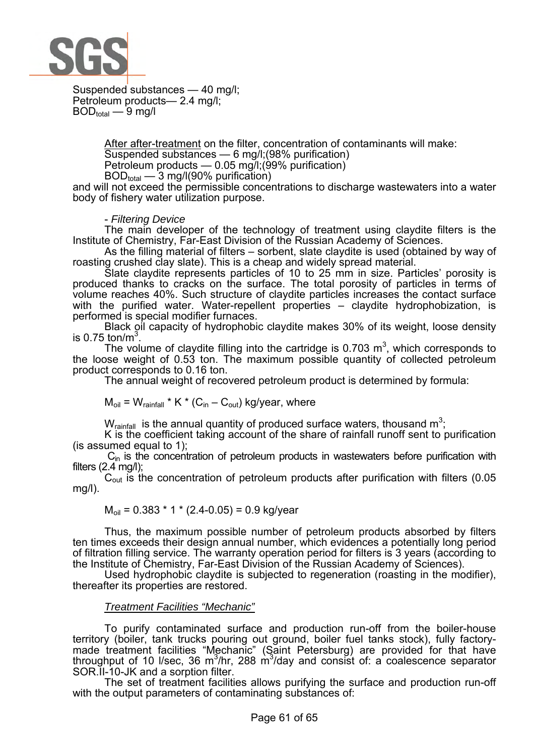Suspended substances — 40 mg/l;
Petroleum products— 2.4 mg/l;
$BOD_{total}$ — 9 mg/l

After after-treatment on the filter, concentration of contaminants will make:
Suspended substances — 6 mg/l;(98% purification)
Petroleum products — 0.05 mg/l;(99% purification)
$BOD_{total}$ — 3 mg/l(90% purification)
and will not exceed the permissible concentrations to discharge wastewaters into a water body of fishery water utilization purpose.

- *Filtering Device*

The main developer of the technology of treatment using claydite filters is the Institute of Chemistry, Far-East Division of the Russian Academy of Sciences.

As the filling material of filters – sorbent, slate claydite is used (obtained by way of roasting crushed clay slate). This is a cheap and widely spread material.

Slate claydite represents particles of 10 to 25 mm in size. Particles' porosity is produced thanks to cracks on the surface. The total porosity of particles in terms of volume reaches 40%. Such structure of claydite particles increases the contact surface with the purified water. Water-repellent properties – claydite hydrophobization, is performed is special modifier furnaces.

Black oil capacity of hydrophobic claydite makes 30% of its weight, loose density is 0.75 ton/m$^3$.

The volume of claydite filling into the cartridge is 0.703 m$^3$, which corresponds to the loose weight of 0.53 ton. The maximum possible quantity of collected petroleum product corresponds to 0.16 ton.

The annual weight of recovered petroleum product is determined by formula:

$M_{oil} = W_{rainfall} * K * (C_{in} – C_{out})$ kg/year, where

$W_{rainfall}$ is the annual quantity of produced surface waters, thousand m$^3$;

K is the coefficient taking account of the share of rainfall runoff sent to purification (is assumed equal to 1);

$C_{in}$ is the concentration of petroleum products in wastewaters before purification with filters (2.4 mg/l);

$C_{out}$ is the concentration of petroleum products after purification with filters (0.05 mg/l).

$M_{oil} = 0.383 * 1 * (2.4-0.05) = 0.9$ kg/year

Thus, the maximum possible number of petroleum products absorbed by filters ten times exceeds their design annual number, which evidences a potentially long period of filtration filling service. The warranty operation period for filters is 3 years (according to the Institute of Chemistry, Far-East Division of the Russian Academy of Sciences).

Used hydrophobic claydite is subjected to regeneration (roasting in the modifier), thereafter its properties are restored.

*Treatment Facilities "Mechanic"*

To purify contaminated surface and production run-off from the boiler-house territory (boiler, tank trucks pouring out ground, boiler fuel tanks stock), fully factory-made treatment facilities "Mechanic" (Saint Petersburg) are provided for that have throughput of 10 l/sec, 36 m$^3$/hr, 288 m$^3$/day and consist of: a coalescence separator SOR.II-10-JK and a sorption filter.

The set of treatment facilities allows purifying the surface and production run-off with the output parameters of contaminating substances of: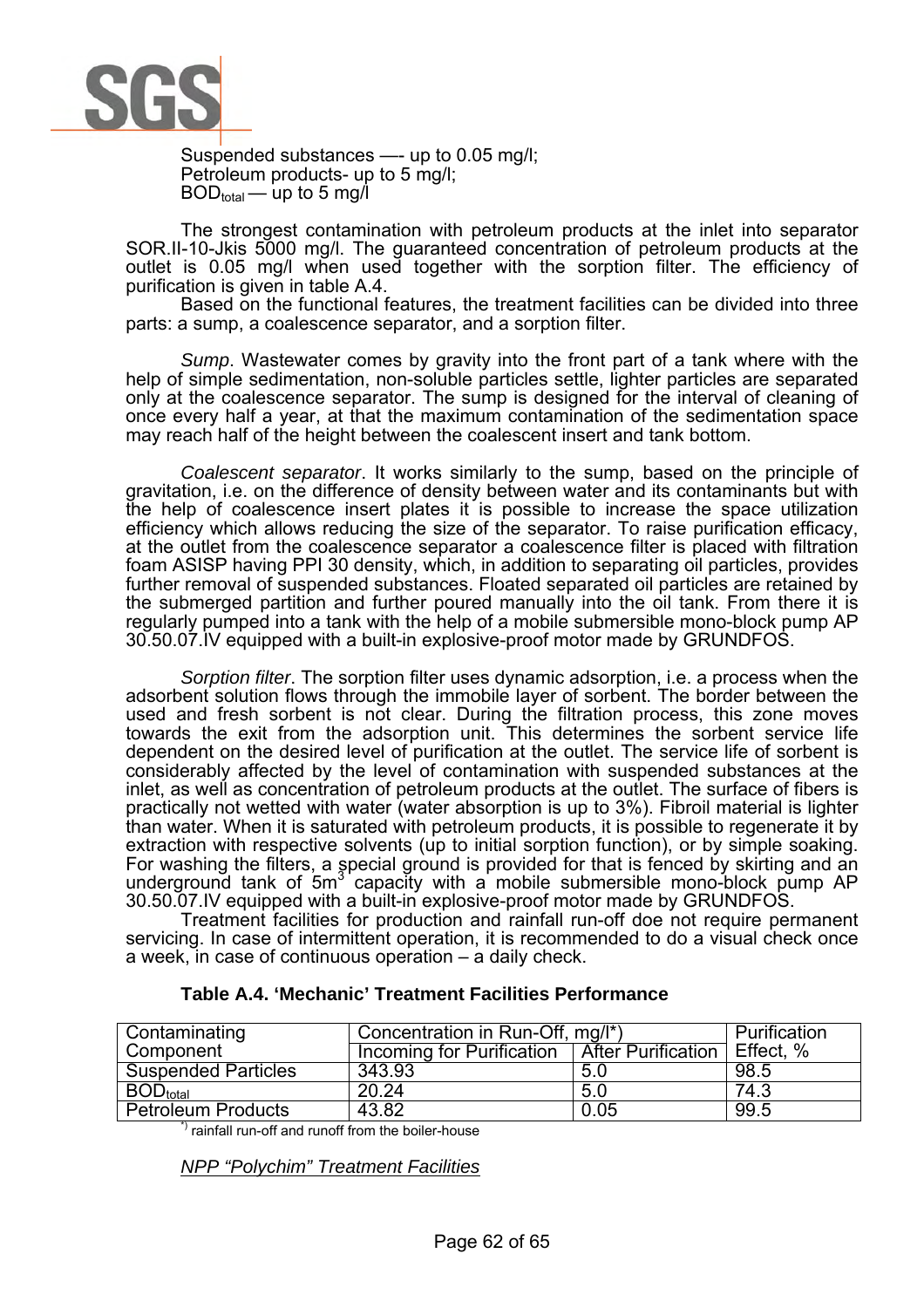Suspended substances —- up to 0.05 mg/l;
Petroleum products- up to 5 mg/l;
$BOD_{total}$ — up to 5 mg/l

The strongest contamination with petroleum products at the inlet into separator SOR.II-10-Jkis 5000 mg/l. The guaranteed concentration of petroleum products at the outlet is 0.05 mg/l when used together with the sorption filter. The efficiency of purification is given in table A.4.

Based on the functional features, the treatment facilities can be divided into three parts: a sump, a coalescence separator, and a sorption filter.

*Sump*. Wastewater comes by gravity into the front part of a tank where with the help of simple sedimentation, non-soluble particles settle, lighter particles are separated only at the coalescence separator. The sump is designed for the interval of cleaning of once every half a year, at that the maximum contamination of the sedimentation space may reach half of the height between the coalescent insert and tank bottom.

*Coalescent separator*. It works similarly to the sump, based on the principle of gravitation, i.e. on the difference of density between water and its contaminants but with the help of coalescence insert plates it is possible to increase the space utilization efficiency which allows reducing the size of the separator. To raise purification efficacy, at the outlet from the coalescence separator a coalescence filter is placed with filtration foam ASISP having PPI 30 density, which, in addition to separating oil particles, provides further removal of suspended substances. Floated separated oil particles are retained by the submerged partition and further poured manually into the oil tank. From there it is regularly pumped into a tank with the help of a mobile submersible mono-block pump AP 30.50.07.IV equipped with a built-in explosive-proof motor made by GRUNDFOS.

*Sorption filter*. The sorption filter uses dynamic adsorption, i.e. a process when the adsorbent solution flows through the immobile layer of sorbent. The border between the used and fresh sorbent is not clear. During the filtration process, this zone moves towards the exit from the adsorption unit. This determines the sorbent service life dependent on the desired level of purification at the outlet. The service life of sorbent is considerably affected by the level of contamination with suspended substances at the inlet, as well as concentration of petroleum products at the outlet. The surface of fibers is practically not wetted with water (water absorption is up to 3%). Fibroil material is lighter than water. When it is saturated with petroleum products, it is possible to regenerate it by extraction with respective solvents (up to initial sorption function), or by simple soaking. For washing the filters, a special ground is provided for that is fenced by skirting and an underground tank of $5m^3$ capacity with a mobile submersible mono-block pump AP 30.50.07.IV equipped with a built-in explosive-proof motor made by GRUNDFOS.

Treatment facilities for production and rainfall run-off do not require permanent servicing. In case of intermittent operation, it is recommended to do a visual check once a week, in case of continuous operation – a daily check.

**Table A.4. 'Mechanic' Treatment Facilities Performance**

| Contaminating Component | Concentration in Run-Off, mg/l*) | | Purification Effect, % |
|---|---|---|---|
| | Incoming for Purification | After Purification | |
| Suspended Particles | 343.93 | 5.0 | 98.5 |
| $BOD_{total}$ | 20.24 | 5.0 | 74.3 |
| Petroleum Products | 43.82 | 0.05 | 99.5 |

*) rainfall run-off and runoff from the boiler-house

*NPP "Polychim" Treatment Facilities*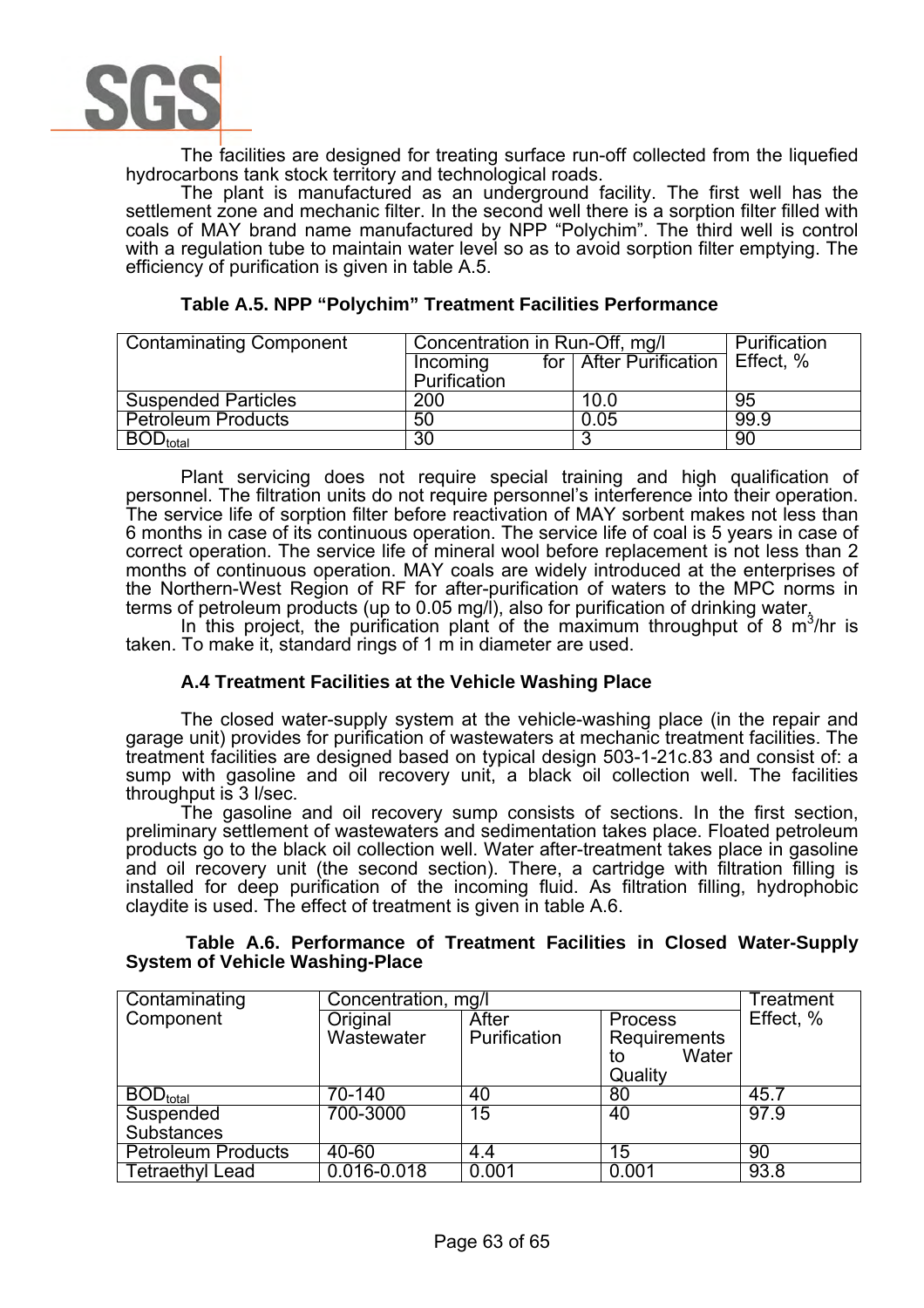The facilities are designed for treating surface run-off collected from the liquefied hydrocarbons tank stock territory and technological roads.

The plant is manufactured as an underground facility. The first well has the settlement zone and mechanic filter. In the second well there is a sorption filter filled with coals of MAY brand name manufactured by NPP "Polychim". The third well is control with a regulation tube to maintain water level so as to avoid sorption filter emptying. The efficiency of purification is given in table A.5.

**Table A.5. NPP "Polychim" Treatment Facilities Performance**

| Contaminating Component | Concentration in Run-Off, mg/l | | Purification Effect, % |
|---|---|---|---|
| | Incoming for Purification | After Purification | |
| Suspended Particles | 200 | 10.0 | 95 |
| Petroleum Products | 50 | 0.05 | 99.9 |
| $BOD_{total}$ | 30 | 3 | 90 |

Plant servicing does not require special training and high qualification of personnel. The filtration units do not require personnel's interference into their operation. The service life of sorption filter before reactivation of MAY sorbent makes not less than 6 months in case of its continuous operation. The service life of coal is 5 years in case of correct operation. The service life of mineral wool before replacement is not less than 2 months of continuous operation. MAY coals are widely introduced at the enterprises of the Northern-West Region of RF for after-purification of waters to the MPC norms in terms of petroleum products (up to 0.05 mg/l), also for purification of drinking water.

In this project, the purification plant of the maximum throughput of 8 $m^3$/hr is taken. To make it, standard rings of 1 m in diameter are used.

### A.4 Treatment Facilities at the Vehicle Washing Place

The closed water-supply system at the vehicle-washing place (in the repair and garage unit) provides for purification of wastewaters at mechanic treatment facilities. The treatment facilities are designed based on typical design 503-1-21c.83 and consist of: a sump with gasoline and oil recovery unit, a black oil collection well. The facilities throughput is 3 l/sec.

The gasoline and oil recovery sump consists of sections. In the first section, preliminary settlement of wastewaters and sedimentation takes place. Floated petroleum products go to the black oil collection well. Water after-treatment takes place in gasoline and oil recovery unit (the second section). There, a cartridge with filtration filling is installed for deep purification of the incoming fluid. As filtration filling, hydrophobic claydite is used. The effect of treatment is given in table A.6.

**Table A.6. Performance of Treatment Facilities in Closed Water-Supply System of Vehicle Washing-Place**

| Contaminating Component | Concentration, mg/l | | | Treatment Effect, % |
|---|---|---|---|---|
| | Original Wastewater | After Purification | Process Requirements to Water Quality | |
| $BOD_{total}$ | 70-140 | 40 | 80 | 45.7 |
| Suspended Substances | 700-3000 | 15 | 40 | 97.9 |
| Petroleum Products | 40-60 | 4.4 | 15 | 90 |
| Tetraethyl Lead | 0.016-0.018 | 0.001 | 0.001 | 93.8 |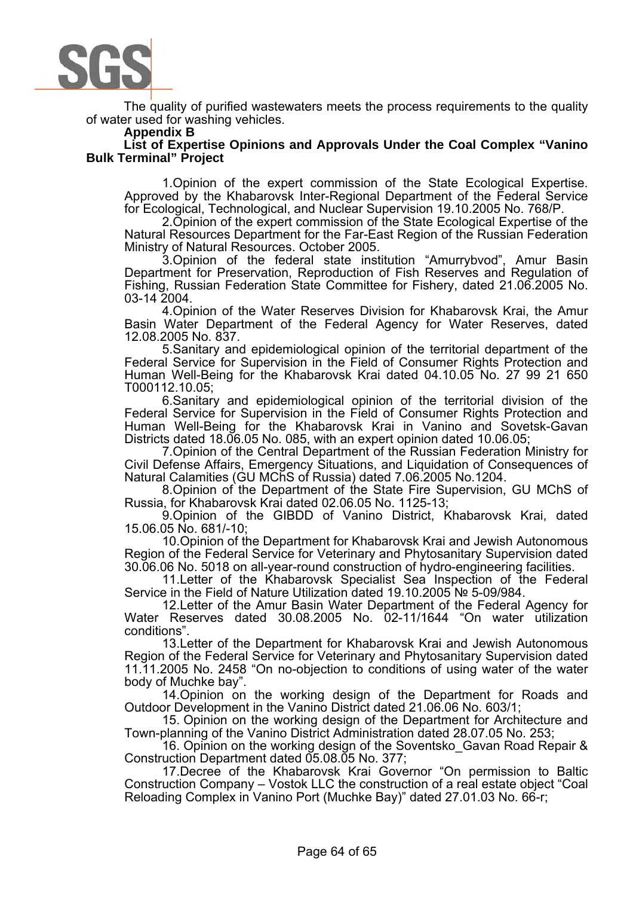The quality of purified wastewaters meets the process requirements to the quality of water used for washing vehicles.

**Appendix B**

**List of Expertise Opinions and Approvals Under the Coal Complex “Vanino Bulk Terminal” Project**

1. Opinion of the expert commission of the State Ecological Expertise. Approved by the Khabarovsk Inter-Regional Department of the Federal Service for Ecological, Technological, and Nuclear Supervision 19.10.2005 No. 768/P.
2. Opinion of the expert commission of the State Ecological Expertise of the Natural Resources Department for the Far-East Region of the Russian Federation Ministry of Natural Resources. October 2005.
3. Opinion of the federal state institution “Amurrybvod”, Amur Basin Department for Preservation, Reproduction of Fish Reserves and Regulation of Fishing, Russian Federation State Committee for Fishery, dated 21.06.2005 No. 03-14 2004.
4. Opinion of the Water Reserves Division for Khabarovsk Krai, the Amur Basin Water Department of the Federal Agency for Water Reserves, dated 12.08.2005 No. 837.
5. Sanitary and epidemiological opinion of the territorial department of the Federal Service for Supervision in the Field of Consumer Rights Protection and Human Well-Being for the Khabarovsk Krai dated 04.10.05 No. 27 99 21 650 T000112.10.05;
6. Sanitary and epidemiological opinion of the territorial division of the Federal Service for Supervision in the Field of Consumer Rights Protection and Human Well-Being for the Khabarovsk Krai in Vanino and Sovetsk-Gavan Districts dated 18.06.05 No. 085, with an expert opinion dated 10.06.05;
7. Opinion of the Central Department of the Russian Federation Ministry for Civil Defense Affairs, Emergency Situations, and Liquidation of Consequences of Natural Calamities (GU MChS of Russia) dated 7.06.2005 No.1204.
8. Opinion of the Department of the State Fire Supervision, GU MChS of Russia, for Khabarovsk Krai dated 02.06.05 No. 1125-13;
9. Opinion of the GIBDD of Vanino District, Khabarovsk Krai, dated 15.06.05 No. 681/-10;
10. Opinion of the Department for Khabarovsk Krai and Jewish Autonomous Region of the Federal Service for Veterinary and Phytosanitary Supervision dated 30.06.06 No. 5018 on all-year-round construction of hydro-engineering facilities.
11. Letter of the Khabarovsk Specialist Sea Inspection of the Federal Service in the Field of Nature Utilization dated 19.10.2005 № 5-09/984.
12. Letter of the Amur Basin Water Department of the Federal Agency for Water Reserves dated 30.08.2005 No. 02-11/1644 “On water utilization conditions”.
13. Letter of the Department for Khabarovsk Krai and Jewish Autonomous Region of the Federal Service for Veterinary and Phytosanitary Supervision dated 11.11.2005 No. 2458 “On no-objection to conditions of using water of the water body of Muchke bay”.
14. Opinion on the working design of the Department for Roads and Outdoor Development in the Vanino District dated 21.06.06 No. 603/1;
15. Opinion on the working design of the Department for Architecture and Town-planning of the Vanino District Administration dated 28.07.05 No. 253;
16. Opinion on the working design of the Soventsko_Gavan Road Repair & Construction Department dated 05.08.05 No. 377;
17. Decree of the Khabarovsk Krai Governor “On permission to Baltic Construction Company – Vostok LLC the construction of a real estate object “Coal Reloading Complex in Vanino Port (Muchke Bay)” dated 27.01.03 No. 66-r;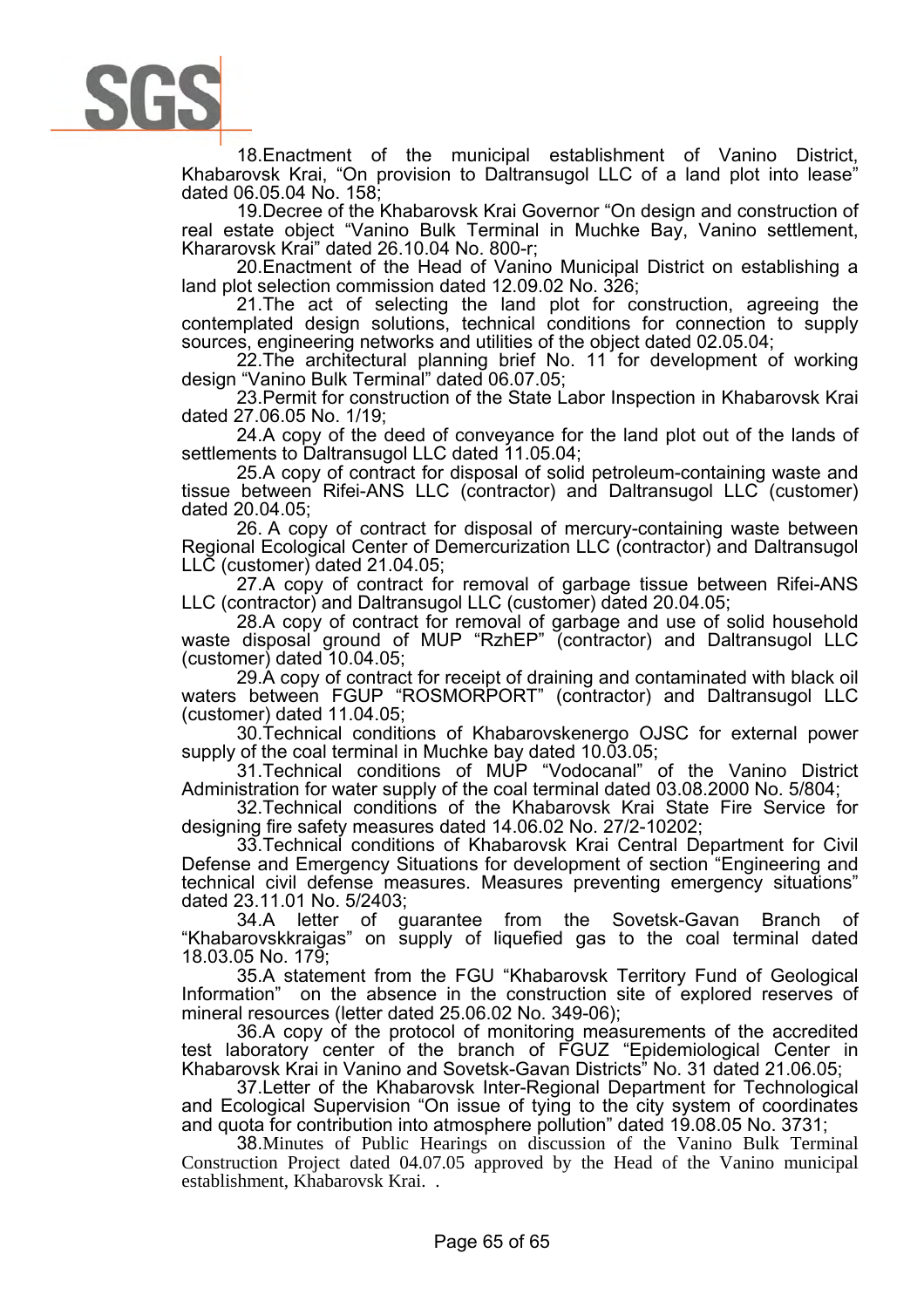18.Enactment of the municipal establishment of Vanino District, Khabarovsk Krai, "On provision to Daltransugol LLC of a land plot into lease" dated 06.05.04 No. 158;

19.Decree of the Khabarovsk Krai Governor "On design and construction of real estate object "Vanino Bulk Terminal in Muchke Bay, Vanino settlement, Khararovsk Krai" dated 26.10.04 No. 800-r;

20.Enactment of the Head of Vanino Municipal District on establishing a land plot selection commission dated 12.09.02 No. 326;

21.The act of selecting the land plot for construction, agreeing the contemplated design solutions, technical conditions for connection to supply sources, engineering networks and utilities of the object dated 02.05.04;

22.The architectural planning brief No. 11 for development of working design "Vanino Bulk Terminal" dated 06.07.05;

23.Permit for construction of the State Labor Inspection in Khabarovsk Krai dated 27.06.05 No. 1/19;

24.A copy of the deed of conveyance for the land plot out of the lands of settlements to Daltransugol LLC dated 11.05.04;

25.A copy of contract for disposal of solid petroleum-containing waste and tissue between Rifei-ANS LLC (contractor) and Daltransugol LLC (customer) dated 20.04.05;

26. A copy of contract for disposal of mercury-containing waste between Regional Ecological Center of Demercurization LLC (contractor) and Daltransugol LLC (customer) dated 21.04.05;

27.A copy of contract for removal of garbage tissue between Rifei-ANS LLC (contractor) and Daltransugol LLC (customer) dated 20.04.05;

28.A copy of contract for removal of garbage and use of solid household waste disposal ground of MUP "RzhEP" (contractor) and Daltransugol LLC (customer) dated 10.04.05;

29.A copy of contract for receipt of draining and contaminated with black oil waters between FGUP "ROSMORPORT" (contractor) and Daltransugol LLC (customer) dated 11.04.05;

30.Technical conditions of Khabarovskenergo OJSC for external power supply of the coal terminal in Muchke bay dated 10.03.05;

31.Technical conditions of MUP "Vodocanal" of the Vanino District Administration for water supply of the coal terminal dated 03.08.2000 No. 5/804;

32.Technical conditions of the Khabarovsk Krai State Fire Service for designing fire safety measures dated 14.06.02 No. 27/2-10202;

33.Technical conditions of Khabarovsk Krai Central Department for Civil Defense and Emergency Situations for development of section "Engineering and technical civil defense measures. Measures preventing emergency situations" dated 23.11.01 No. 5/2403;

34.A letter of guarantee from the Sovetsk-Gavan Branch of "Khabarovskkraigas" on supply of liquefied gas to the coal terminal dated 18.03.05 No. 179;

35.A statement from the FGU "Khabarovsk Territory Fund of Geological Information" on the absence in the construction site of explored reserves of mineral resources (letter dated 25.06.02 No. 349-06);

36.A copy of the protocol of monitoring measurements of the accredited test laboratory center of the branch of FGUZ "Epidemiological Center in Khabarovsk Krai in Vanino and Sovetsk-Gavan Districts" No. 31 dated 21.06.05;

37.Letter of the Khabarovsk Inter-Regional Department for Technological and Ecological Supervision "On issue of tying to the city system of coordinates and quota for contribution into atmosphere pollution" dated 19.08.05 No. 3731;

38.Minutes of Public Hearings on discussion of the Vanino Bulk Terminal Construction Project dated 04.07.05 approved by the Head of the Vanino municipal establishment, Khabarovsk Krai. .